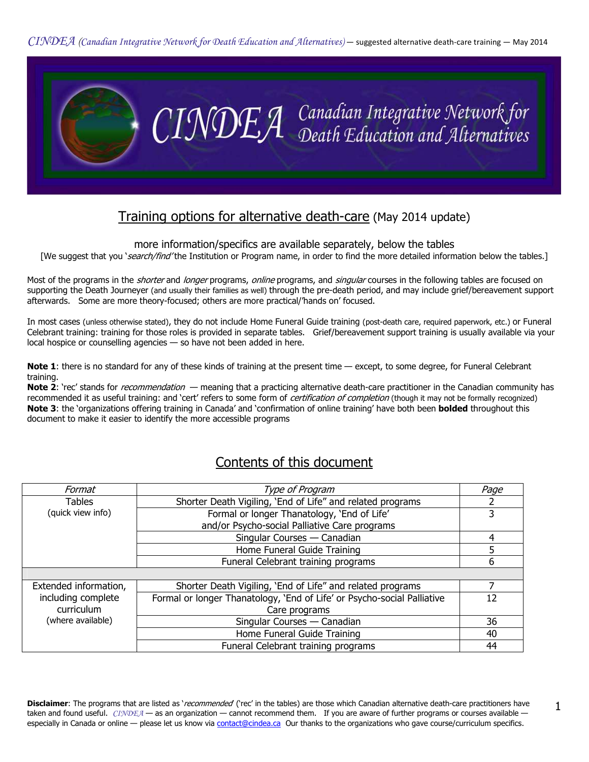# CINDEA Canadian Integrative Network for Death Education and Alternatives

## Training options for alternative death-care (May 2014 update)

more information/specifics are available separately, below the tables
[We suggest that you '*search/find*' the Institution or Program name, in order to find the more detailed information below the tables.]

Most of the programs in the *shorter* and *longer* programs, *online* programs, and *singular* courses in the following tables are focused on supporting the Death Journeyer (and usually their families as well) through the pre-death period, and may include grief/bereavement support afterwards. Some are more theory-focused; others are more practical/'hands on' focused.

In most cases (unless otherwise stated), they do not include Home Funeral Guide training (post-death care, required paperwork, etc.) or Funeral Celebrant training: training for those roles is provided in separate tables. Grief/bereavement support training is usually available via your local hospice or counselling agencies — so have not been added in here.

**Note 1**: there is no standard for any of these kinds of training at the present time — except, to some degree, for Funeral Celebrant training.
**Note 2**: 'rec' stands for *recommendation* — meaning that a practicing alternative death-care practitioner in the Canadian community has recommended it as useful training: and 'cert' refers to some form of *certification of completion* (though it may not be formally recognized)
**Note 3**: the 'organizations offering training in Canada' and 'confirmation of online training' have both been **bolded** throughout this document to make it easier to identify the more accessible programs

## Contents of this document

| *Format* | *Type of Program* | *Page* |
|---|---|---|
| Tables (quick view info) | Shorter Death Vigiling, 'End of Life" and related programs | 2 |
| | Formal or longer Thanatology, 'End of Life' and/or Psycho-social Palliative Care programs | 3 |
| | Singular Courses — Canadian | 4 |
| | Home Funeral Guide Training | 5 |
| | Funeral Celebrant training programs | 6 |
| | | |
| Extended information, including complete curriculum (where available) | Shorter Death Vigiling, 'End of Life" and related programs | 7 |
| | Formal or longer Thanatology, 'End of Life' or Psycho-social Palliative Care programs | 12 |
| | Singular Courses — Canadian | 36 |
| | Home Funeral Guide Training | 40 |
| | Funeral Celebrant training programs | 44 |

**Disclaimer**: The programs that are listed as '*recommended*' ('rec' in the tables) are those which Canadian alternative death-care practitioners have taken and found useful. CINDEA — as an organization — cannot recommend them. If you are aware of further programs or courses available — especially in Canada or online — please let us know via contact@cindea.ca Our thanks to the organizations who gave course/curriculum specifics.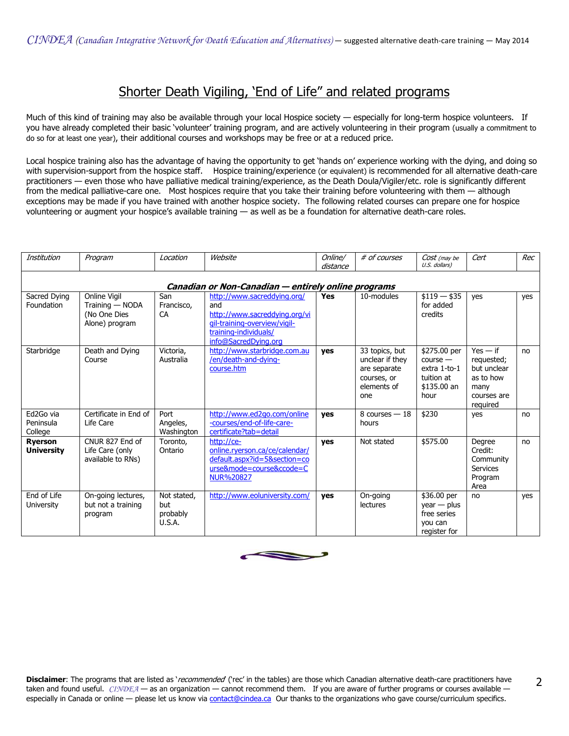# Shorter Death Vigiling, 'End of Life" and related programs

Much of this kind of training may also be available through your local Hospice society — especially for long-term hospice volunteers. If you have already completed their basic 'volunteer' training program, and are actively volunteering in their program (usually a commitment to do so for at least one year), their additional courses and workshops may be free or at a reduced price.

Local hospice training also has the advantage of having the opportunity to get 'hands on' experience working with the dying, and doing so with supervision-support from the hospice staff. Hospice training/experience (or equivalent) is recommended for all alternative death-care practitioners — even those who have palliative medical training/experience, as the Death Doula/Vigiler/etc. role is significantly different from the medical palliative-care one. Most hospices require that you take their training before volunteering with them — although exceptions may be made if you have trained with another hospice society. The following related courses can prepare one for hospice volunteering or augment your hospice's available training — as well as be a foundation for alternative death-care roles.

| *Institution* | *Program* | *Location* | *Website* | *Online/ distance* | *# of courses* | *Cost (may be U.S. dollars)* | *Cert* | *Rec* |
|---|---|---|---|---|---|---|---|---|
| | | | ***Canadian or Non-Canadian — entirely online programs*** | | | | | |
| Sacred Dying Foundation | Online Vigil Training — NODA (No One Dies Alone) program | San Francisco, CA | http://www.sacreddying.org/ and http://www.sacreddying.org/vigil-training-overview/vigil-training-individuals/ info@SacredDying.org | **Yes** | 10-modules | \$119 — \$35 for added credits | yes | yes |
| Starbridge | Death and Dying Course | Victoria, Australia | http://www.starbridge.com.au/en/death-and-dying-course.htm | **yes** | 33 topics, but unclear if they are separate courses, or elements of one | \$275.00 per course — extra 1-to-1 tuition at \$135.00 an hour | Yes — if requested; but unclear as to how many courses are required | no |
| Ed2Go via Peninsula College | Certificate in End of Life Care | Port Angeles, Washington | http://www.ed2go.com/online-courses/end-of-life-care-certificate?tab=detail | **yes** | 8 courses — 18 hours | \$230 | yes | no |
| **Ryerson University** | CNUR 827 End of Life Care (only available to RNs) | Toronto, Ontario | http://ce-online.ryerson.ca/ce/calendar/default.aspx?id=5&section=course&mode=course&ccode=CNUR%20827 | **yes** | Not stated | \$575.00 | Degree Credit: Community Services Program Area | no |
| End of Life University | On-going lectures, but not a training program | Not stated, but probably U.S.A. | http://www.eoluniversity.com/ | **yes** | On-going lectures | \$36.00 per year — plus free series you can register for | no | yes |

**Disclaimer**: The programs that are listed as '*recommended*' ('rec' in the tables) are those which Canadian alternative death-care practitioners have taken and found useful. *CINDEA* — as an organization — cannot recommend them. If you are aware of further programs or courses available — especially in Canada or online — please let us know via contact@cindea.ca Our thanks to the organizations who gave course/curriculum specifics.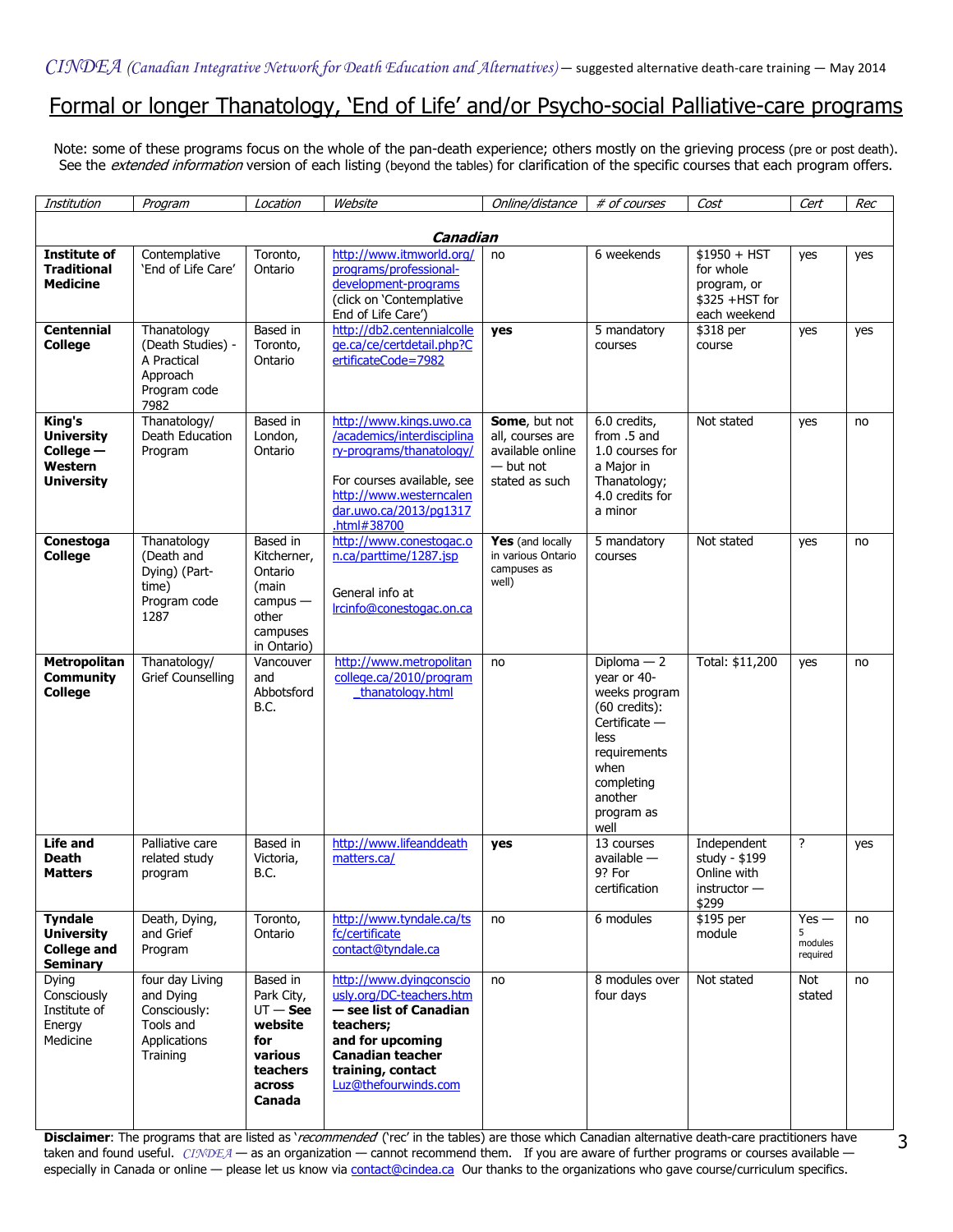## Formal or longer Thanatology, 'End of Life' and/or Psycho-social Palliative-care programs

Note: some of these programs focus on the whole of the pan-death experience; others mostly on the grieving process (pre or post death). See the *extended information* version of each listing (beyond the tables) for clarification of the specific courses that each program offers.

| *Institution* | *Program* | *Location* | *Website* | *Online/distance* | *# of courses* | *Cost* | *Cert* | *Rec* |
|---|---|---|---|---|---|---|---|---|
| | | | ***Canadian*** | | | | | |
| **Institute of Traditional Medicine** | Contemplative 'End of Life Care' | Toronto, Ontario | http://www.itmworld.org/programs/professional-development-programs (click on 'Contemplative End of Life Care') | no | 6 weekends | $1950 + HST for whole program, or $325 +HST for each weekend | yes | yes |
| **Centennial College** | Thanatology (Death Studies) - A Practical Approach Program code 7982 | Based in Toronto, Ontario | http://db2.centennialcollege.ca/ce/certdetail.php?CertificateCode=7982 | **yes** | 5 mandatory courses | $318 per course | yes | yes |
| **King's University College — Western University** | Thanatology/ Death Education Program | Based in London, Ontario | http://www.kings.uwo.ca/academics/interdisciplinary-programs/thanatology/ For courses available, see http://www.westerncalendar.uwo.ca/2013/pg1317.html#38700 | **Some**, but not all, courses are available online — but not stated as such | 6.0 credits, from .5 and 1.0 courses for a Major in Thanatology; 4.0 credits for a minor | Not stated | yes | no |
| **Conestoga College** | Thanatology (Death and Dying) (Part-time) Program code 1287 | Based in Kitchener, Ontario (main campus — other campuses in Ontario) | http://www.conestogac.on.ca/parttime/1287.jsp General info at lrcinfo@conestogac.on.ca | **Yes** (and locally in various Ontario campuses as well) | 5 mandatory courses | Not stated | yes | no |
| **Metropolitan Community College** | Thanatology/ Grief Counselling | Vancouver and Abbotsford B.C. | http://www.metropolitancollege.ca/2010/program_thanatology.html | no | Diploma — 2 year or 40-weeks program (60 credits): Certificate — less requirements when completing another program as well | Total: $11,200 | yes | no |
| **Life and Death Matters** | Palliative care related study program | Based in Victoria, B.C. | http://www.lifeanddeathmatters.ca/ | **yes** | 13 courses available — 9? For certification | Independent study - $199 Online with instructor — $299 | ? | yes |
| **Tyndale University College and Seminary** | Death, Dying, and Grief Program | Toronto, Ontario | http://www.tyndale.ca/tsfc/certificate contact@tyndale.ca | no | 6 modules | $195 per module | Yes — 5 modules required | no |
| Dying Consciously Institute of Energy Medicine | four day Living and Dying Consciously: Tools and Applications Training | Based in Park City, UT — **See website for various teachers across Canada** | http://www.dyingconsciously.org/DC-teachers.htm **— see list of Canadian teachers; and for upcoming Canadian teacher training, contact** Luz@thefourwinds.com | no | 8 modules over four days | Not stated | Not stated | no |

**Disclaimer**: The programs that are listed as '*recommended*' ('rec' in the tables) are those which Canadian alternative death-care practitioners have taken and found useful. *CINDEA* — as an organization — cannot recommend them. If you are aware of further programs or courses available — especially in Canada or online — please let us know via contact@cindea.ca Our thanks to the organizations who gave course/curriculum specifics.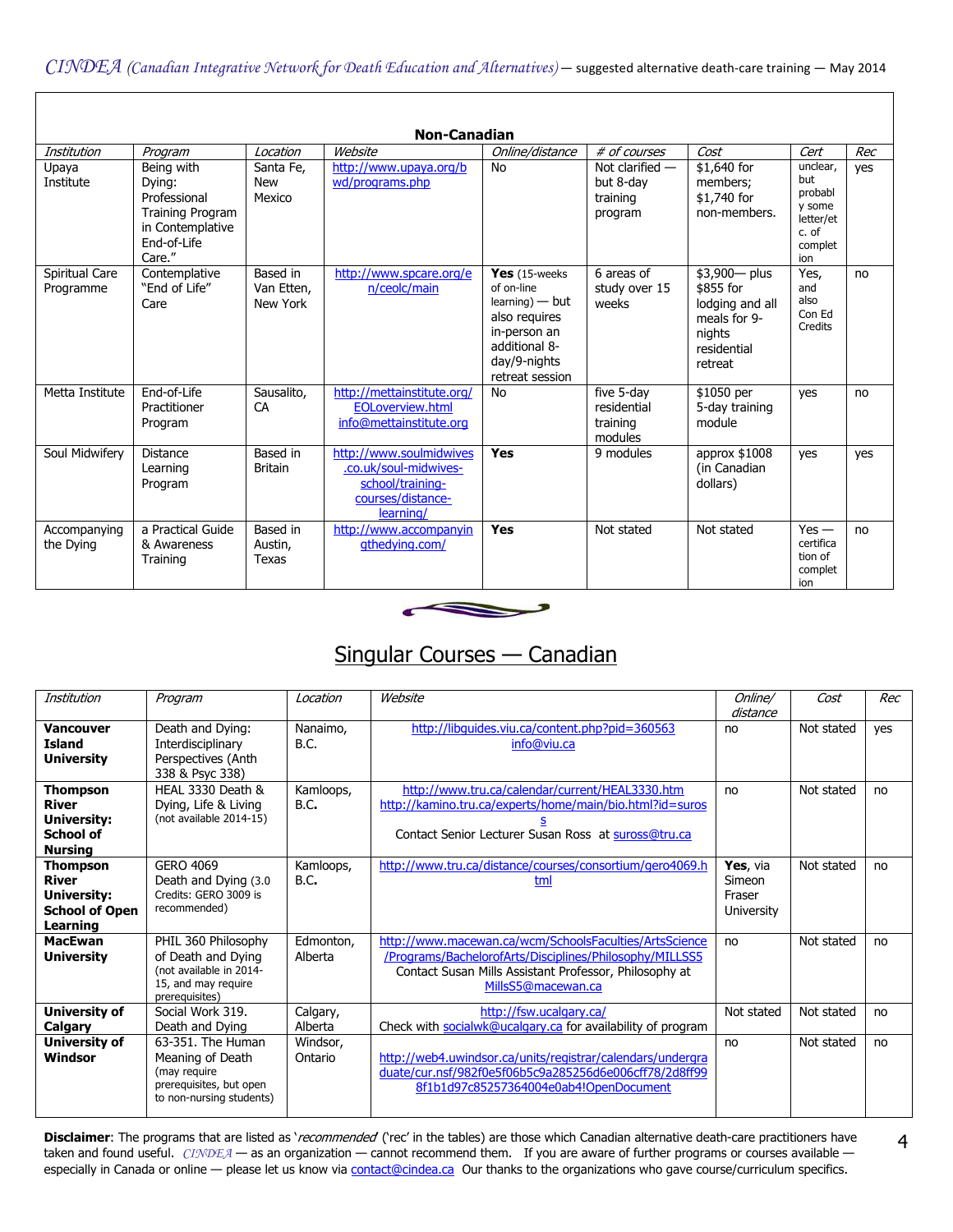## Non-Canadian

| *Institution* | *Program* | *Location* | *Website* | *Online/distance* | *# of courses* | *Cost* | *Cert* | *Rec* |
|---|---|---|---|---|---|---|---|---|
| Upaya Institute | Being with Dying: Professional Training Program in Contemplative End-of-Life Care." | Santa Fe, New Mexico | http://www.upaya.org/bwd/programs.php | No | Not clarified — but 8-day training program | $1,640 for members; $1,740 for non-members. | unclear, but probably some letter/etc. of completion | yes |
| Spiritual Care Programme | Contemplative "End of Life" Care | Based in Van Etten, New York | http://www.spcare.org/en/ceolc/main | **Yes** (15-weeks of on-line learning) — but also requires in-person an additional 8-day/9-nights retreat session | 6 areas of study over 15 weeks | $3,900— plus $855 for lodging and all meals for 9-nights residential retreat | Yes, and also Con Ed Credits | no |
| Metta Institute | End-of-Life Practitioner Program | Sausalito, CA | http://mettainstitute.org/EOLoverview.html info@mettainstitute.org | No | five 5-day residential training modules | $1050 per 5-day training module | yes | no |
| Soul Midwifery | Distance Learning Program | Based in Britain | http://www.soulmidwives.co.uk/soul-midwives-school/training-courses/distance-learning/ | **Yes** | 9 modules | approx $1008 (in Canadian dollars) | yes | yes |
| Accompanying the Dying | a Practical Guide & Awareness Training | Based in Austin, Texas | http://www.accompanyingthedying.com/ | **Yes** | Not stated | Not stated | Yes — certification of completion | no |

## Singular Courses — Canadian

| *Institution* | *Program* | *Location* | *Website* | *Online/distance* | *Cost* | *Rec* |
|---|---|---|---|---|---|---|
| **Vancouver Island University** | Death and Dying: Interdisciplinary Perspectives (Anth 338 & Psyc 338) | Nanaimo, B.C. | http://libguides.viu.ca/content.php?pid=360563 info@viu.ca | no | Not stated | yes |
| **Thompson River University: School of Nursing** | HEAL 3330 Death & Dying, Life & Living (not available 2014-15) | Kamloops, B.C. | http://www.tru.ca/calendar/current/HEAL3330.htm http://kamino.tru.ca/experts/home/main/bio.html?id=suross Contact Senior Lecturer Susan Ross at suross@tru.ca | no | Not stated | no |
| **Thompson River University: School of Open Learning** | GERO 4069 Death and Dying (3.0 Credits: GERO 3009 is recommended) | Kamloops, B.C. | http://www.tru.ca/distance/courses/consortium/gero4069.html | **Yes**, via Simeon Fraser University | Not stated | no |
| **MacEwan University** | PHIL 360 Philosophy of Death and Dying (not available in 2014-15, and may require prerequisites) | Edmonton, Alberta | http://www.macewan.ca/wcm/SchoolsFaculties/ArtsScience/Programs/BachelorofArts/Disciplines/Philosophy/MILLSS5 Contact Susan Mills Assistant Professor, Philosophy at MillsS5@macewan.ca | no | Not stated | no |
| **University of Calgary** | Social Work 319. Death and Dying | Calgary, Alberta | http://fsw.ucalgary.ca/ Check with socialwk@ucalgary.ca for availability of program | Not stated | Not stated | no |
| **University of Windsor** | 63-351. The Human Meaning of Death (may require prerequisites, but open to non-nursing students) | Windsor, Ontario | http://web4.uwindsor.ca/units/registrar/calendars/undergraduate/cur.nsf/982f0e5f06b5c9a285256d6e006cff78/2d8ff998f1b1d97c85257364004e0ab4!OpenDocument | no | Not stated | no |

**Disclaimer**: The programs that are listed as '*recommended*' ('rec' in the tables) are those which Canadian alternative death-care practitioners have taken and found useful. *CINDEA* — as an organization — cannot recommend them. If you are aware of further programs or courses available — especially in Canada or online — please let us know via contact@cindea.ca Our thanks to the organizations who gave course/curriculum specifics.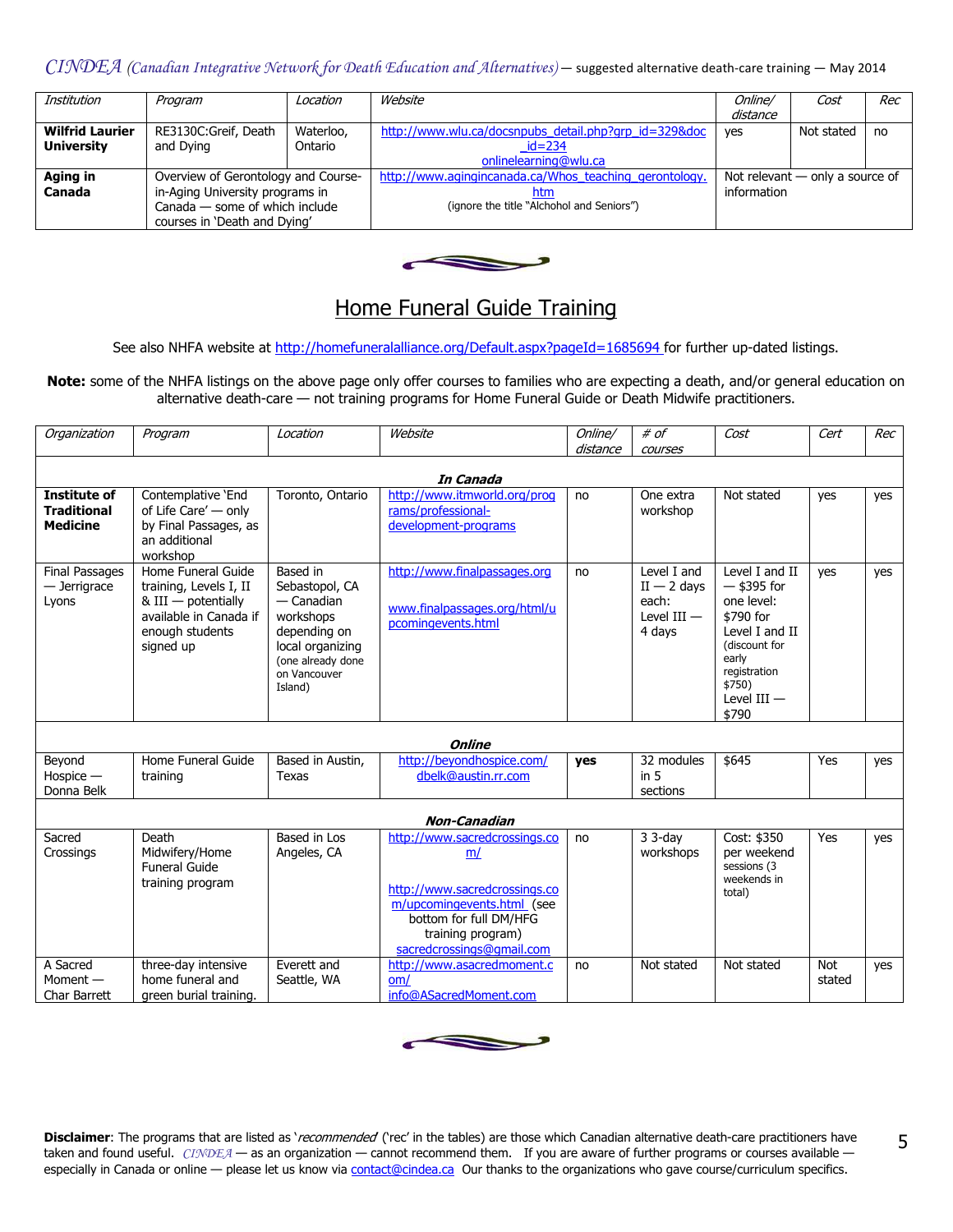| Institution | Program | Location | Website | Online/ distance | Cost | Rec |
|---|---|---|---|---|---|---|
| **Wilfrid Laurier University** | RE3130C:Greif, Death and Dying | Waterloo, Ontario | http://www.wlu.ca/docsnpubs_detail.php?grp_id=329&doc_id=234 onlinelearning@wlu.ca | yes | Not stated | no |
| **Aging in Canada** | Overview of Gerontology and Course-in-Aging University programs in Canada — some of which include courses in 'Death and Dying' | | http://www.agingincanada.ca/Whos_teaching_gerontology.htm (ignore the title "Alchohol and Seniors") | Not relevant — only a source of information | | |

## Home Funeral Guide Training

See also NHFA website at http://homefuneralalliance.org/Default.aspx?pageId=1685694 for further up-dated listings.

**Note:** some of the NHFA listings on the above page only offer courses to families who are expecting a death, and/or general education on alternative death-care — not training programs for Home Funeral Guide or Death Midwife practitioners.

| Organization | Program | Location | Website | Online/ distance | # of courses | Cost | Cert | Rec |
|---|---|---|---|---|---|---|---|---|
| | | | ***In Canada*** | | | | | |
| **Institute of Traditional Medicine** | Contemplative 'End of Life Care' — only by Final Passages, as an additional workshop | Toronto, Ontario | http://www.itmworld.org/programs/professional-development-programs | no | One extra workshop | Not stated | yes | yes |
| Final Passages — Jerrigrace Lyons | Home Funeral Guide training, Levels I, II & III — potentially available in Canada if enough students signed up | Based in Sebastopol, CA — Canadian workshops depending on local organizing (one already done on Vancouver Island) | http://www.finalpassages.org www.finalpassages.org/html/upcomingevents.html | no | Level I and II — 2 days each: Level III — 4 days | Level I and II — $395 for one level: $790 for Level I and II (discount for early registration $750) Level III — $790 | yes | yes |
| | | | ***Online*** | | | | | |
| Beyond Hospice — Donna Belk | Home Funeral Guide training | Based in Austin, Texas | http://beyondhospice.com/ dbelk@austin.rr.com | **yes** | 32 modules in 5 sections | $645 | Yes | yes |
| | | | ***Non-Canadian*** | | | | | |
| Sacred Crossings | Death Midwifery/Home Funeral Guide training program | Based in Los Angeles, CA | http://www.sacredcrossings.com/ http://www.sacredcrossings.com/upcomingevents.html (see bottom for full DM/HFG training program) sacredcrossings@gmail.com | no | 3 3-day workshops | Cost: $350 per weekend sessions (3 weekends in total) | Yes | yes |
| A Sacred Moment — Char Barrett | three-day intensive home funeral and green burial training. | Everett and Seattle, WA | http://www.asacredmoment.com/ info@ASacredMoment.com | no | Not stated | Not stated | Not stated | yes |

**Disclaimer**: The programs that are listed as '*recommended*' ('rec' in the tables) are those which Canadian alternative death-care practitioners have taken and found useful. *CINDEA* — as an organization — cannot recommend them. If you are aware of further programs or courses available — especially in Canada or online — please let us know via contact@cindea.ca Our thanks to the organizations who gave course/curriculum specifics.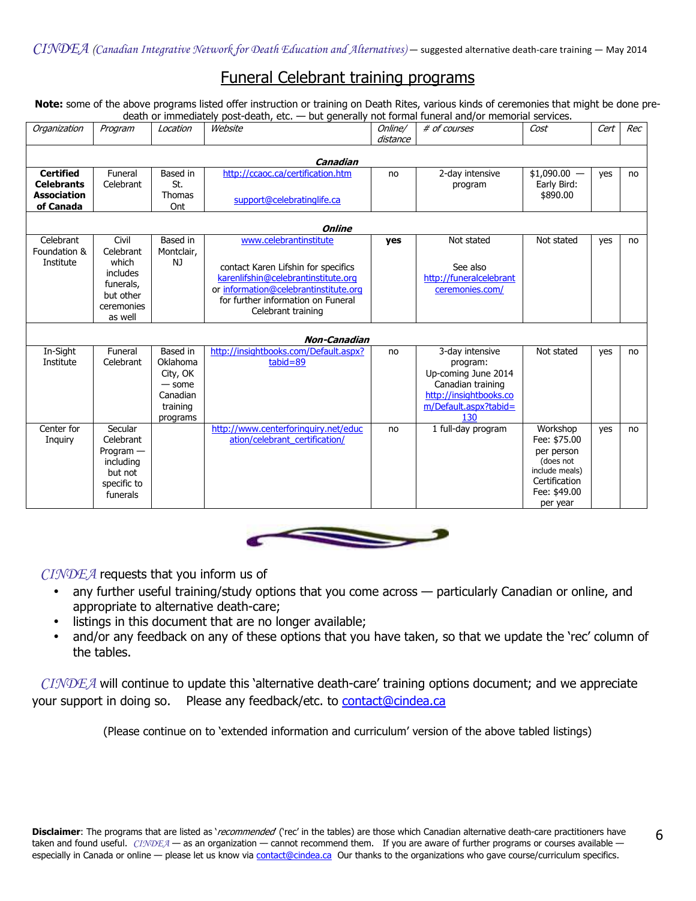## Funeral Celebrant training programs

**Note:** some of the above programs listed offer instruction or training on Death Rites, various kinds of ceremonies that might be done pre-death or immediately post-death, etc. — but generally not formal funeral and/or memorial services.

| *Organization* | *Program* | *Location* | *Website* | *Online/ distance* | *# of courses* | *Cost* | *Cert* | *Rec* |
|---|---|---|---|---|---|---|---|---|
| | | | | ***Canadian*** | | | | |
| **Certified Celebrants Association of Canada** | Funeral Celebrant | Based in St. Thomas Ont | http://ccaoc.ca/certification.htm support@celebratinglife.ca | no | 2-day intensive program | $1,090.00 — Early Bird: $890.00 | yes | no |
| | | | | ***Online*** | | | | |
| Celebrant Foundation & Institute | Civil Celebrant which includes funerals, but other ceremonies as well | Based in Montclair, NJ | www.celebrantinstitute contact Karen Lifshin for specifics karenlifshin@celebrantinstitute.org or information@celebrantinstitute.org for further information on Funeral Celebrant training | **yes** | Not stated See also http://funeralcelebrantceremonies.com/ | Not stated | yes | no |
| | | | | ***Non-Canadian*** | | | | |
| In-Sight Institute | Funeral Celebrant | Based in Oklahoma City, OK — some Canadian training programs | http://insightbooks.com/Default.aspx?tabid=89 | no | 3-day intensive program: Up-coming June 2014 Canadian training http://insightbooks.com/Default.aspx?tabid=130 | Not stated | yes | no |
| Center for Inquiry | Secular Celebrant Program — including but not specific to funerals | | http://www.centerforinquiry.net/education/celebrant_certification/ | no | 1 full-day program | Workshop Fee: $75.00 per person (does not include meals) Certification Fee: $49.00 per year | yes | no |

*CINDEA* requests that you inform us of

- any further useful training/study options that you come across — particularly Canadian or online, and appropriate to alternative death-care;
- listings in this document that are no longer available;
- and/or any feedback on any of these options that you have taken, so that we update the 'rec' column of the tables.

*CINDEA* will continue to update this 'alternative death-care' training options document; and we appreciate your support in doing so. Please any feedback/etc. to contact@cindea.ca

(Please continue on to 'extended information and curriculum' version of the above tabled listings)

**Disclaimer**: The programs that are listed as '*recommended*' ('rec' in the tables) are those which Canadian alternative death-care practitioners have taken and found useful. *CINDEA* — as an organization — cannot recommend them. If you are aware of further programs or courses available — especially in Canada or online — please let us know via contact@cindea.ca Our thanks to the organizations who gave course/curriculum specifics.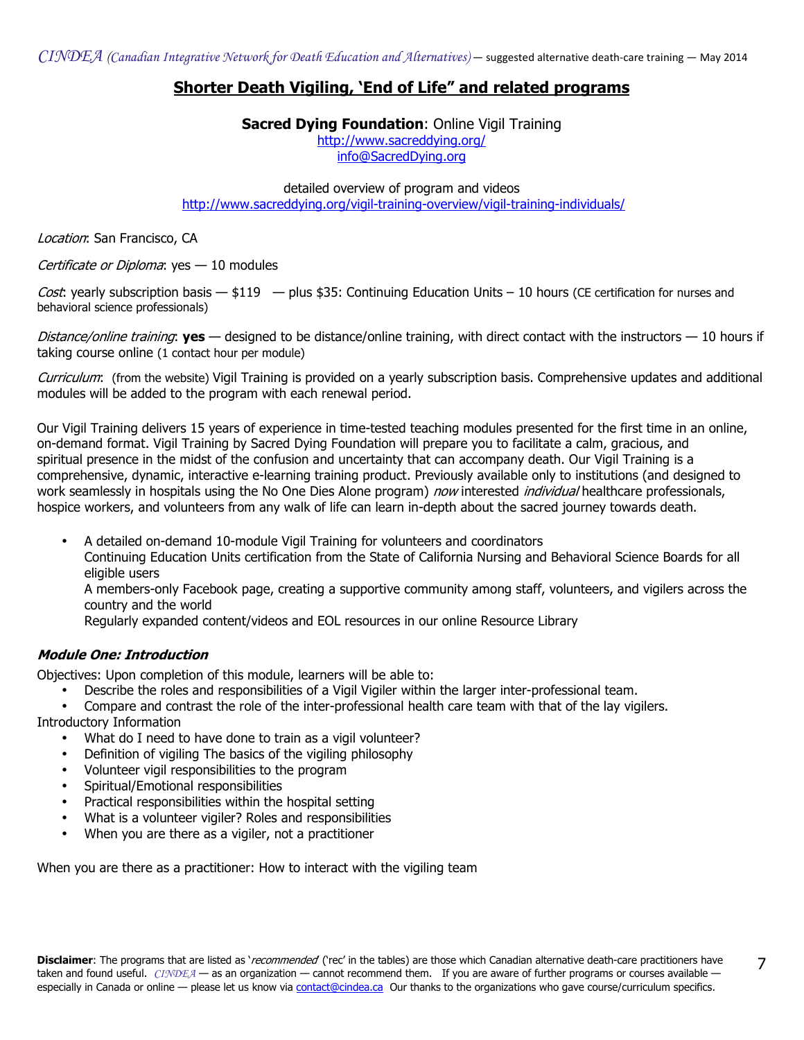## Shorter Death Vigiling, 'End of Life" and related programs

**Sacred Dying Foundation**: Online Vigil Training
http://www.sacreddying.org/
info@SacredDying.org

detailed overview of program and videos
http://www.sacreddying.org/vigil-training-overview/vigil-training-individuals/

*Location*: San Francisco, CA

*Certificate or Diploma*: yes — 10 modules

*Cost*: yearly subscription basis — $119 — plus $35: Continuing Education Units – 10 hours (CE certification for nurses and behavioral science professionals)

*Distance/online training*: **yes** — designed to be distance/online training, with direct contact with the instructors — 10 hours if taking course online (1 contact hour per module)

*Curriculum*: (from the website) Vigil Training is provided on a yearly subscription basis. Comprehensive updates and additional modules will be added to the program with each renewal period.

Our Vigil Training delivers 15 years of experience in time-tested teaching modules presented for the first time in an online, on-demand format. Vigil Training by Sacred Dying Foundation will prepare you to facilitate a calm, gracious, and spiritual presence in the midst of the confusion and uncertainty that can accompany death. Our Vigil Training is a comprehensive, dynamic, interactive e-learning training product. Previously available only to institutions (and designed to work seamlessly in hospitals using the No One Dies Alone program) *now* interested *individual* healthcare professionals, hospice workers, and volunteers from any walk of life can learn in-depth about the sacred journey towards death.

- A detailed on-demand 10-module Vigil Training for volunteers and coordinators
  Continuing Education Units certification from the State of California Nursing and Behavioral Science Boards for all eligible users
  A members-only Facebook page, creating a supportive community among staff, volunteers, and vigilers across the country and the world
  Regularly expanded content/videos and EOL resources in our online Resource Library

***Module One: Introduction***

Objectives: Upon completion of this module, learners will be able to:

- Describe the roles and responsibilities of a Vigil Vigiler within the larger inter-professional team.
- Compare and contrast the role of the inter-professional health care team with that of the lay vigilers.

Introductory Information

- What do I need to have done to train as a vigil volunteer?
- Definition of vigiling The basics of the vigiling philosophy
- Volunteer vigil responsibilities to the program
- Spiritual/Emotional responsibilities
- Practical responsibilities within the hospital setting
- What is a volunteer vigiler? Roles and responsibilities
- When you are there as a vigiler, not a practitioner

When you are there as a practitioner: How to interact with the vigiling team

**Disclaimer**: The programs that are listed as '*recommended*' ('rec' in the tables) are those which Canadian alternative death-care practitioners have taken and found useful. *CINDEA* — as an organization — cannot recommend them. If you are aware of further programs or courses available — especially in Canada or online — please let us know via contact@cindea.ca Our thanks to the organizations who gave course/curriculum specifics.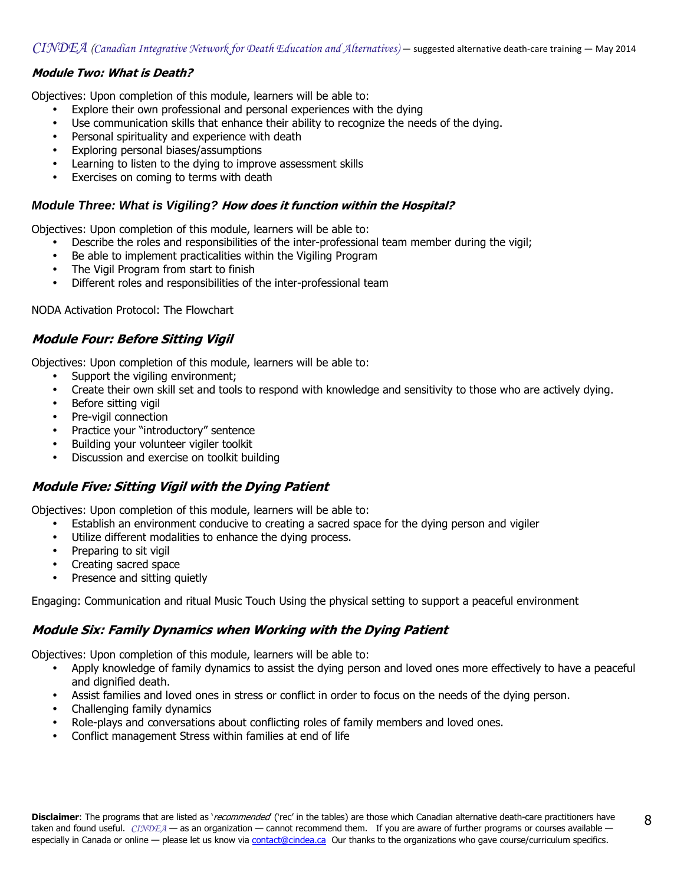### ***Module Two: What is Death?***

Objectives: Upon completion of this module, learners will be able to:

- Explore their own professional and personal experiences with the dying
- Use communication skills that enhance their ability to recognize the needs of the dying.
- Personal spirituality and experience with death
- Exploring personal biases/assumptions
- Learning to listen to the dying to improve assessment skills
- Exercises on coming to terms with death

### *Module Three: What is Vigiling? **How does it function within the Hospital?***

Objectives: Upon completion of this module, learners will be able to:

- Describe the roles and responsibilities of the inter-professional team member during the vigil;
- Be able to implement practicalities within the Vigiling Program
- The Vigil Program from start to finish
- Different roles and responsibilities of the inter-professional team

NODA Activation Protocol: The Flowchart

### ***Module Four: Before Sitting Vigil***

Objectives: Upon completion of this module, learners will be able to:

- Support the vigiling environment;
- Create their own skill set and tools to respond with knowledge and sensitivity to those who are actively dying.
- Before sitting vigil
- Pre-vigil connection
- Practice your "introductory" sentence
- Building your volunteer vigiler toolkit
- Discussion and exercise on toolkit building

### ***Module Five: Sitting Vigil with the Dying Patient***

Objectives: Upon completion of this module, learners will be able to:

- Establish an environment conducive to creating a sacred space for the dying person and vigiler
- Utilize different modalities to enhance the dying process.
- Preparing to sit vigil
- Creating sacred space
- Presence and sitting quietly

Engaging: Communication and ritual Music Touch Using the physical setting to support a peaceful environment

### ***Module Six: Family Dynamics when Working with the Dying Patient***

Objectives: Upon completion of this module, learners will be able to:

- Apply knowledge of family dynamics to assist the dying person and loved ones more effectively to have a peaceful and dignified death.
- Assist families and loved ones in stress or conflict in order to focus on the needs of the dying person.
- Challenging family dynamics
- Role-plays and conversations about conflicting roles of family members and loved ones.
- Conflict management Stress within families at end of life

**Disclaimer**: The programs that are listed as '*recommended*' ('rec' in the tables) are those which Canadian alternative death-care practitioners have taken and found useful. *CINDEA* — as an organization — cannot recommend them. If you are aware of further programs or courses available — especially in Canada or online — please let us know via contact@cindea.ca Our thanks to the organizations who gave course/curriculum specifics.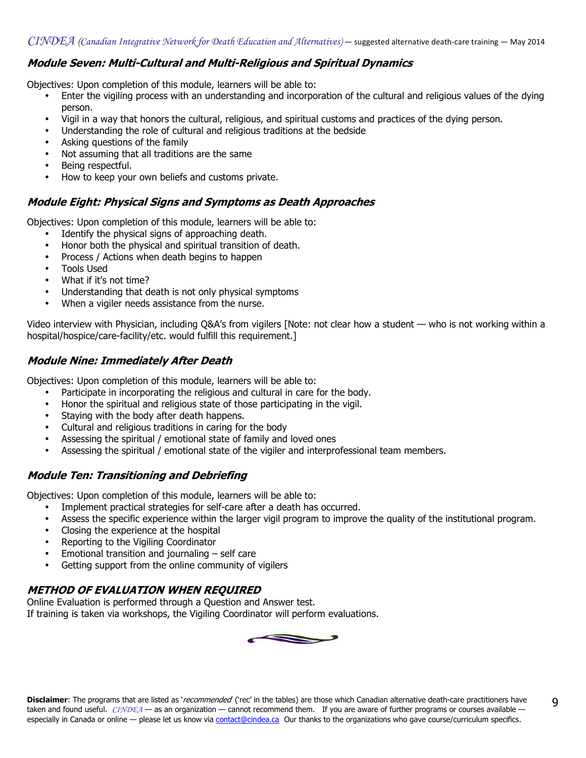## Module Seven: Multi-Cultural and Multi-Religious and Spiritual Dynamics

Objectives: Upon completion of this module, learners will be able to:

- Enter the vigiling process with an understanding and incorporation of the cultural and religious values of the dying person.
- Vigil in a way that honors the cultural, religious, and spiritual customs and practices of the dying person.
- Understanding the role of cultural and religious traditions at the bedside
- Asking questions of the family
- Not assuming that all traditions are the same
- Being respectful.
- How to keep your own beliefs and customs private.

## Module Eight: Physical Signs and Symptoms as Death Approaches

Objectives: Upon completion of this module, learners will be able to:

- Identify the physical signs of approaching death.
- Honor both the physical and spiritual transition of death.
- Process / Actions when death begins to happen
- Tools Used
- What if it's not time?
- Understanding that death is not only physical symptoms
- When a vigiler needs assistance from the nurse.

Video interview with Physician, including Q&A's from vigilers [Note: not clear how a student — who is not working within a hospital/hospice/care-facility/etc. would fulfill this requirement.]

## Module Nine: Immediately After Death

Objectives: Upon completion of this module, learners will be able to:

- Participate in incorporating the religious and cultural in care for the body.
- Honor the spiritual and religious state of those participating in the vigil.
- Staying with the body after death happens.
- Cultural and religious traditions in caring for the body
- Assessing the spiritual / emotional state of family and loved ones
- Assessing the spiritual / emotional state of the vigiler and interprofessional team members.

## Module Ten: Transitioning and Debriefing

Objectives: Upon completion of this module, learners will be able to:

- Implement practical strategies for self-care after a death has occurred.
- Assess the specific experience within the larger vigil program to improve the quality of the institutional program.
- Closing the experience at the hospital
- Reporting to the Vigiling Coordinator
- Emotional transition and journaling – self care
- Getting support from the online community of vigilers

## METHOD OF EVALUATION WHEN REQUIRED

Online Evaluation is performed through a Question and Answer test.
If training is taken via workshops, the Vigiling Coordinator will perform evaluations.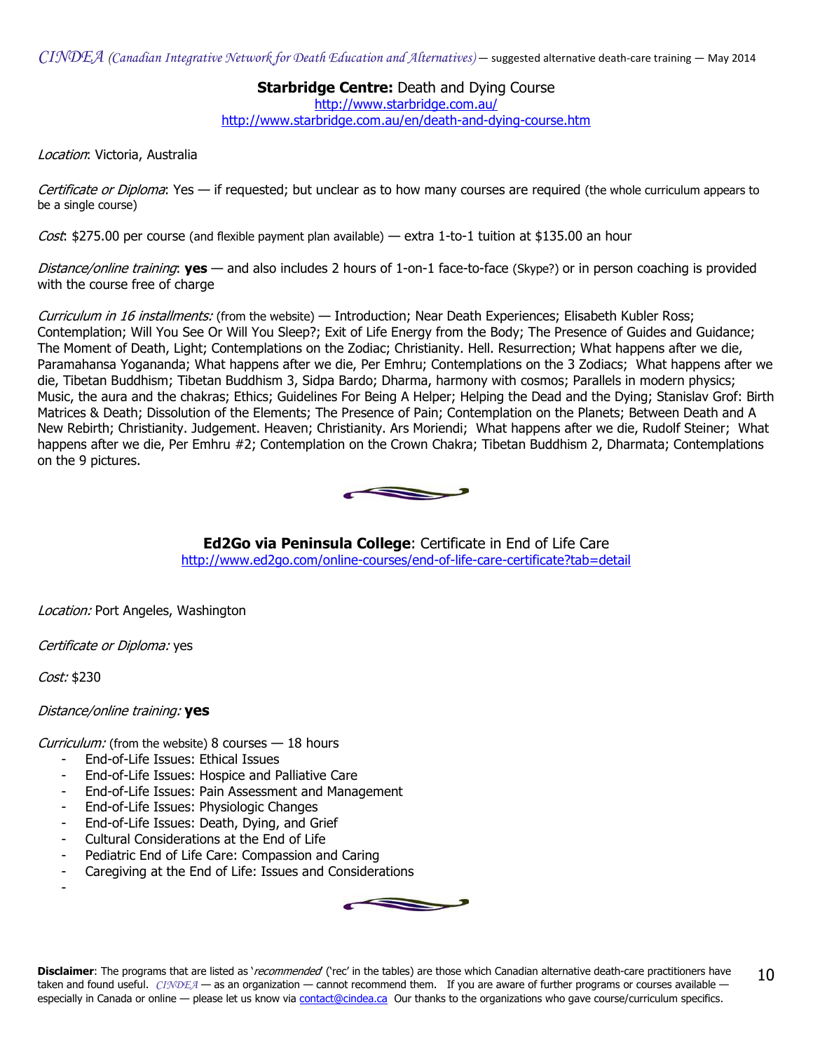**Starbridge Centre:** Death and Dying Course

http://www.starbridge.com.au/

http://www.starbridge.com.au/en/death-and-dying-course.htm

*Location*: Victoria, Australia

*Certificate or Diploma*: Yes — if requested; but unclear as to how many courses are required (the whole curriculum appears to be a single course)

*Cost*: $275.00 per course (and flexible payment plan available) — extra 1-to-1 tuition at $135.00 an hour

*Distance/online training*: **yes** — and also includes 2 hours of 1-on-1 face-to-face (Skype?) or in person coaching is provided with the course free of charge

*Curriculum in 16 installments:* (from the website) — Introduction; Near Death Experiences; Elisabeth Kubler Ross; Contemplation; Will You See Or Will You Sleep?; Exit of Life Energy from the Body; The Presence of Guides and Guidance; The Moment of Death, Light; Contemplations on the Zodiac; Christianity. Hell. Resurrection; What happens after we die, Paramahansa Yogananda; What happens after we die, Per Emhru; Contemplations on the 3 Zodiacs; What happens after we die, Tibetan Buddhism; Tibetan Buddhism 3, Sidpa Bardo; Dharma, harmony with cosmos; Parallels in modern physics; Music, the aura and the chakras; Ethics; Guidelines For Being A Helper; Helping the Dead and the Dying; Stanislav Grof: Birth Matrices & Death; Dissolution of the Elements; The Presence of Pain; Contemplation on the Planets; Between Death and A New Rebirth; Christianity. Judgement. Heaven; Christianity. Ars Moriendi; What happens after we die, Rudolf Steiner; What happens after we die, Per Emhru #2; Contemplation on the Crown Chakra; Tibetan Buddhism 2, Dharmata; Contemplations on the 9 pictures.

**Ed2Go via Peninsula College**: Certificate in End of Life Care

http://www.ed2go.com/online-courses/end-of-life-care-certificate?tab=detail

*Location:* Port Angeles, Washington

*Certificate or Diploma:* yes

*Cost:* $230

*Distance/online training:* **yes**

*Curriculum:* (from the website) 8 courses — 18 hours

- End-of-Life Issues: Ethical Issues
- End-of-Life Issues: Hospice and Palliative Care
- End-of-Life Issues: Pain Assessment and Management
- End-of-Life Issues: Physiologic Changes
- End-of-Life Issues: Death, Dying, and Grief
- Cultural Considerations at the End of Life
- Pediatric End of Life Care: Compassion and Caring
- Caregiving at the End of Life: Issues and Considerations

**Disclaimer**: The programs that are listed as '*recommended*' ('rec' in the tables) are those which Canadian alternative death-care practitioners have taken and found useful. *CINDEA* — as an organization — cannot recommend them. If you are aware of further programs or courses available — especially in Canada or online — please let us know via contact@cindea.ca Our thanks to the organizations who gave course/curriculum specifics.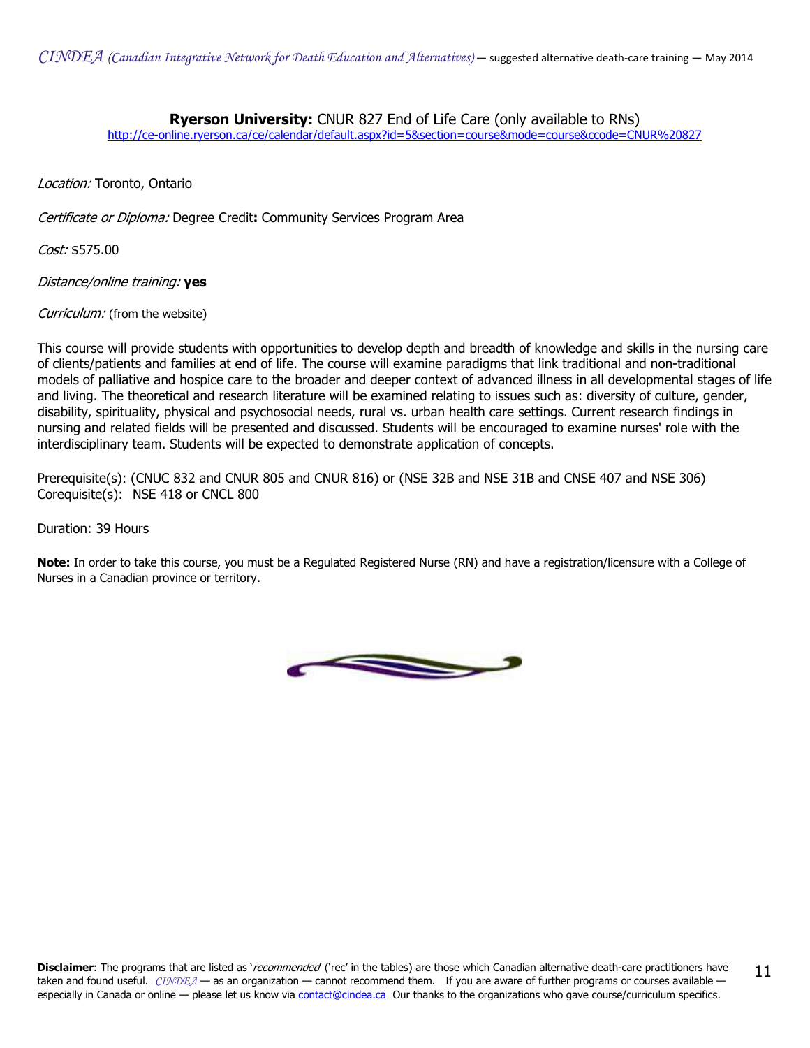**Ryerson University:** CNUR 827 End of Life Care (only available to RNs)

http://ce-online.ryerson.ca/ce/calendar/default.aspx?id=5&section=course&mode=course&ccode=CNUR%20827

*Location:* Toronto, Ontario

*Certificate or Diploma:* Degree Credit**:** Community Services Program Area

*Cost:* $575.00

*Distance/online training:* **yes**

*Curriculum:* (from the website)

This course will provide students with opportunities to develop depth and breadth of knowledge and skills in the nursing care of clients/patients and families at end of life. The course will examine paradigms that link traditional and non-traditional models of palliative and hospice care to the broader and deeper context of advanced illness in all developmental stages of life and living. The theoretical and research literature will be examined relating to issues such as: diversity of culture, gender, disability, spirituality, physical and psychosocial needs, rural vs. urban health care settings. Current research findings in nursing and related fields will be presented and discussed. Students will be encouraged to examine nurses' role with the interdisciplinary team. Students will be expected to demonstrate application of concepts.

Prerequisite(s): (CNUC 832 and CNUR 805 and CNUR 816) or (NSE 32B and NSE 31B and CNSE 407 and NSE 306)
Corequisite(s): NSE 418 or CNCL 800

Duration: 39 Hours

**Note:** In order to take this course, you must be a Regulated Registered Nurse (RN) and have a registration/licensure with a College of Nurses in a Canadian province or territory.

**Disclaimer**: The programs that are listed as '*recommended*' ('rec' in the tables) are those which Canadian alternative death-care practitioners have taken and found useful. *CINDEA* — as an organization — cannot recommend them. If you are aware of further programs or courses available — especially in Canada or online — please let us know via contact@cindea.ca Our thanks to the organizations who gave course/curriculum specifics.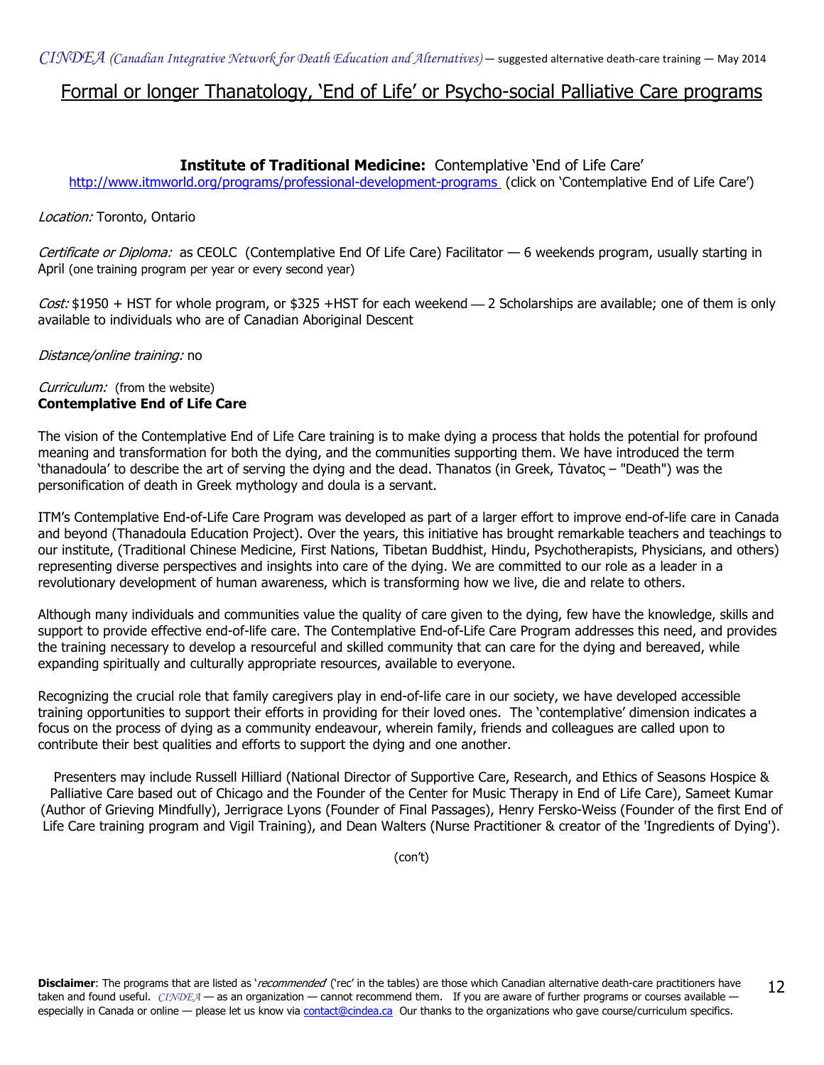# Formal or longer Thanatology, 'End of Life' or Psycho-social Palliative Care programs

**Institute of Traditional Medicine:** Contemplative 'End of Life Care'
http://www.itmworld.org/programs/professional-development-programs (click on 'Contemplative End of Life Care')

*Location:* Toronto, Ontario

*Certificate or Diploma:* as CEOLC (Contemplative End Of Life Care) Facilitator — 6 weekends program, usually starting in April (one training program per year or every second year)

*Cost:* $1950 + HST for whole program, or $325 +HST for each weekend — 2 Scholarships are available; one of them is only available to individuals who are of Canadian Aboriginal Descent

*Distance/online training:* no

*Curriculum:* (from the website)
**Contemplative End of Life Care**

The vision of the Contemplative End of Life Care training is to make dying a process that holds the potential for profound meaning and transformation for both the dying, and the communities supporting them. We have introduced the term 'thanadoula' to describe the art of serving the dying and the dead. Thanatos (in Greek, Τάνατος – "Death") was the personification of death in Greek mythology and doula is a servant.

ITM's Contemplative End-of-Life Care Program was developed as part of a larger effort to improve end-of-life care in Canada and beyond (Thanadoula Education Project). Over the years, this initiative has brought remarkable teachers and teachings to our institute, (Traditional Chinese Medicine, First Nations, Tibetan Buddhist, Hindu, Psychotherapists, Physicians, and others) representing diverse perspectives and insights into care of the dying. We are committed to our role as a leader in a revolutionary development of human awareness, which is transforming how we live, die and relate to others.

Although many individuals and communities value the quality of care given to the dying, few have the knowledge, skills and support to provide effective end-of-life care. The Contemplative End-of-Life Care Program addresses this need, and provides the training necessary to develop a resourceful and skilled community that can care for the dying and bereaved, while expanding spiritually and culturally appropriate resources, available to everyone.

Recognizing the crucial role that family caregivers play in end-of-life care in our society, we have developed accessible training opportunities to support their efforts in providing for their loved ones. The 'contemplative' dimension indicates a focus on the process of dying as a community endeavour, wherein family, friends and colleagues are called upon to contribute their best qualities and efforts to support the dying and one another.

Presenters may include Russell Hilliard (National Director of Supportive Care, Research, and Ethics of Seasons Hospice & Palliative Care based out of Chicago and the Founder of the Center for Music Therapy in End of Life Care), Sameet Kumar (Author of Grieving Mindfully), Jerrigrace Lyons (Founder of Final Passages), Henry Fersko-Weiss (Founder of the first End of Life Care training program and Vigil Training), and Dean Walters (Nurse Practitioner & creator of the 'Ingredients of Dying').

(con't)

**Disclaimer**: The programs that are listed as '*recommended*' ('rec' in the tables) are those which Canadian alternative death-care practitioners have taken and found useful. *CINDEA* — as an organization — cannot recommend them. If you are aware of further programs or courses available — especially in Canada or online — please let us know via contact@cindea.ca Our thanks to the organizations who gave course/curriculum specifics.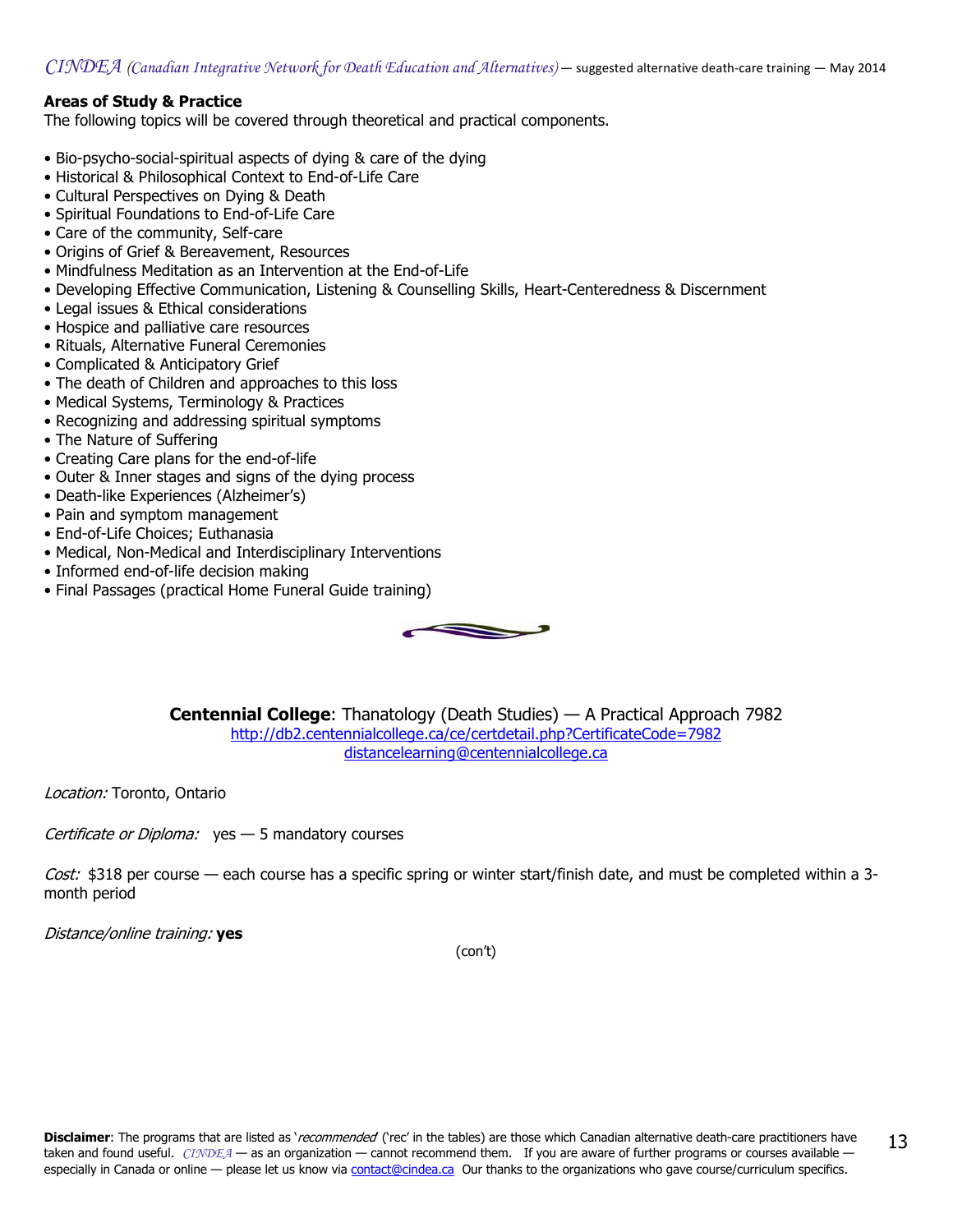**Areas of Study & Practice**
The following topics will be covered through theoretical and practical components.

- Bio-psycho-social-spiritual aspects of dying & care of the dying
- Historical & Philosophical Context to End-of-Life Care
- Cultural Perspectives on Dying & Death
- Spiritual Foundations to End-of-Life Care
- Care of the community, Self-care
- Origins of Grief & Bereavement, Resources
- Mindfulness Meditation as an Intervention at the End-of-Life
- Developing Effective Communication, Listening & Counselling Skills, Heart-Centeredness & Discernment
- Legal issues & Ethical considerations
- Hospice and palliative care resources
- Rituals, Alternative Funeral Ceremonies
- Complicated & Anticipatory Grief
- The death of Children and approaches to this loss
- Medical Systems, Terminology & Practices
- Recognizing and addressing spiritual symptoms
- The Nature of Suffering
- Creating Care plans for the end-of-life
- Outer & Inner stages and signs of the dying process
- Death-like Experiences (Alzheimer's)
- Pain and symptom management
- End-of-Life Choices; Euthanasia
- Medical, Non-Medical and Interdisciplinary Interventions
- Informed end-of-life decision making
- Final Passages (practical Home Funeral Guide training)

**Centennial College**: Thanatology (Death Studies) — A Practical Approach 7982
http://db2.centennialcollege.ca/ce/certdetail.php?CertificateCode=7982
distancelearning@centennialcollege.ca

*Location:* Toronto, Ontario

*Certificate or Diploma:* yes — 5 mandatory courses

*Cost:* $318 per course — each course has a specific spring or winter start/finish date, and must be completed within a 3-month period

*Distance/online training:* **yes**

(con't)

**Disclaimer**: The programs that are listed as '*recommended*' ('rec' in the tables) are those which Canadian alternative death-care practitioners have taken and found useful. *CINDEA* — as an organization — cannot recommend them. If you are aware of further programs or courses available — especially in Canada or online — please let us know via contact@cindea.ca Our thanks to the organizations who gave course/curriculum specifics.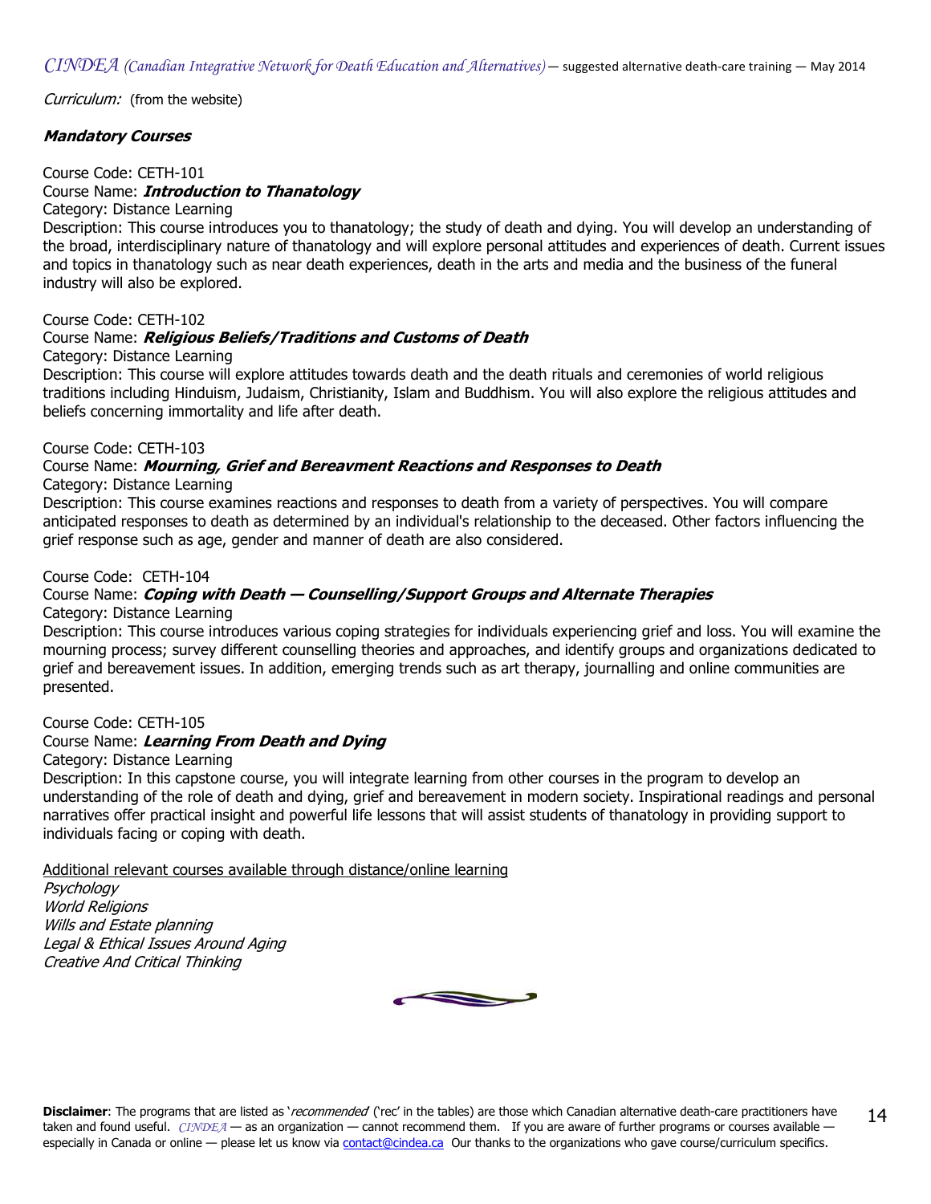*Curriculum:* (from the website)

**Mandatory Courses**

Course Code: CETH-101
Course Name: ***Introduction to Thanatology***
Category: Distance Learning
Description: This course introduces you to thanatology; the study of death and dying. You will develop an understanding of the broad, interdisciplinary nature of thanatology and will explore personal attitudes and experiences of death. Current issues and topics in thanatology such as near death experiences, death in the arts and media and the business of the funeral industry will also be explored.

Course Code: CETH-102
Course Name: ***Religious Beliefs/Traditions and Customs of Death***
Category: Distance Learning
Description: This course will explore attitudes towards death and the death rituals and ceremonies of world religious traditions including Hinduism, Judaism, Christianity, Islam and Buddhism. You will also explore the religious attitudes and beliefs concerning immortality and life after death.

Course Code: CETH-103
Course Name: ***Mourning, Grief and Bereavment Reactions and Responses to Death***
Category: Distance Learning
Description: This course examines reactions and responses to death from a variety of perspectives. You will compare anticipated responses to death as determined by an individual's relationship to the deceased. Other factors influencing the grief response such as age, gender and manner of death are also considered.

Course Code: CETH-104
Course Name: ***Coping with Death — Counselling/Support Groups and Alternate Therapies***
Category: Distance Learning
Description: This course introduces various coping strategies for individuals experiencing grief and loss. You will examine the mourning process; survey different counselling theories and approaches, and identify groups and organizations dedicated to grief and bereavement issues. In addition, emerging trends such as art therapy, journalling and online communities are presented.

Course Code: CETH-105
Course Name: ***Learning From Death and Dying***
Category: Distance Learning
Description: In this capstone course, you will integrate learning from other courses in the program to develop an understanding of the role of death and dying, grief and bereavement in modern society. Inspirational readings and personal narratives offer practical insight and powerful life lessons that will assist students of thanatology in providing support to individuals facing or coping with death.

Additional relevant courses available through distance/online learning

*Psychology*
*World Religions*
*Wills and Estate planning*
*Legal & Ethical Issues Around Aging*
*Creative And Critical Thinking*

**Disclaimer**: The programs that are listed as '*recommended*' ('rec' in the tables) are those which Canadian alternative death-care practitioners have taken and found useful. *CINDEA* — as an organization — cannot recommend them. If you are aware of further programs or courses available — especially in Canada or online — please let us know via contact@cindea.ca Our thanks to the organizations who gave course/curriculum specifics.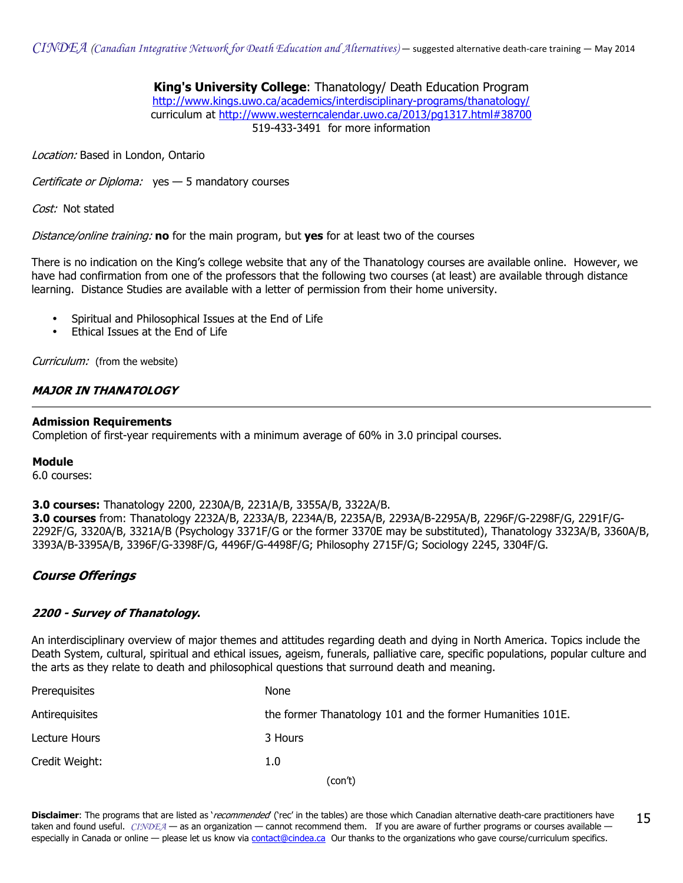**King's University College**: Thanatology/ Death Education Program
http://www.kings.uwo.ca/academics/interdisciplinary-programs/thanatology/
curriculum at http://www.westerncalendar.uwo.ca/2013/pg1317.html#38700
519-433-3491 for more information

*Location:* Based in London, Ontario

*Certificate or Diploma:* yes — 5 mandatory courses

*Cost:* Not stated

*Distance/online training:* **no** for the main program, but **yes** for at least two of the courses

There is no indication on the King's college website that any of the Thanatology courses are available online. However, we have had confirmation from one of the professors that the following two courses (at least) are available through distance learning. Distance Studies are available with a letter of permission from their home university.

- Spiritual and Philosophical Issues at the End of Life
- Ethical Issues at the End of Life

*Curriculum:* (from the website)

***MAJOR IN THANATOLOGY***

---

**Admission Requirements**
Completion of first-year requirements with a minimum average of 60% in 3.0 principal courses.

**Module**
6.0 courses:

**3.0 courses:** Thanatology 2200, 2230A/B, 2231A/B, 3355A/B, 3322A/B.
**3.0 courses** from: Thanatology 2232A/B, 2233A/B, 2234A/B, 2235A/B, 2293A/B-2295A/B, 2296F/G-2298F/G, 2291F/G-2292F/G, 3320A/B, 3321A/B (Psychology 3371F/G or the former 3370E may be substituted), Thanatology 3323A/B, 3360A/B, 3393A/B-3395A/B, 3396F/G-3398F/G, 4496F/G-4498F/G; Philosophy 2715F/G; Sociology 2245, 3304F/G.

## *Course Offerings*

### *2200 - Survey of Thanatology.*

An interdisciplinary overview of major themes and attitudes regarding death and dying in North America. Topics include the Death System, cultural, spiritual and ethical issues, ageism, funerals, palliative care, specific populations, popular culture and the arts as they relate to death and philosophical questions that surround death and meaning.

| | |
|---|---|
| Prerequisites | None |
| Antirequisites | the former Thanatology 101 and the former Humanities 101E. |
| Lecture Hours | 3 Hours |
| Credit Weight: | 1.0 |

(con't)

**Disclaimer**: The programs that are listed as '*recommended*' ('rec' in the tables) are those which Canadian alternative death-care practitioners have taken and found useful. *CINDEA* — as an organization — cannot recommend them. If you are aware of further programs or courses available — especially in Canada or online — please let us know via contact@cindea.ca Our thanks to the organizations who gave course/curriculum specifics.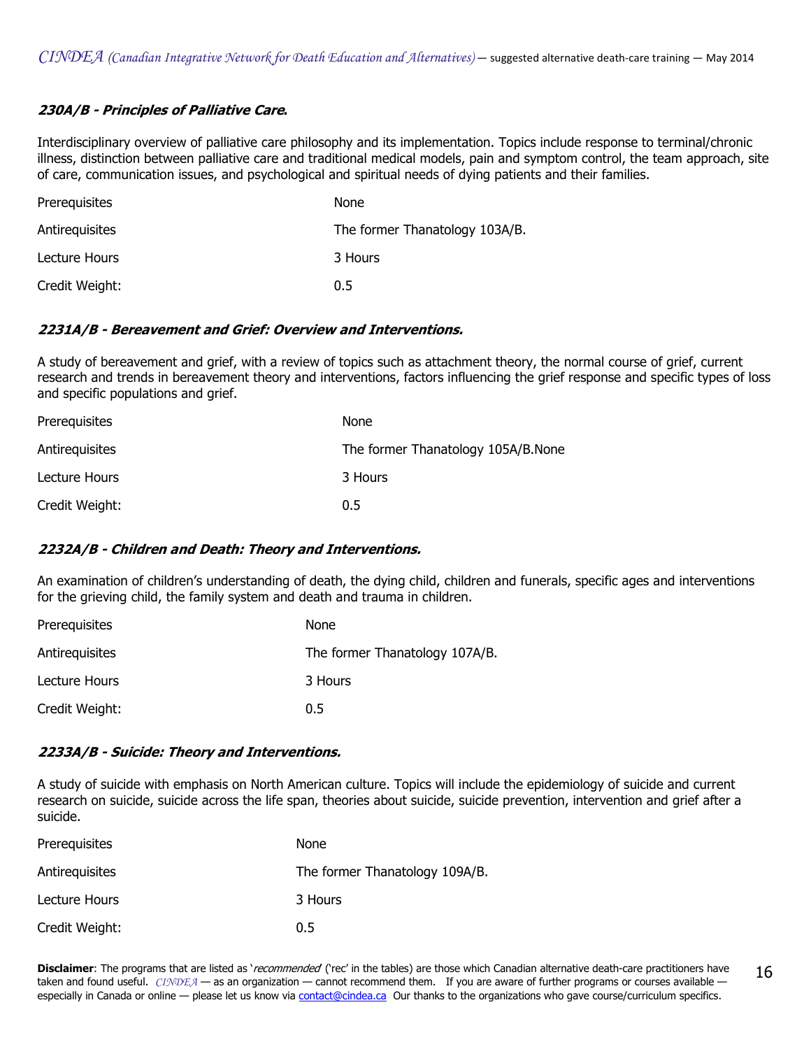***230A/B - Principles of Palliative Care.***

Interdisciplinary overview of palliative care philosophy and its implementation. Topics include response to terminal/chronic illness, distinction between palliative care and traditional medical models, pain and symptom control, the team approach, site of care, communication issues, and psychological and spiritual needs of dying patients and their families.

| | |
|---|---|
| Prerequisites | None |
| Antirequisites | The former Thanatology 103A/B. |
| Lecture Hours | 3 Hours |
| Credit Weight: | 0.5 |

***2231A/B - Bereavement and Grief: Overview and Interventions.***

A study of bereavement and grief, with a review of topics such as attachment theory, the normal course of grief, current research and trends in bereavement theory and interventions, factors influencing the grief response and specific types of loss and specific populations and grief.

| | |
|---|---|
| Prerequisites | None |
| Antirequisites | The former Thanatology 105A/B.None |
| Lecture Hours | 3 Hours |
| Credit Weight: | 0.5 |

***2232A/B - Children and Death: Theory and Interventions.***

An examination of children's understanding of death, the dying child, children and funerals, specific ages and interventions for the grieving child, the family system and death and trauma in children.

| | |
|---|---|
| Prerequisites | None |
| Antirequisites | The former Thanatology 107A/B. |
| Lecture Hours | 3 Hours |
| Credit Weight: | 0.5 |

***2233A/B - Suicide: Theory and Interventions.***

A study of suicide with emphasis on North American culture. Topics will include the epidemiology of suicide and current research on suicide, suicide across the life span, theories about suicide, suicide prevention, intervention and grief after a suicide.

| | |
|---|---|
| Prerequisites | None |
| Antirequisites | The former Thanatology 109A/B. |
| Lecture Hours | 3 Hours |
| Credit Weight: | 0.5 |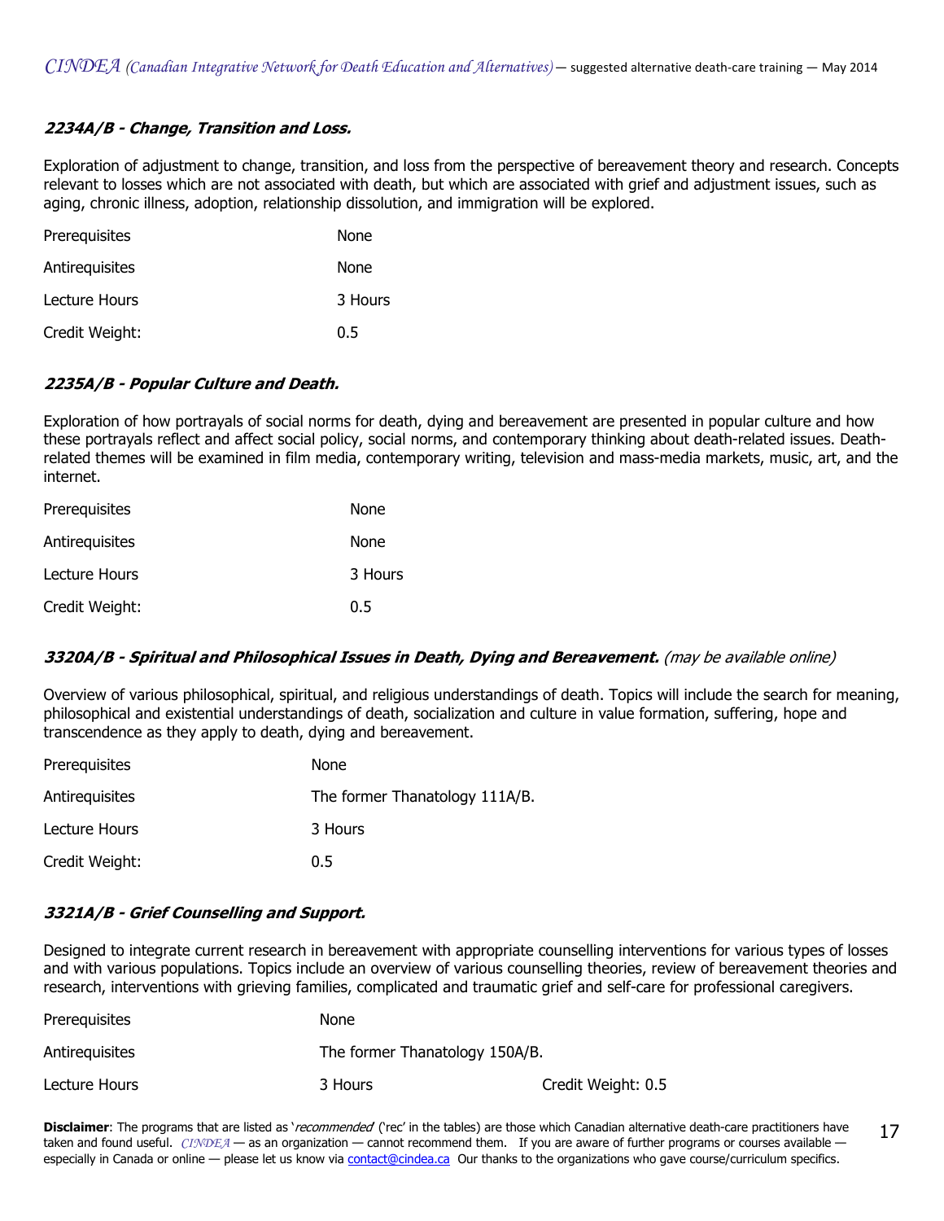#### *2234A/B - Change, Transition and Loss.*

Exploration of adjustment to change, transition, and loss from the perspective of bereavement theory and research. Concepts relevant to losses which are not associated with death, but which are associated with grief and adjustment issues, such as aging, chronic illness, adoption, relationship dissolution, and immigration will be explored.

| | |
|---|---|
| Prerequisites | None |
| Antirequisites | None |
| Lecture Hours | 3 Hours |
| Credit Weight: | 0.5 |

#### *2235A/B - Popular Culture and Death.*

Exploration of how portrayals of social norms for death, dying and bereavement are presented in popular culture and how these portrayals reflect and affect social policy, social norms, and contemporary thinking about death-related issues. Death-related themes will be examined in film media, contemporary writing, television and mass-media markets, music, art, and the internet.

| | |
|---|---|
| Prerequisites | None |
| Antirequisites | None |
| Lecture Hours | 3 Hours |
| Credit Weight: | 0.5 |

#### *3320A/B - Spiritual and Philosophical Issues in Death, Dying and Bereavement.* *(may be available online)*

Overview of various philosophical, spiritual, and religious understandings of death. Topics will include the search for meaning, philosophical and existential understandings of death, socialization and culture in value formation, suffering, hope and transcendence as they apply to death, dying and bereavement.

| | |
|---|---|
| Prerequisites | None |
| Antirequisites | The former Thanatology 111A/B. |
| Lecture Hours | 3 Hours |
| Credit Weight: | 0.5 |

#### *3321A/B - Grief Counselling and Support.*

Designed to integrate current research in bereavement with appropriate counselling interventions for various types of losses and with various populations. Topics include an overview of various counselling theories, review of bereavement theories and research, interventions with grieving families, complicated and traumatic grief and self-care for professional caregivers.

| | | |
|---|---|---|
| Prerequisites | None | |
| Antirequisites | The former Thanatology 150A/B. | |
| Lecture Hours | 3 Hours | Credit Weight: 0.5 |

**Disclaimer**: The programs that are listed as '*recommended*' ('rec' in the tables) are those which Canadian alternative death-care practitioners have taken and found useful. *CINDEA* — as an organization — cannot recommend them. If you are aware of further programs or courses available — especially in Canada or online — please let us know via contact@cindea.ca Our thanks to the organizations who gave course/curriculum specifics.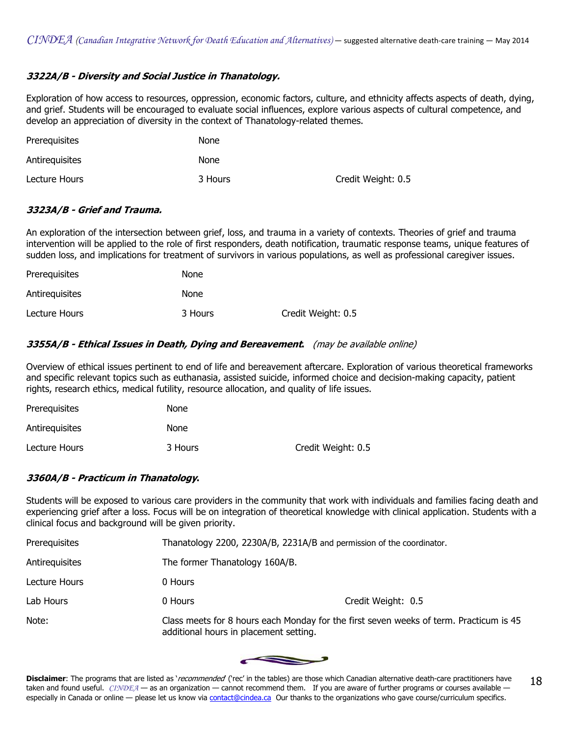### *3322A/B - Diversity and Social Justice in Thanatology.*

Exploration of how access to resources, oppression, economic factors, culture, and ethnicity affects aspects of death, dying, and grief. Students will be encouraged to evaluate social influences, explore various aspects of cultural competence, and develop an appreciation of diversity in the context of Thanatology-related themes.

| | | |
|---|---|---|
| Prerequisites | None | |
| Antirequisites | None | |
| Lecture Hours | 3 Hours | Credit Weight: 0.5 |

### *3323A/B - Grief and Trauma.*

An exploration of the intersection between grief, loss, and trauma in a variety of contexts. Theories of grief and trauma intervention will be applied to the role of first responders, death notification, traumatic response teams, unique features of sudden loss, and implications for treatment of survivors in various populations, as well as professional caregiver issues.

| | | |
|---|---|---|
| Prerequisites | None | |
| Antirequisites | None | |
| Lecture Hours | 3 Hours | Credit Weight: 0.5 |

### *3355A/B - Ethical Issues in Death, Dying and Bereavement.* *(may be available online)*

Overview of ethical issues pertinent to end of life and bereavement aftercare. Exploration of various theoretical frameworks and specific relevant topics such as euthanasia, assisted suicide, informed choice and decision-making capacity, patient rights, research ethics, medical futility, resource allocation, and quality of life issues.

| | | |
|---|---|---|
| Prerequisites | None | |
| Antirequisites | None | |
| Lecture Hours | 3 Hours | Credit Weight: 0.5 |

### *3360A/B - Practicum in Thanatology.*

Students will be exposed to various care providers in the community that work with individuals and families facing death and experiencing grief after a loss. Focus will be on integration of theoretical knowledge with clinical application. Students with a clinical focus and background will be given priority.

| | | |
|---|---|---|
| Prerequisites | Thanatology 2200, 2230A/B, 2231A/B and permission of the coordinator. | |
| Antirequisites | The former Thanatology 160A/B. | |
| Lecture Hours | 0 Hours | |
| Lab Hours | 0 Hours | Credit Weight: 0.5 |
| Note: | Class meets for 8 hours each Monday for the first seven weeks of term. Practicum is 45 additional hours in placement setting. | |

**Disclaimer**: The programs that are listed as '*recommended*' ('rec' in the tables) are those which Canadian alternative death-care practitioners have taken and found useful. CINDEA — as an organization — cannot recommend them. If you are aware of further programs or courses available — especially in Canada or online — please let us know via contact@cindea.ca Our thanks to the organizations who gave course/curriculum specifics.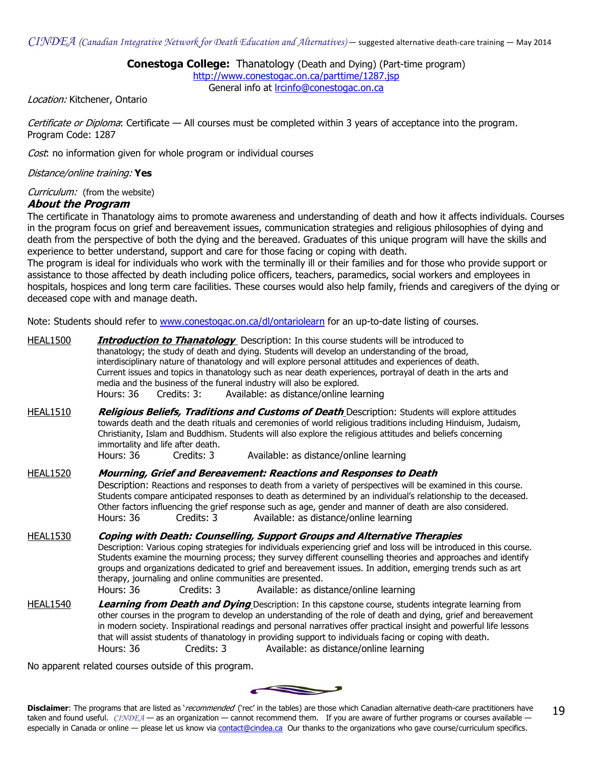**Conestoga College:** Thanatology (Death and Dying) (Part-time program)
http://www.conestogac.on.ca/parttime/1287.jsp
General info at lrcinfo@conestogac.on.ca

*Location:* Kitchener, Ontario

*Certificate or Diploma*: Certificate — All courses must be completed within 3 years of acceptance into the program. Program Code: 1287

*Cost*: no information given for whole program or individual courses

*Distance/online training:* **Yes**

*Curriculum:* (from the website)

### About the Program

The certificate in Thanatology aims to promote awareness and understanding of death and how it affects individuals. Courses in the program focus on grief and bereavement issues, communication strategies and religious philosophies of dying and death from the perspective of both the dying and the bereaved. Graduates of this unique program will have the skills and experience to better understand, support and care for those facing or coping with death.

The program is ideal for individuals who work with the terminally ill or their families and for those who provide support or assistance to those affected by death including police officers, teachers, paramedics, social workers and employees in hospitals, hospices and long term care facilities. These courses would also help family, friends and caregivers of the dying or deceased cope with and manage death.

Note: Students should refer to www.conestogac.on.ca/dl/ontariolearn for an up-to-date listing of courses.

**HEAL1500** — ***Introduction to Thanatology*** Description: In this course students will be introduced to thanatology; the study of death and dying. Students will develop an understanding of the broad, interdisciplinary nature of thanatology and will explore personal attitudes and experiences of death. Current issues and topics in thanatology such as near death experiences, portrayal of death in the arts and media and the business of the funeral industry will also be explored.
Hours: 36 Credits: 3: Available: as distance/online learning

**HEAL1510** — ***Religious Beliefs, Traditions and Customs of Death*** Description: Students will explore attitudes towards death and the death rituals and ceremonies of world religious traditions including Hinduism, Judaism, Christianity, Islam and Buddhism. Students will also explore the religious attitudes and beliefs concerning immortality and life after death.
Hours: 36 Credits: 3 Available: as distance/online learning

**HEAL1520** — ***Mourning, Grief and Bereavement: Reactions and Responses to Death***
Description: Reactions and responses to death from a variety of perspectives will be examined in this course. Students compare anticipated responses to death as determined by an individual's relationship to the deceased. Other factors influencing the grief response such as age, gender and manner of death are also considered.
Hours: 36 Credits: 3 Available: as distance/online learning

**HEAL1530** — ***Coping with Death: Counselling, Support Groups and Alternative Therapies***
Description: Various coping strategies for individuals experiencing grief and loss will be introduced in this course. Students examine the mourning process; they survey different counselling theories and approaches and identify groups and organizations dedicated to grief and bereavement issues. In addition, emerging trends such as art therapy, journaling and online communities are presented.
Hours: 36 Credits: 3 Available: as distance/online learning

**HEAL1540** — ***Learning from Death and Dying*** Description: In this capstone course, students integrate learning from other courses in the program to develop an understanding of the role of death and dying, grief and bereavement in modern society. Inspirational readings and personal narratives offer practical insight and powerful life lessons that will assist students of thanatology in providing support to individuals facing or coping with death.
Hours: 36 Credits: 3 Available: as distance/online learning

No apparent related courses outside of this program.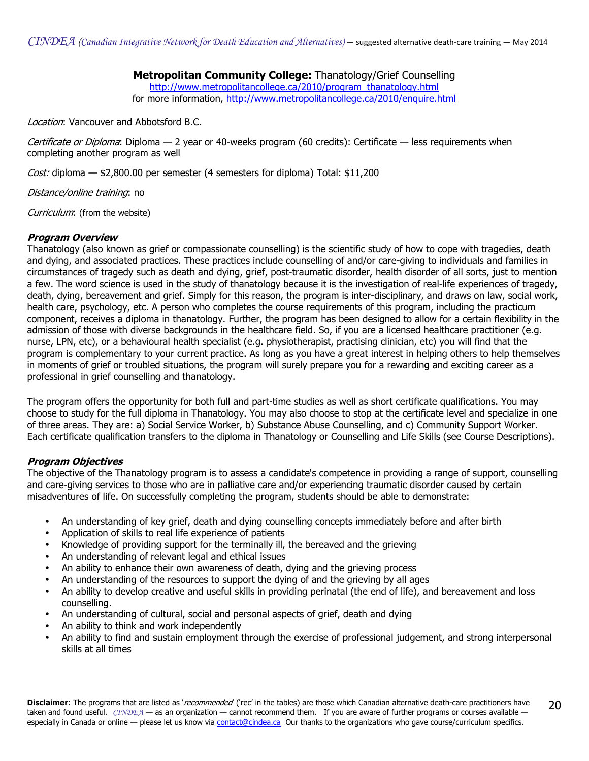**Metropolitan Community College:** Thanatology/Grief Counselling
http://www.metropolitancollege.ca/2010/program_thanatology.html
for more information, http://www.metropolitancollege.ca/2010/enquire.html

*Location*: Vancouver and Abbotsford B.C.

*Certificate or Diploma*: Diploma — 2 year or 40-weeks program (60 credits): Certificate — less requirements when completing another program as well

*Cost:* diploma — $2,800.00 per semester (4 semesters for diploma) Total: $11,200

*Distance/online training*: no

*Curriculum*: (from the website)

***Program Overview***

Thanatology (also known as grief or compassionate counselling) is the scientific study of how to cope with tragedies, death and dying, and associated practices. These practices include counselling of and/or care-giving to individuals and families in circumstances of tragedy such as death and dying, grief, post-traumatic disorder, health disorder of all sorts, just to mention a few. The word science is used in the study of thanatology because it is the investigation of real-life experiences of tragedy, death, dying, bereavement and grief. Simply for this reason, the program is inter-disciplinary, and draws on law, social work, health care, psychology, etc. A person who completes the course requirements of this program, including the practicum component, receives a diploma in thanatology. Further, the program has been designed to allow for a certain flexibility in the admission of those with diverse backgrounds in the healthcare field. So, if you are a licensed healthcare practitioner (e.g. nurse, LPN, etc), or a behavioural health specialist (e.g. physiotherapist, practising clinician, etc) you will find that the program is complementary to your current practice. As long as you have a great interest in helping others to help themselves in moments of grief or troubled situations, the program will surely prepare you for a rewarding and exciting career as a professional in grief counselling and thanatology.

The program offers the opportunity for both full and part-time studies as well as short certificate qualifications. You may choose to study for the full diploma in Thanatology. You may also choose to stop at the certificate level and specialize in one of three areas. They are: a) Social Service Worker, b) Substance Abuse Counselling, and c) Community Support Worker. Each certificate qualification transfers to the diploma in Thanatology or Counselling and Life Skills (see Course Descriptions).

***Program Objectives***

The objective of the Thanatology program is to assess a candidate's competence in providing a range of support, counselling and care-giving services to those who are in palliative care and/or experiencing traumatic disorder caused by certain misadventures of life. On successfully completing the program, students should be able to demonstrate:

- An understanding of key grief, death and dying counselling concepts immediately before and after birth
- Application of skills to real life experience of patients
- Knowledge of providing support for the terminally ill, the bereaved and the grieving
- An understanding of relevant legal and ethical issues
- An ability to enhance their own awareness of death, dying and the grieving process
- An understanding of the resources to support the dying of and the grieving by all ages
- An ability to develop creative and useful skills in providing perinatal (the end of life), and bereavement and loss counselling.
- An understanding of cultural, social and personal aspects of grief, death and dying
- An ability to think and work independently
- An ability to find and sustain employment through the exercise of professional judgement, and strong interpersonal skills at all times

**Disclaimer**: The programs that are listed as '*recommended*' ('rec' in the tables) are those which Canadian alternative death-care practitioners have taken and found useful. *CINDEA* — as an organization — cannot recommend them. If you are aware of further programs or courses available — especially in Canada or online — please let us know via contact@cindea.ca Our thanks to the organizations who gave course/curriculum specifics.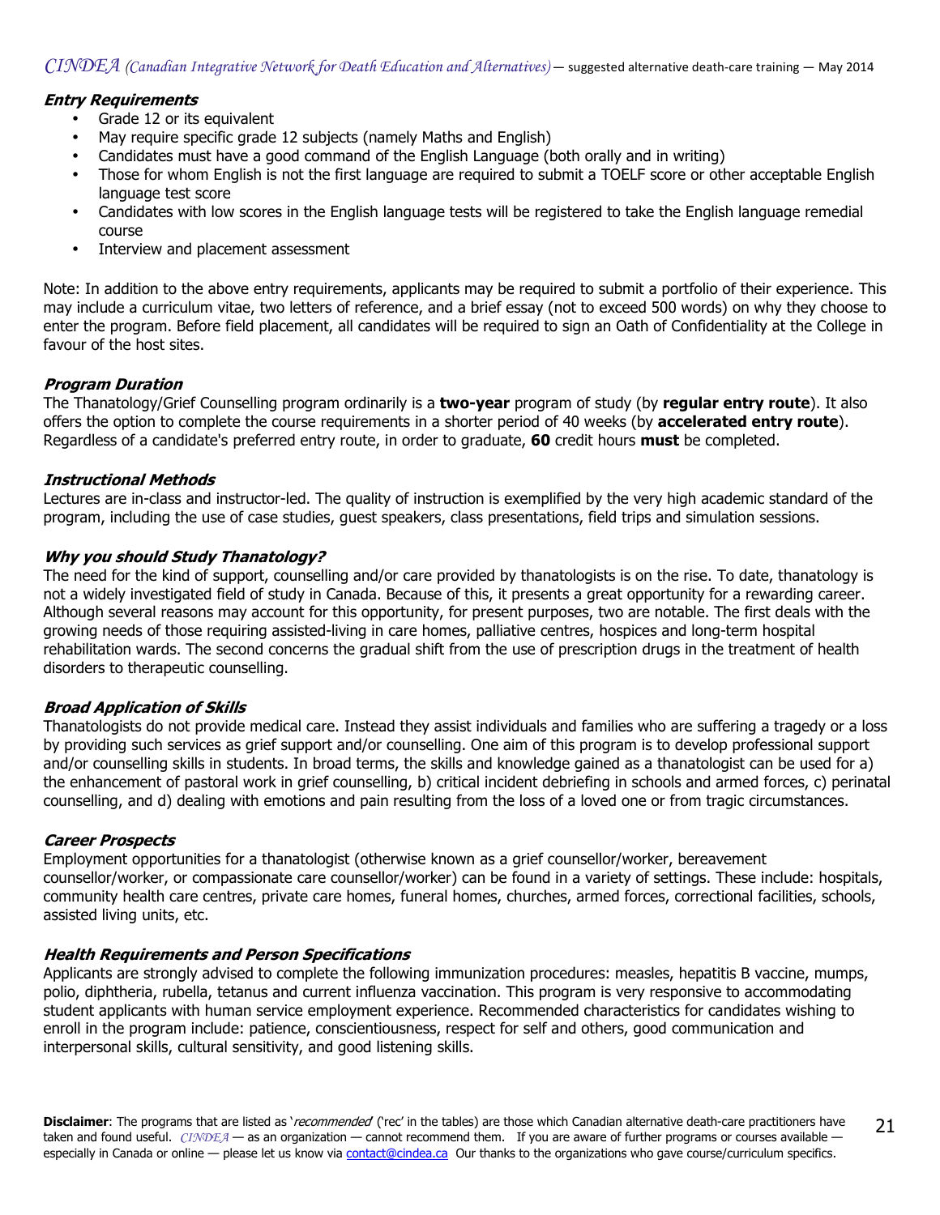### *Entry Requirements*

- Grade 12 or its equivalent
- May require specific grade 12 subjects (namely Maths and English)
- Candidates must have a good command of the English Language (both orally and in writing)
- Those for whom English is not the first language are required to submit a TOELF score or other acceptable English language test score
- Candidates with low scores in the English language tests will be registered to take the English language remedial course
- Interview and placement assessment

Note: In addition to the above entry requirements, applicants may be required to submit a portfolio of their experience. This may include a curriculum vitae, two letters of reference, and a brief essay (not to exceed 500 words) on why they choose to enter the program. Before field placement, all candidates will be required to sign an Oath of Confidentiality at the College in favour of the host sites.

### *Program Duration*

The Thanatology/Grief Counselling program ordinarily is a **two-year** program of study (by **regular entry route**). It also offers the option to complete the course requirements in a shorter period of 40 weeks (by **accelerated entry route**). Regardless of a candidate's preferred entry route, in order to graduate, **60** credit hours **must** be completed.

### *Instructional Methods*

Lectures are in-class and instructor-led. The quality of instruction is exemplified by the very high academic standard of the program, including the use of case studies, guest speakers, class presentations, field trips and simulation sessions.

### *Why you should Study Thanatology?*

The need for the kind of support, counselling and/or care provided by thanatologists is on the rise. To date, thanatology is not a widely investigated field of study in Canada. Because of this, it presents a great opportunity for a rewarding career. Although several reasons may account for this opportunity, for present purposes, two are notable. The first deals with the growing needs of those requiring assisted-living in care homes, palliative centres, hospices and long-term hospital rehabilitation wards. The second concerns the gradual shift from the use of prescription drugs in the treatment of health disorders to therapeutic counselling.

### *Broad Application of Skills*

Thanatologists do not provide medical care. Instead they assist individuals and families who are suffering a tragedy or a loss by providing such services as grief support and/or counselling. One aim of this program is to develop professional support and/or counselling skills in students. In broad terms, the skills and knowledge gained as a thanatologist can be used for a) the enhancement of pastoral work in grief counselling, b) critical incident debriefing in schools and armed forces, c) perinatal counselling, and d) dealing with emotions and pain resulting from the loss of a loved one or from tragic circumstances.

### *Career Prospects*

Employment opportunities for a thanatologist (otherwise known as a grief counsellor/worker, bereavement counsellor/worker, or compassionate care counsellor/worker) can be found in a variety of settings. These include: hospitals, community health care centres, private care homes, funeral homes, churches, armed forces, correctional facilities, schools, assisted living units, etc.

### *Health Requirements and Person Specifications*

Applicants are strongly advised to complete the following immunization procedures: measles, hepatitis B vaccine, mumps, polio, diphtheria, rubella, tetanus and current influenza vaccination. This program is very responsive to accommodating student applicants with human service employment experience. Recommended characteristics for candidates wishing to enroll in the program include: patience, conscientiousness, respect for self and others, good communication and interpersonal skills, cultural sensitivity, and good listening skills.

**Disclaimer**: The programs that are listed as '*recommended*' ('rec' in the tables) are those which Canadian alternative death-care practitioners have taken and found useful. *CINDEA* — as an organization — cannot recommend them. If you are aware of further programs or courses available — especially in Canada or online — please let us know via contact@cindea.ca Our thanks to the organizations who gave course/curriculum specifics.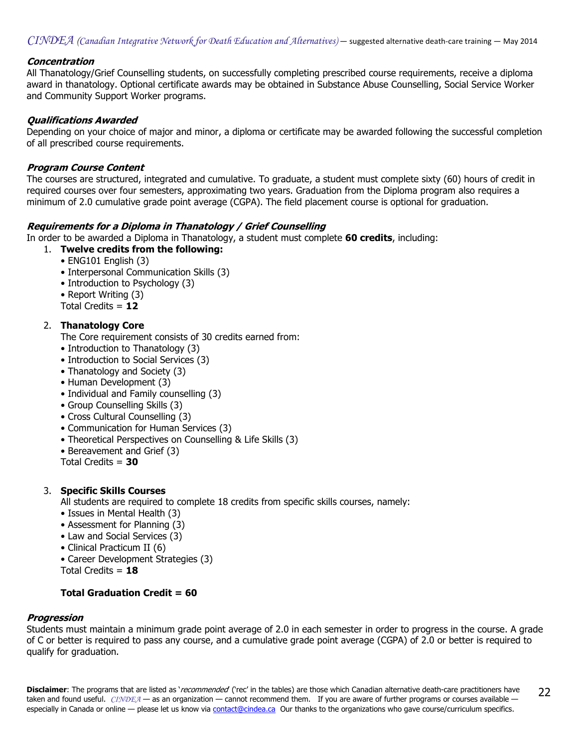### *Concentration*

All Thanatology/Grief Counselling students, on successfully completing prescribed course requirements, receive a diploma award in thanatology. Optional certificate awards may be obtained in Substance Abuse Counselling, Social Service Worker and Community Support Worker programs.

### *Qualifications Awarded*

Depending on your choice of major and minor, a diploma or certificate may be awarded following the successful completion of all prescribed course requirements.

### *Program Course Content*

The courses are structured, integrated and cumulative. To graduate, a student must complete sixty (60) hours of credit in required courses over four semesters, approximating two years. Graduation from the Diploma program also requires a minimum of 2.0 cumulative grade point average (CGPA). The field placement course is optional for graduation.

### *Requirements for a Diploma in Thanatology / Grief Counselling*

In order to be awarded a Diploma in Thanatology, a student must complete **60 credits**, including:

1. **Twelve credits from the following:**
   - ENG101 English (3)
   - Interpersonal Communication Skills (3)
   - Introduction to Psychology (3)
   - Report Writing (3)

   Total Credits = **12**

2. **Thanatology Core**

   The Core requirement consists of 30 credits earned from:
   - Introduction to Thanatology (3)
   - Introduction to Social Services (3)
   - Thanatology and Society (3)
   - Human Development (3)
   - Individual and Family counselling (3)
   - Group Counselling Skills (3)
   - Cross Cultural Counselling (3)
   - Communication for Human Services (3)
   - Theoretical Perspectives on Counselling & Life Skills (3)
   - Bereavement and Grief (3)

   Total Credits = **30**

3. **Specific Skills Courses**

   All students are required to complete 18 credits from specific skills courses, namely:
   - Issues in Mental Health (3)
   - Assessment for Planning (3)
   - Law and Social Services (3)
   - Clinical Practicum II (6)
   - Career Development Strategies (3)

   Total Credits = **18**

   **Total Graduation Credit = 60**

### *Progression*

Students must maintain a minimum grade point average of 2.0 in each semester in order to progress in the course. A grade of C or better is required to pass any course, and a cumulative grade point average (CGPA) of 2.0 or better is required to qualify for graduation.

**Disclaimer**: The programs that are listed as '*recommended*' ('rec' in the tables) are those which Canadian alternative death-care practitioners have taken and found useful. *CINDEA* — as an organization — cannot recommend them. If you are aware of further programs or courses available — especially in Canada or online — please let us know via contact@cindea.ca Our thanks to the organizations who gave course/curriculum specifics.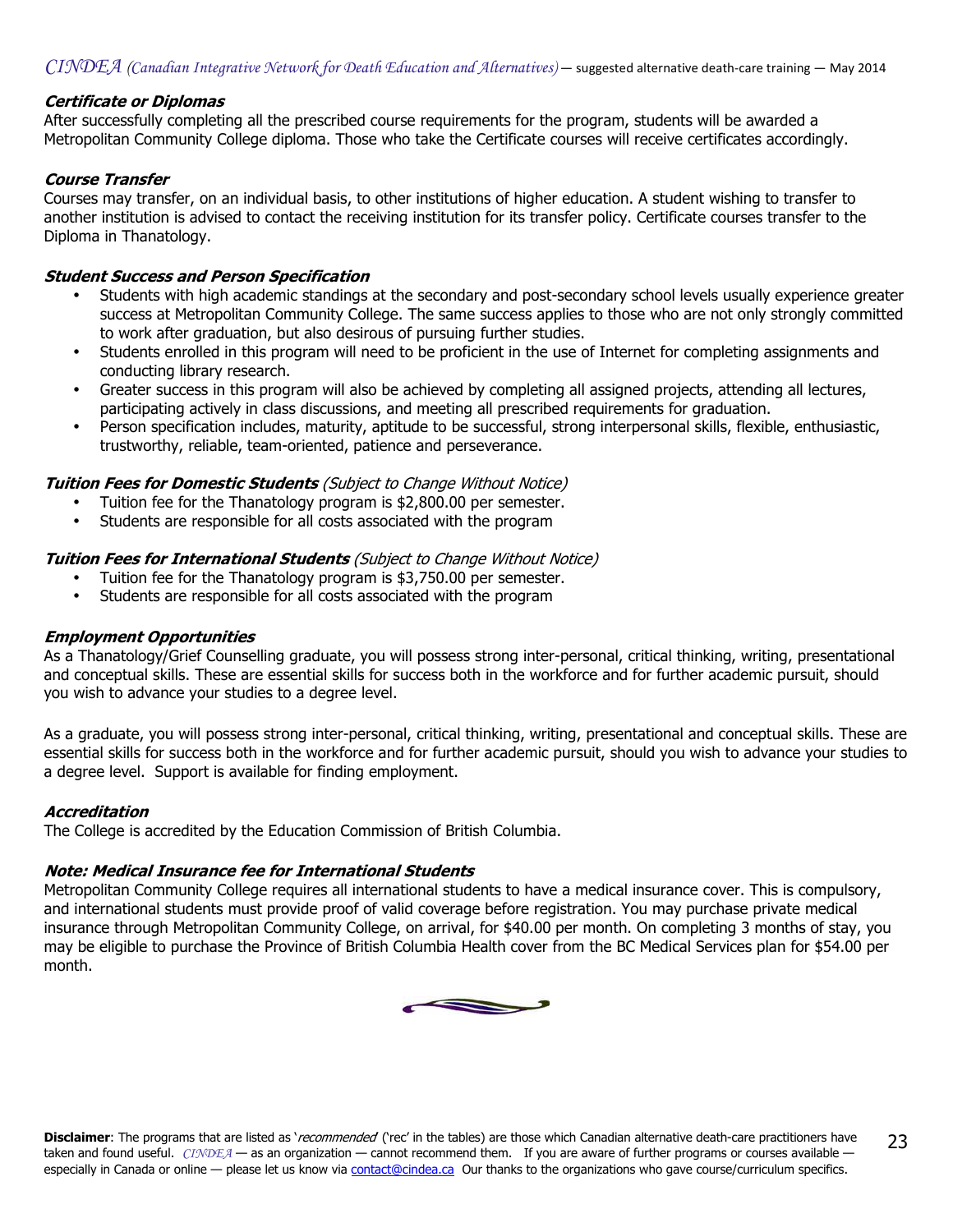***Certificate or Diplomas***

After successfully completing all the prescribed course requirements for the program, students will be awarded a Metropolitan Community College diploma. Those who take the Certificate courses will receive certificates accordingly.

***Course Transfer***

Courses may transfer, on an individual basis, to other institutions of higher education. A student wishing to transfer to another institution is advised to contact the receiving institution for its transfer policy. Certificate courses transfer to the Diploma in Thanatology.

***Student Success and Person Specification***

- Students with high academic standings at the secondary and post-secondary school levels usually experience greater success at Metropolitan Community College. The same success applies to those who are not only strongly committed to work after graduation, but also desirous of pursuing further studies.
- Students enrolled in this program will need to be proficient in the use of Internet for completing assignments and conducting library research.
- Greater success in this program will also be achieved by completing all assigned projects, attending all lectures, participating actively in class discussions, and meeting all prescribed requirements for graduation.
- Person specification includes, maturity, aptitude to be successful, strong interpersonal skills, flexible, enthusiastic, trustworthy, reliable, team-oriented, patience and perseverance.

***Tuition Fees for Domestic Students*** *(Subject to Change Without Notice)*

- Tuition fee for the Thanatology program is $2,800.00 per semester.
- Students are responsible for all costs associated with the program

***Tuition Fees for International Students*** *(Subject to Change Without Notice)*

- Tuition fee for the Thanatology program is $3,750.00 per semester.
- Students are responsible for all costs associated with the program

***Employment Opportunities***

As a Thanatology/Grief Counselling graduate, you will possess strong inter-personal, critical thinking, writing, presentational and conceptual skills. These are essential skills for success both in the workforce and for further academic pursuit, should you wish to advance your studies to a degree level.

As a graduate, you will possess strong inter-personal, critical thinking, writing, presentational and conceptual skills. These are essential skills for success both in the workforce and for further academic pursuit, should you wish to advance your studies to a degree level. Support is available for finding employment.

***Accreditation***

The College is accredited by the Education Commission of British Columbia.

***Note: Medical Insurance fee for International Students***

Metropolitan Community College requires all international students to have a medical insurance cover. This is compulsory, and international students must provide proof of valid coverage before registration. You may purchase private medical insurance through Metropolitan Community College, on arrival, for $40.00 per month. On completing 3 months of stay, you may be eligible to purchase the Province of British Columbia Health cover from the BC Medical Services plan for $54.00 per month.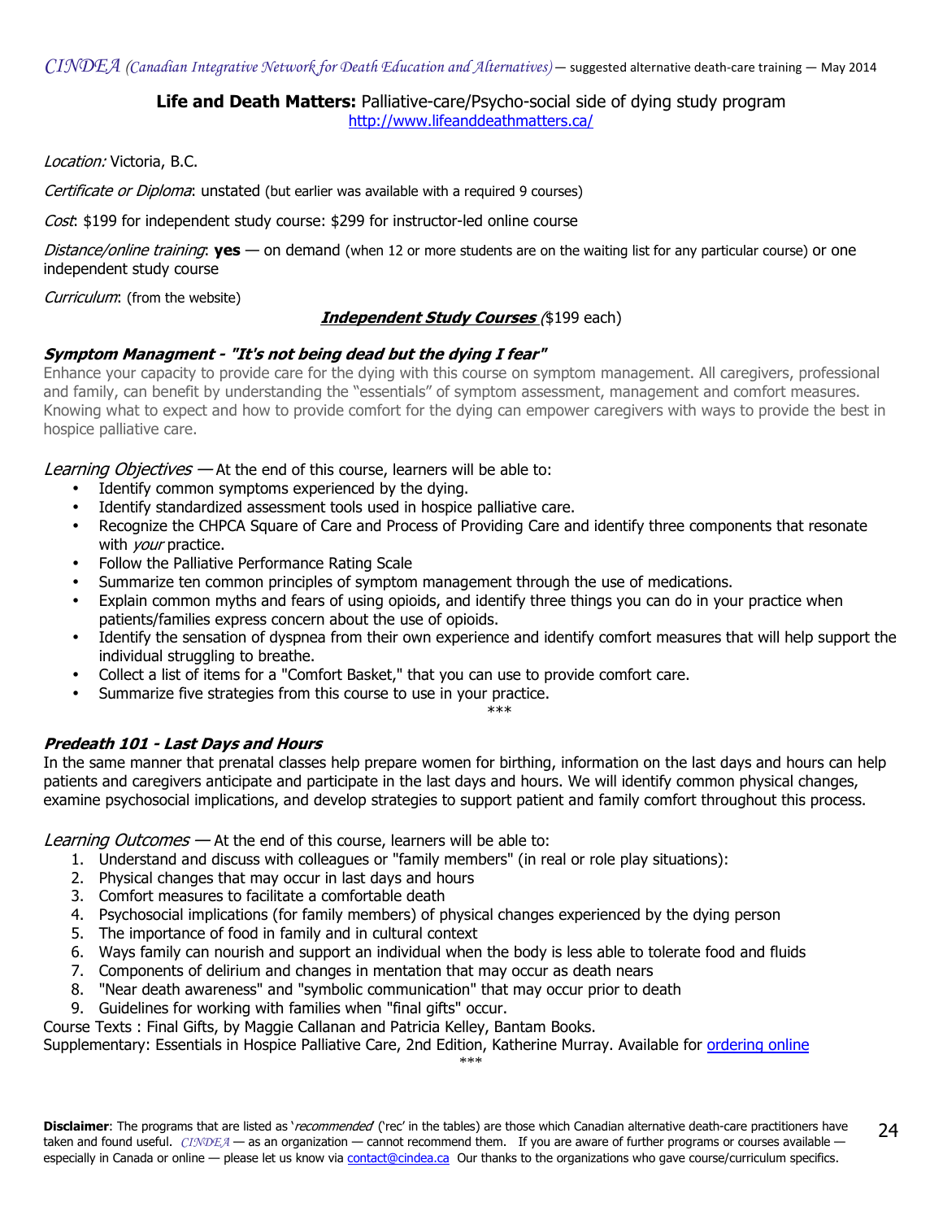**Life and Death Matters:** Palliative-care/Psycho-social side of dying study program
http://www.lifeanddeathmatters.ca/

*Location:* Victoria, B.C.

*Certificate or Diploma*: unstated (but earlier was available with a required 9 courses)

*Cost*: $199 for independent study course: $299 for instructor-led online course

*Distance/online training*: **yes** — on demand (when 12 or more students are on the waiting list for any particular course) or one independent study course

*Curriculum*: (from the website)

***Independent Study Courses*** ($199 each)

***Symptom Managment - "It's not being dead but the dying I fear"***

Enhance your capacity to provide care for the dying with this course on symptom management. All caregivers, professional and family, can benefit by understanding the "essentials" of symptom assessment, management and comfort measures. Knowing what to expect and how to provide comfort for the dying can empower caregivers with ways to provide the best in hospice palliative care.

*Learning Objectives* — At the end of this course, learners will be able to:

- Identify common symptoms experienced by the dying.
- Identify standardized assessment tools used in hospice palliative care.
- Recognize the CHPCA Square of Care and Process of Providing Care and identify three components that resonate with *your* practice.
- Follow the Palliative Performance Rating Scale
- Summarize ten common principles of symptom management through the use of medications.
- Explain common myths and fears of using opioids, and identify three things you can do in your practice when patients/families express concern about the use of opioids.
- Identify the sensation of dyspnea from their own experience and identify comfort measures that will help support the individual struggling to breathe.
- Collect a list of items for a "Comfort Basket," that you can use to provide comfort care.
- Summarize five strategies from this course to use in your practice.

\*\*\*

***Predeath 101 - Last Days and Hours***

In the same manner that prenatal classes help prepare women for birthing, information on the last days and hours can help patients and caregivers anticipate and participate in the last days and hours. We will identify common physical changes, examine psychosocial implications, and develop strategies to support patient and family comfort throughout this process.

*Learning Outcomes* — At the end of this course, learners will be able to:

1. Understand and discuss with colleagues or "family members" (in real or role play situations):
2. Physical changes that may occur in last days and hours
3. Comfort measures to facilitate a comfortable death
4. Psychosocial implications (for family members) of physical changes experienced by the dying person
5. The importance of food in family and in cultural context
6. Ways family can nourish and support an individual when the body is less able to tolerate food and fluids
7. Components of delirium and changes in mentation that may occur as death nears
8. "Near death awareness" and "symbolic communication" that may occur prior to death
9. Guidelines for working with families when "final gifts" occur.

Course Texts : Final Gifts, by Maggie Callanan and Patricia Kelley, Bantam Books.
Supplementary: Essentials in Hospice Palliative Care, 2nd Edition, Katherine Murray. Available for ordering online

\*\*\*

**Disclaimer**: The programs that are listed as '*recommended*' ('rec' in the tables) are those which Canadian alternative death-care practitioners have taken and found useful. *CINDEA* — as an organization — cannot recommend them. If you are aware of further programs or courses available — especially in Canada or online — please let us know via contact@cindea.ca Our thanks to the organizations who gave course/curriculum specifics.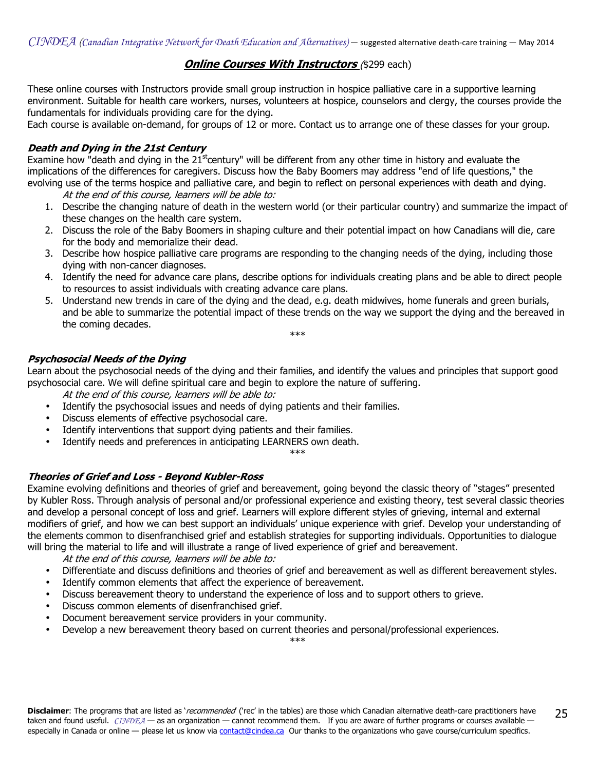## ***Online Courses With Instructors*** ($299 each)

These online courses with Instructors provide small group instruction in hospice palliative care in a supportive learning environment. Suitable for health care workers, nurses, volunteers at hospice, counselors and clergy, the courses provide the fundamentals for individuals providing care for the dying.

Each course is available on-demand, for groups of 12 or more. Contact us to arrange one of these classes for your group.

### ***Death and Dying in the 21st Century***

Examine how "death and dying in the 21st century" will be different from any other time in history and evaluate the implications of the differences for caregivers. Discuss how the Baby Boomers may address "end of life questions," the evolving use of the terms hospice and palliative care, and begin to reflect on personal experiences with death and dying.

*At the end of this course, learners will be able to:*

1. Describe the changing nature of death in the western world (or their particular country) and summarize the impact of these changes on the health care system.
2. Discuss the role of the Baby Boomers in shaping culture and their potential impact on how Canadians will die, care for the body and memorialize their dead.
3. Describe how hospice palliative care programs are responding to the changing needs of the dying, including those dying with non-cancer diagnoses.
4. Identify the need for advance care plans, describe options for individuals creating plans and be able to direct people to resources to assist individuals with creating advance care plans.
5. Understand new trends in care of the dying and the dead, e.g. death midwives, home funerals and green burials, and be able to summarize the potential impact of these trends on the way we support the dying and the bereaved in the coming decades.

\*\*\*

### ***Psychosocial Needs of the Dying***

Learn about the psychosocial needs of the dying and their families, and identify the values and principles that support good psychosocial care. We will define spiritual care and begin to explore the nature of suffering.

*At the end of this course, learners will be able to:*

- Identify the psychosocial issues and needs of dying patients and their families.
- Discuss elements of effective psychosocial care.
- Identify interventions that support dying patients and their families.
- Identify needs and preferences in anticipating LEARNERS own death.

\*\*\*

### ***Theories of Grief and Loss - Beyond Kubler-Ross***

Examine evolving definitions and theories of grief and bereavement, going beyond the classic theory of "stages" presented by Kubler Ross. Through analysis of personal and/or professional experience and existing theory, test several classic theories and develop a personal concept of loss and grief. Learners will explore different styles of grieving, internal and external modifiers of grief, and how we can best support an individuals' unique experience with grief. Develop your understanding of the elements common to disenfranchised grief and establish strategies for supporting individuals. Opportunities to dialogue will bring the material to life and will illustrate a range of lived experience of grief and bereavement.

*At the end of this course, learners will be able to:*

- Differentiate and discuss definitions and theories of grief and bereavement as well as different bereavement styles.
- Identify common elements that affect the experience of bereavement.
- Discuss bereavement theory to understand the experience of loss and to support others to grieve.
- Discuss common elements of disenfranchised grief.
- Document bereavement service providers in your community.
- Develop a new bereavement theory based on current theories and personal/professional experiences.

\*\*\*

**Disclaimer**: The programs that are listed as '*recommended*' ('rec' in the tables) are those which Canadian alternative death-care practitioners have taken and found useful. *CINDEA* — as an organization — cannot recommend them. If you are aware of further programs or courses available — especially in Canada or online — please let us know via contact@cindea.ca Our thanks to the organizations who gave course/curriculum specifics.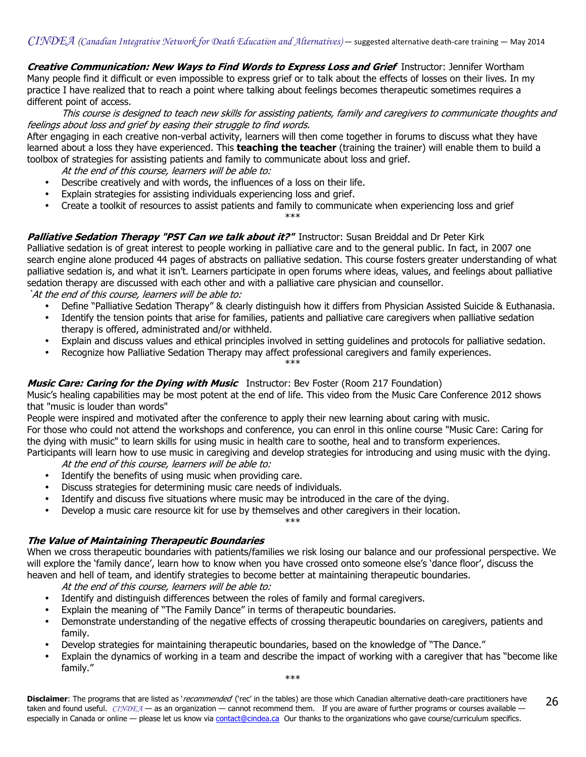***Creative Communication: New Ways to Find Words to Express Loss and Grief*** Instructor: Jennifer Wortham
Many people find it difficult or even impossible to express grief or to talk about the effects of losses on their lives. In my practice I have realized that to reach a point where talking about feelings becomes therapeutic sometimes requires a different point of access.

*This course is designed to teach new skills for assisting patients, family and caregivers to communicate thoughts and feelings about loss and grief by easing their struggle to find words.*

After engaging in each creative non-verbal activity, learners will then come together in forums to discuss what they have learned about a loss they have experienced. This **teaching the teacher** (training the trainer) will enable them to build a toolbox of strategies for assisting patients and family to communicate about loss and grief.

*At the end of this course, learners will be able to:*

- Describe creatively and with words, the influences of a loss on their life.
- Explain strategies for assisting individuals experiencing loss and grief.
- Create a toolkit of resources to assist patients and family to communicate when experiencing loss and grief

***

***Palliative Sedation Therapy "PST Can we talk about it?"*** Instructor: Susan Breiddal and Dr Peter Kirk
Palliative sedation is of great interest to people working in palliative care and to the general public. In fact, in 2007 one search engine alone produced 44 pages of abstracts on palliative sedation. This course fosters greater understanding of what palliative sedation is, and what it isn't. Learners participate in open forums where ideas, values, and feelings about palliative sedation therapy are discussed with each other and with a palliative care physician and counsellor.

*`At the end of this course, learners will be able to:*

- Define "Palliative Sedation Therapy" & clearly distinguish how it differs from Physician Assisted Suicide & Euthanasia.
- Identify the tension points that arise for families, patients and palliative care caregivers when palliative sedation therapy is offered, administrated and/or withheld.
- Explain and discuss values and ethical principles involved in setting guidelines and protocols for palliative sedation.
- Recognize how Palliative Sedation Therapy may affect professional caregivers and family experiences.

***

***Music Care: Caring for the Dying with Music*** Instructor: Bev Foster (Room 217 Foundation)
Music's healing capabilities may be most potent at the end of life. This video from the Music Care Conference 2012 shows that "music is louder than words"

People were inspired and motivated after the conference to apply their new learning about caring with music.
For those who could not attend the workshops and conference, you can enrol in this online course "Music Care: Caring for the dying with music" to learn skills for using music in health care to soothe, heal and to transform experiences.
Participants will learn how to use music in caregiving and develop strategies for introducing and using music with the dying.

*At the end of this course, learners will be able to:*

- Identify the benefits of using music when providing care.
- Discuss strategies for determining music care needs of individuals.
- Identify and discuss five situations where music may be introduced in the care of the dying.
- Develop a music care resource kit for use by themselves and other caregivers in their location.

***

***The Value of Maintaining Therapeutic Boundaries***
When we cross therapeutic boundaries with patients/families we risk losing our balance and our professional perspective. We will explore the 'family dance', learn how to know when you have crossed onto someone else's 'dance floor', discuss the heaven and hell of team, and identify strategies to become better at maintaining therapeutic boundaries.

*At the end of this course, learners will be able to:*

- Identify and distinguish differences between the roles of family and formal caregivers.
- Explain the meaning of "The Family Dance" in terms of therapeutic boundaries.
- Demonstrate understanding of the negative effects of crossing therapeutic boundaries on caregivers, patients and family.
- Develop strategies for maintaining therapeutic boundaries, based on the knowledge of "The Dance."
- Explain the dynamics of working in a team and describe the impact of working with a caregiver that has "become like family."

***

**Disclaimer**: The programs that are listed as '*recommended*' ('rec' in the tables) are those which Canadian alternative death-care practitioners have taken and found useful. *CINDEA* — as an organization — cannot recommend them. If you are aware of further programs or courses available — especially in Canada or online — please let us know via contact@cindea.ca Our thanks to the organizations who gave course/curriculum specifics.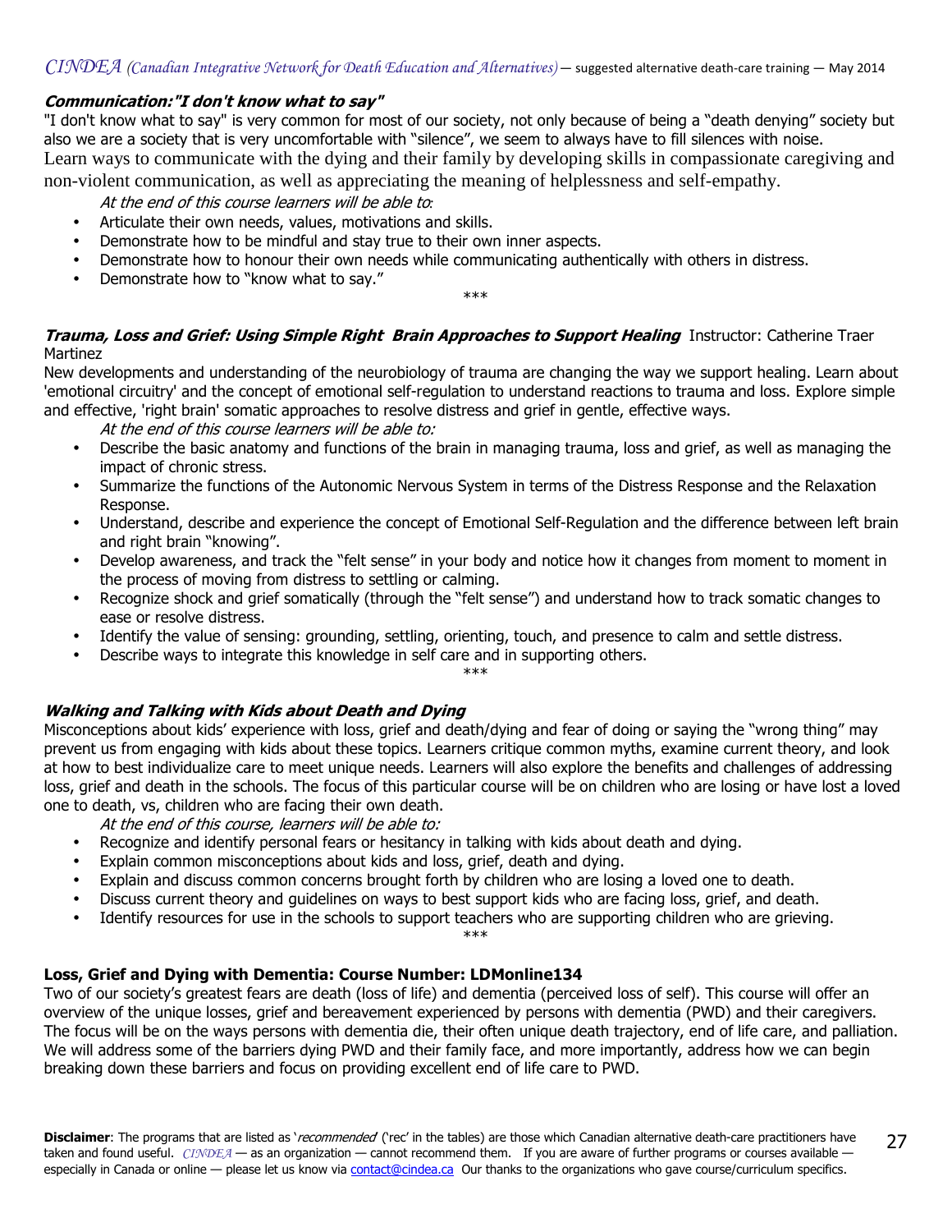### ***Communication:"I don't know what to say"***

"I don't know what to say" is very common for most of our society, not only because of being a "death denying" society but also we are a society that is very uncomfortable with "silence", we seem to always have to fill silences with noise.
Learn ways to communicate with the dying and their family by developing skills in compassionate caregiving and non-violent communication, as well as appreciating the meaning of helplessness and self-empathy.

*At the end of this course learners will be able to:*

- Articulate their own needs, values, motivations and skills.
- Demonstrate how to be mindful and stay true to their own inner aspects.
- Demonstrate how to honour their own needs while communicating authentically with others in distress.
- Demonstrate how to "know what to say."

\*\*\*

### ***Trauma, Loss and Grief: Using Simple Right Brain Approaches to Support Healing*** Instructor: Catherine Traer Martinez

New developments and understanding of the neurobiology of trauma are changing the way we support healing. Learn about 'emotional circuitry' and the concept of emotional self-regulation to understand reactions to trauma and loss. Explore simple and effective, 'right brain' somatic approaches to resolve distress and grief in gentle, effective ways.

*At the end of this course learners will be able to:*

- Describe the basic anatomy and functions of the brain in managing trauma, loss and grief, as well as managing the impact of chronic stress.
- Summarize the functions of the Autonomic Nervous System in terms of the Distress Response and the Relaxation Response.
- Understand, describe and experience the concept of Emotional Self-Regulation and the difference between left brain and right brain "knowing".
- Develop awareness, and track the "felt sense" in your body and notice how it changes from moment to moment in the process of moving from distress to settling or calming.
- Recognize shock and grief somatically (through the "felt sense") and understand how to track somatic changes to ease or resolve distress.
- Identify the value of sensing: grounding, settling, orienting, touch, and presence to calm and settle distress.
- Describe ways to integrate this knowledge in self care and in supporting others.

\*\*\*

### ***Walking and Talking with Kids about Death and Dying***

Misconceptions about kids' experience with loss, grief and death/dying and fear of doing or saying the "wrong thing" may prevent us from engaging with kids about these topics. Learners critique common myths, examine current theory, and look at how to best individualize care to meet unique needs. Learners will also explore the benefits and challenges of addressing loss, grief and death in the schools. The focus of this particular course will be on children who are losing or have lost a loved one to death, vs, children who are facing their own death.

*At the end of this course, learners will be able to:*

- Recognize and identify personal fears or hesitancy in talking with kids about death and dying.
- Explain common misconceptions about kids and loss, grief, death and dying.
- Explain and discuss common concerns brought forth by children who are losing a loved one to death.
- Discuss current theory and guidelines on ways to best support kids who are facing loss, grief, and death.
- Identify resources for use in the schools to support teachers who are supporting children who are grieving.

\*\*\*

### **Loss, Grief and Dying with Dementia: Course Number: LDMonline134**

Two of our society's greatest fears are death (loss of life) and dementia (perceived loss of self). This course will offer an overview of the unique losses, grief and bereavement experienced by persons with dementia (PWD) and their caregivers. The focus will be on the ways persons with dementia die, their often unique death trajectory, end of life care, and palliation. We will address some of the barriers dying PWD and their family face, and more importantly, address how we can begin breaking down these barriers and focus on providing excellent end of life care to PWD.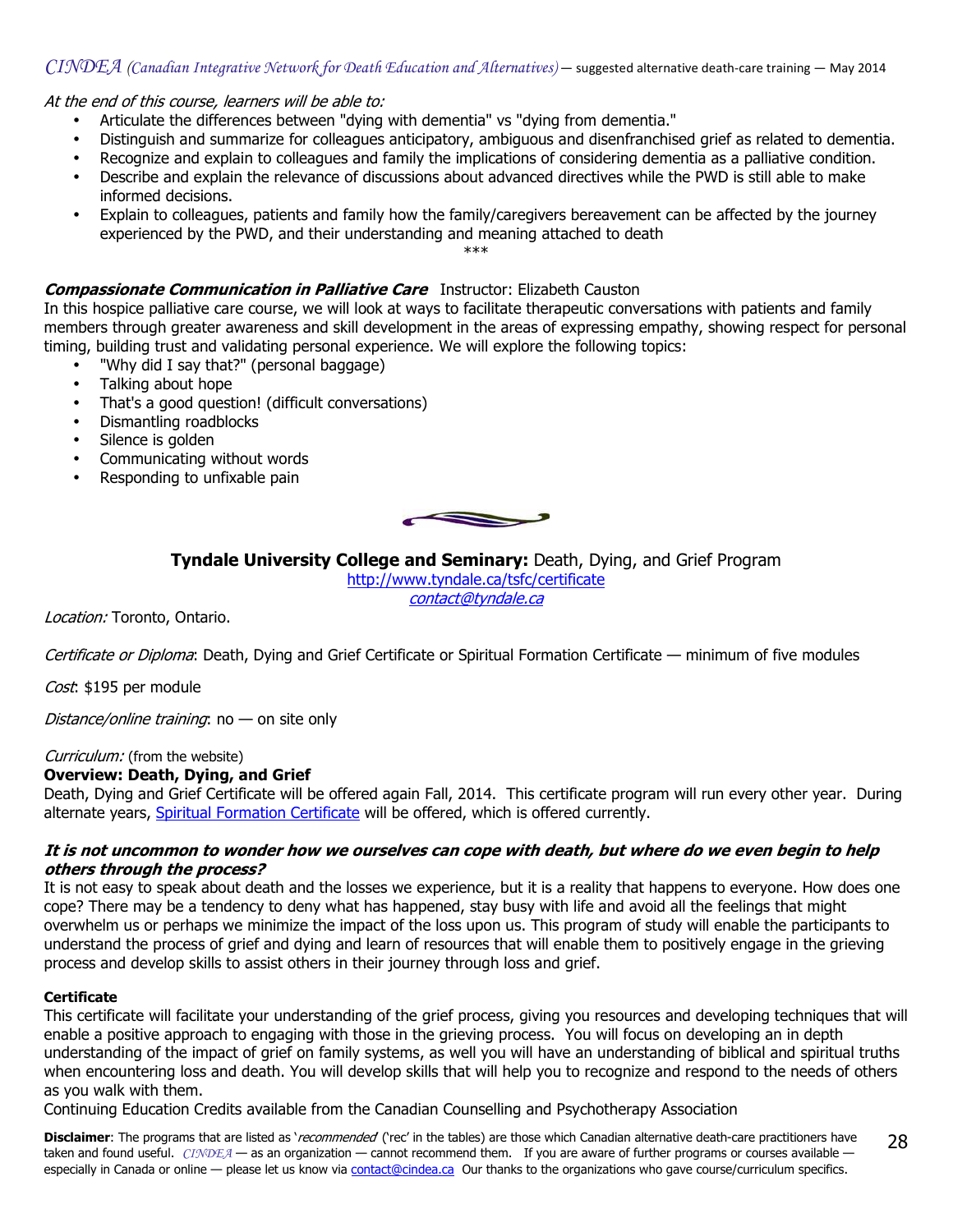*At the end of this course, learners will be able to:*

- Articulate the differences between "dying with dementia" vs "dying from dementia."
- Distinguish and summarize for colleagues anticipatory, ambiguous and disenfranchised grief as related to dementia.
- Recognize and explain to colleagues and family the implications of considering dementia as a palliative condition.
- Describe and explain the relevance of discussions about advanced directives while the PWD is still able to make informed decisions.
- Explain to colleagues, patients and family how the family/caregivers bereavement can be affected by the journey experienced by the PWD, and their understanding and meaning attached to death

\*\*\*

***Compassionate Communication in Palliative Care*** Instructor: Elizabeth Causton

In this hospice palliative care course, we will look at ways to facilitate therapeutic conversations with patients and family members through greater awareness and skill development in the areas of expressing empathy, showing respect for personal timing, building trust and validating personal experience. We will explore the following topics:

- "Why did I say that?" (personal baggage)
- Talking about hope
- That's a good question! (difficult conversations)
- Dismantling roadblocks
- Silence is golden
- Communicating without words
- Responding to unfixable pain

## **Tyndale University College and Seminary:** Death, Dying, and Grief Program

http://www.tyndale.ca/tsfc/certificate
*contact@tyndale.ca*

*Location:* Toronto, Ontario.

*Certificate or Diploma*: Death, Dying and Grief Certificate or Spiritual Formation Certificate — minimum of five modules

*Cost*: $195 per module

*Distance/online training*: no — on site only

*Curriculum:* (from the website)

**Overview: Death, Dying, and Grief**

Death, Dying and Grief Certificate will be offered again Fall, 2014. This certificate program will run every other year. During alternate years, Spiritual Formation Certificate will be offered, which is offered currently.

***It is not uncommon to wonder how we ourselves can cope with death, but where do we even begin to help others through the process?***

It is not easy to speak about death and the losses we experience, but it is a reality that happens to everyone. How does one cope? There may be a tendency to deny what has happened, stay busy with life and avoid all the feelings that might overwhelm us or perhaps we minimize the impact of the loss upon us. This program of study will enable the participants to understand the process of grief and dying and learn of resources that will enable them to positively engage in the grieving process and develop skills to assist others in their journey through loss and grief.

**Certificate**

This certificate will facilitate your understanding of the grief process, giving you resources and developing techniques that will enable a positive approach to engaging with those in the grieving process. You will focus on developing an in depth understanding of the impact of grief on family systems, as well you will have an understanding of biblical and spiritual truths when encountering loss and death. You will develop skills that will help you to recognize and respond to the needs of others as you walk with them.

Continuing Education Credits available from the Canadian Counselling and Psychotherapy Association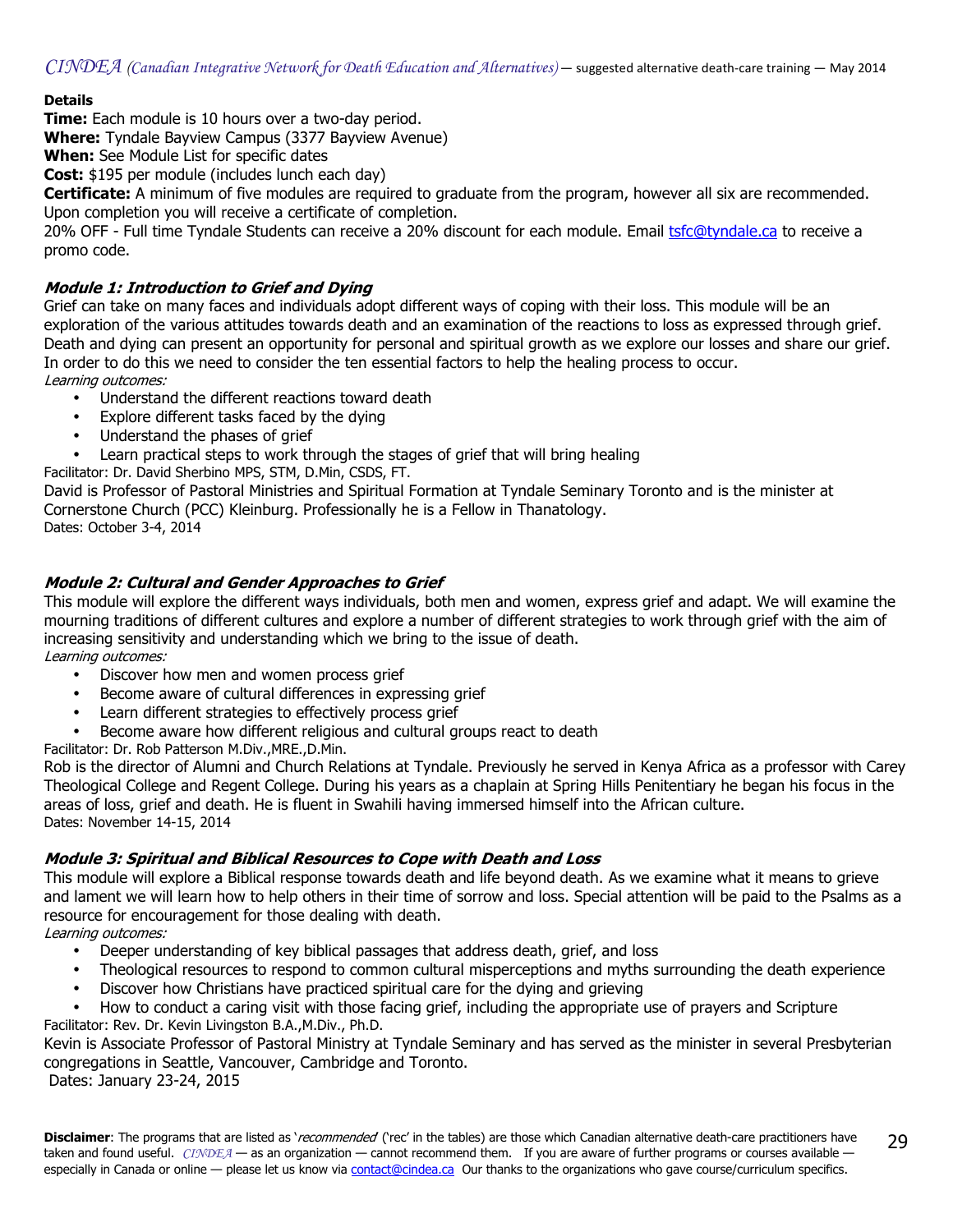**Details**

**Time:** Each module is 10 hours over a two-day period.
**Where:** Tyndale Bayview Campus (3377 Bayview Avenue)
**When:** See Module List for specific dates
**Cost:** $195 per module (includes lunch each day)
**Certificate:** A minimum of five modules are required to graduate from the program, however all six are recommended. Upon completion you will receive a certificate of completion.
20% OFF - Full time Tyndale Students can receive a 20% discount for each module. Email tsfc@tyndale.ca to receive a promo code.

### *Module 1: Introduction to Grief and Dying*

Grief can take on many faces and individuals adopt different ways of coping with their loss. This module will be an exploration of the various attitudes towards death and an examination of the reactions to loss as expressed through grief. Death and dying can present an opportunity for personal and spiritual growth as we explore our losses and share our grief. In order to do this we need to consider the ten essential factors to help the healing process to occur.

*Learning outcomes:*

- Understand the different reactions toward death
- Explore different tasks faced by the dying
- Understand the phases of grief
- Learn practical steps to work through the stages of grief that will bring healing

Facilitator: Dr. David Sherbino MPS, STM, D.Min, CSDS, FT.
David is Professor of Pastoral Ministries and Spiritual Formation at Tyndale Seminary Toronto and is the minister at Cornerstone Church (PCC) Kleinburg. Professionally he is a Fellow in Thanatology.
Dates: October 3-4, 2014

### *Module 2: Cultural and Gender Approaches to Grief*

This module will explore the different ways individuals, both men and women, express grief and adapt. We will examine the mourning traditions of different cultures and explore a number of different strategies to work through grief with the aim of increasing sensitivity and understanding which we bring to the issue of death.

*Learning outcomes:*

- Discover how men and women process grief
- Become aware of cultural differences in expressing grief
- Learn different strategies to effectively process grief
- Become aware how different religious and cultural groups react to death

Facilitator: Dr. Rob Patterson M.Div.,MRE.,D.Min.
Rob is the director of Alumni and Church Relations at Tyndale. Previously he served in Kenya Africa as a professor with Carey Theological College and Regent College. During his years as a chaplain at Spring Hills Penitentiary he began his focus in the areas of loss, grief and death. He is fluent in Swahili having immersed himself into the African culture.
Dates: November 14-15, 2014

### *Module 3: Spiritual and Biblical Resources to Cope with Death and Loss*

This module will explore a Biblical response towards death and life beyond death. As we examine what it means to grieve and lament we will learn how to help others in their time of sorrow and loss. Special attention will be paid to the Psalms as a resource for encouragement for those dealing with death.

*Learning outcomes:*

- Deeper understanding of key biblical passages that address death, grief, and loss
- Theological resources to respond to common cultural misperceptions and myths surrounding the death experience
- Discover how Christians have practiced spiritual care for the dying and grieving
- How to conduct a caring visit with those facing grief, including the appropriate use of prayers and Scripture

Facilitator: Rev. Dr. Kevin Livingston B.A.,M.Div., Ph.D.
Kevin is Associate Professor of Pastoral Ministry at Tyndale Seminary and has served as the minister in several Presbyterian congregations in Seattle, Vancouver, Cambridge and Toronto.
Dates: January 23-24, 2015

**Disclaimer**: The programs that are listed as '*recommended*' ('rec' in the tables) are those which Canadian alternative death-care practitioners have taken and found useful. *CINDEA* — as an organization — cannot recommend them. If you are aware of further programs or courses available — especially in Canada or online — please let us know via contact@cindea.ca Our thanks to the organizations who gave course/curriculum specifics.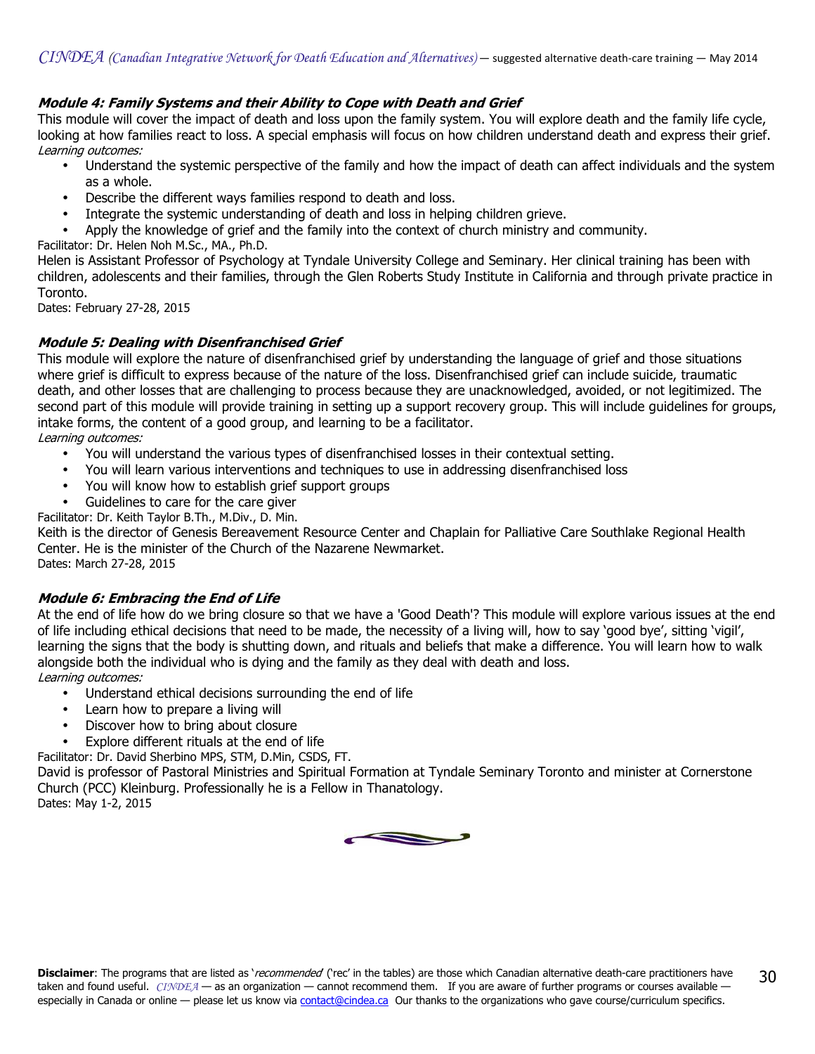### ***Module 4: Family Systems and their Ability to Cope with Death and Grief***

This module will cover the impact of death and loss upon the family system. You will explore death and the family life cycle, looking at how families react to loss. A special emphasis will focus on how children understand death and express their grief.

*Learning outcomes:*

- Understand the systemic perspective of the family and how the impact of death can affect individuals and the system as a whole.
- Describe the different ways families respond to death and loss.
- Integrate the systemic understanding of death and loss in helping children grieve.
- Apply the knowledge of grief and the family into the context of church ministry and community.

Facilitator: Dr. Helen Noh M.Sc., MA., Ph.D.

Helen is Assistant Professor of Psychology at Tyndale University College and Seminary. Her clinical training has been with children, adolescents and their families, through the Glen Roberts Study Institute in California and through private practice in Toronto.

Dates: February 27-28, 2015

### ***Module 5: Dealing with Disenfranchised Grief***

This module will explore the nature of disenfranchised grief by understanding the language of grief and those situations where grief is difficult to express because of the nature of the loss. Disenfranchised grief can include suicide, traumatic death, and other losses that are challenging to process because they are unacknowledged, avoided, or not legitimized. The second part of this module will provide training in setting up a support recovery group. This will include guidelines for groups, intake forms, the content of a good group, and learning to be a facilitator.

*Learning outcomes:*

- You will understand the various types of disenfranchised losses in their contextual setting.
- You will learn various interventions and techniques to use in addressing disenfranchised loss
- You will know how to establish grief support groups
- Guidelines to care for the care giver

Facilitator: Dr. Keith Taylor B.Th., M.Div., D. Min.

Keith is the director of Genesis Bereavement Resource Center and Chaplain for Palliative Care Southlake Regional Health Center. He is the minister of the Church of the Nazarene Newmarket.

Dates: March 27-28, 2015

### ***Module 6: Embracing the End of Life***

At the end of life how do we bring closure so that we have a 'Good Death'? This module will explore various issues at the end of life including ethical decisions that need to be made, the necessity of a living will, how to say 'good bye', sitting 'vigil', learning the signs that the body is shutting down, and rituals and beliefs that make a difference. You will learn how to walk alongside both the individual who is dying and the family as they deal with death and loss.

*Learning outcomes:*

- Understand ethical decisions surrounding the end of life
- Learn how to prepare a living will
- Discover how to bring about closure
- Explore different rituals at the end of life

Facilitator: Dr. David Sherbino MPS, STM, D.Min, CSDS, FT.

David is professor of Pastoral Ministries and Spiritual Formation at Tyndale Seminary Toronto and minister at Cornerstone Church (PCC) Kleinburg. Professionally he is a Fellow in Thanatology.

Dates: May 1-2, 2015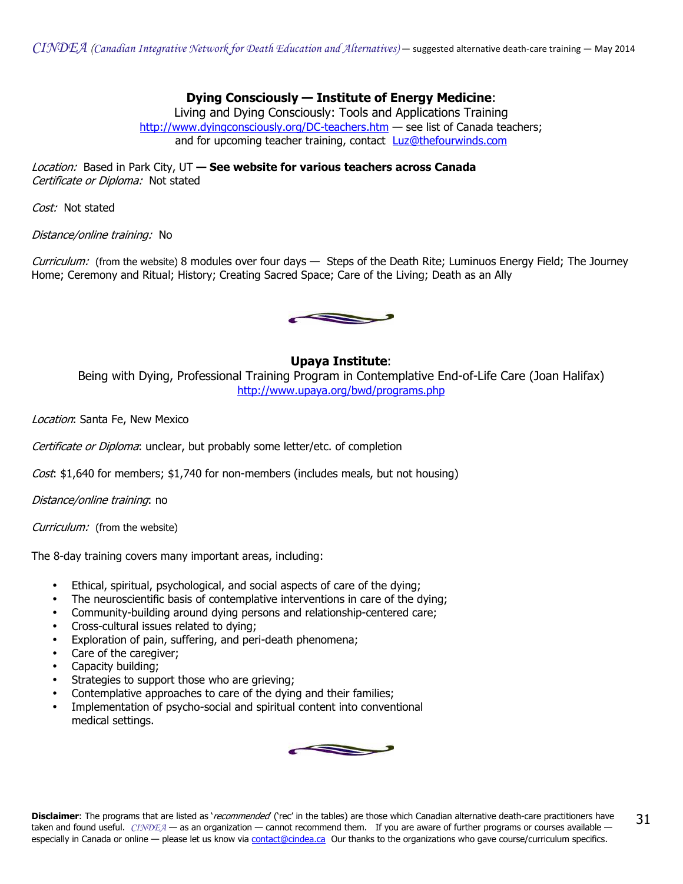**Dying Consciously — Institute of Energy Medicine**:
Living and Dying Consciously: Tools and Applications Training
http://www.dyingconsciously.org/DC-teachers.htm — see list of Canada teachers;
and for upcoming teacher training, contact Luz@thefourwinds.com

*Location:* Based in Park City, UT **— See website for various teachers across Canada**
*Certificate or Diploma:* Not stated

*Cost:* Not stated

*Distance/online training:* No

*Curriculum:* (from the website) 8 modules over four days — Steps of the Death Rite; Luminuos Energy Field; The Journey Home; Ceremony and Ritual; History; Creating Sacred Space; Care of the Living; Death as an Ally

**Upaya Institute**:
Being with Dying, Professional Training Program in Contemplative End-of-Life Care (Joan Halifax)
http://www.upaya.org/bwd/programs.php

*Location*: Santa Fe, New Mexico

*Certificate or Diploma*: unclear, but probably some letter/etc. of completion

*Cost*: $1,640 for members; $1,740 for non-members (includes meals, but not housing)

*Distance/online training*: no

*Curriculum:* (from the website)

The 8-day training covers many important areas, including:

- Ethical, spiritual, psychological, and social aspects of care of the dying;
- The neuroscientific basis of contemplative interventions in care of the dying;
- Community-building around dying persons and relationship-centered care;
- Cross-cultural issues related to dying;
- Exploration of pain, suffering, and peri-death phenomena;
- Care of the caregiver;
- Capacity building;
- Strategies to support those who are grieving;
- Contemplative approaches to care of the dying and their families;
- Implementation of psycho-social and spiritual content into conventional medical settings.

**Disclaimer**: The programs that are listed as '*recommended*' ('rec' in the tables) are those which Canadian alternative death-care practitioners have taken and found useful. CINDEA — as an organization — cannot recommend them. If you are aware of further programs or courses available — especially in Canada or online — please let us know via contact@cindea.ca Our thanks to the organizations who gave course/curriculum specifics.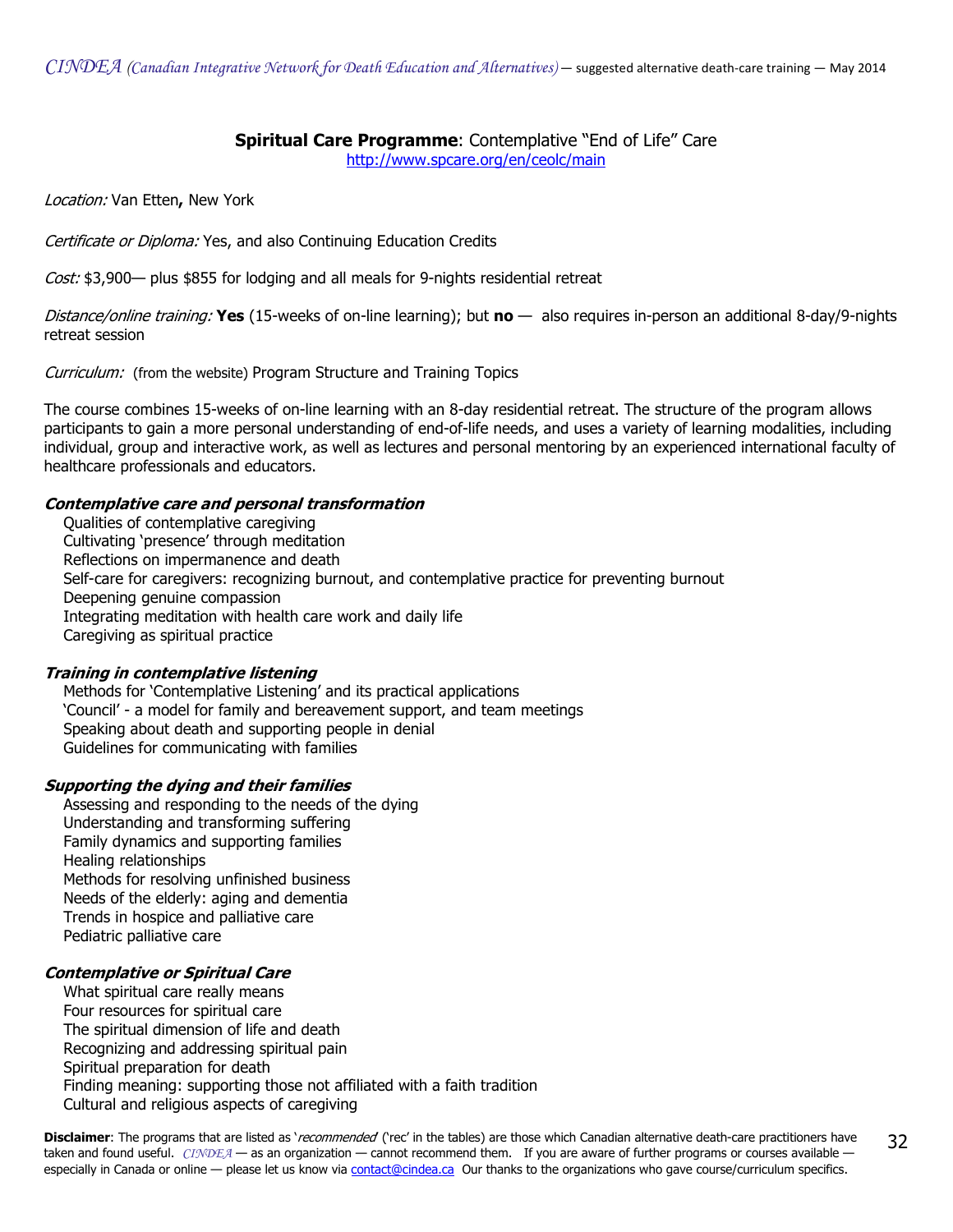**Spiritual Care Programme**: Contemplative "End of Life" Care
http://www.spcare.org/en/ceolc/main

*Location:* Van Etten**,** New York

*Certificate or Diploma:* Yes, and also Continuing Education Credits

*Cost:* $3,900— plus $855 for lodging and all meals for 9-nights residential retreat

*Distance/online training:* **Yes** (15-weeks of on-line learning); but **no** — also requires in-person an additional 8-day/9-nights retreat session

*Curriculum:* (from the website) Program Structure and Training Topics

The course combines 15-weeks of on-line learning with an 8-day residential retreat. The structure of the program allows participants to gain a more personal understanding of end-of-life needs, and uses a variety of learning modalities, including individual, group and interactive work, as well as lectures and personal mentoring by an experienced international faculty of healthcare professionals and educators.

***Contemplative care and personal transformation***

Qualities of contemplative caregiving
Cultivating 'presence' through meditation
Reflections on impermanence and death
Self-care for caregivers: recognizing burnout, and contemplative practice for preventing burnout
Deepening genuine compassion
Integrating meditation with health care work and daily life
Caregiving as spiritual practice

***Training in contemplative listening***

Methods for 'Contemplative Listening' and its practical applications
'Council' - a model for family and bereavement support, and team meetings
Speaking about death and supporting people in denial
Guidelines for communicating with families

***Supporting the dying and their families***

Assessing and responding to the needs of the dying
Understanding and transforming suffering
Family dynamics and supporting families
Healing relationships
Methods for resolving unfinished business
Needs of the elderly: aging and dementia
Trends in hospice and palliative care
Pediatric palliative care

***Contemplative or Spiritual Care***

What spiritual care really means
Four resources for spiritual care
The spiritual dimension of life and death
Recognizing and addressing spiritual pain
Spiritual preparation for death
Finding meaning: supporting those not affiliated with a faith tradition
Cultural and religious aspects of caregiving

**Disclaimer**: The programs that are listed as '*recommended*' ('rec' in the tables) are those which Canadian alternative death-care practitioners have taken and found useful. *CINDEA* — as an organization — cannot recommend them. If you are aware of further programs or courses available — especially in Canada or online — please let us know via contact@cindea.ca Our thanks to the organizations who gave course/curriculum specifics.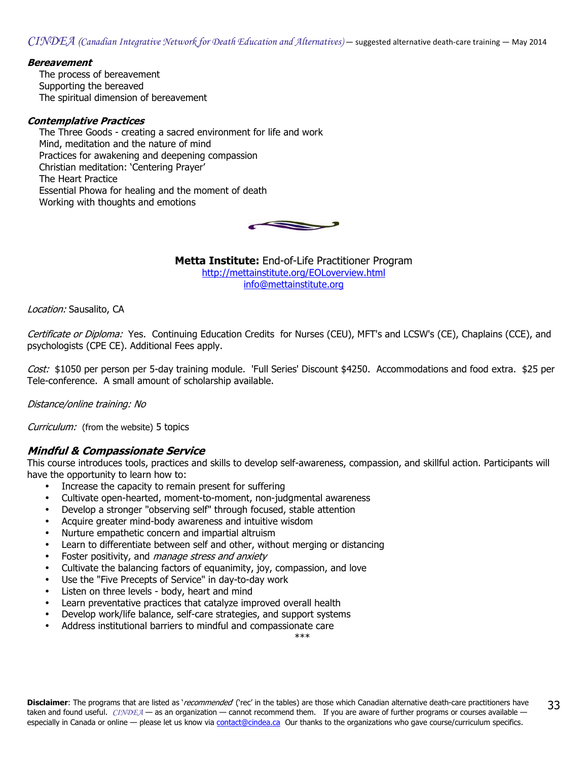***Bereavement***

The process of bereavement
Supporting the bereaved
The spiritual dimension of bereavement

***Contemplative Practices***

The Three Goods - creating a sacred environment for life and work
Mind, meditation and the nature of mind
Practices for awakening and deepening compassion
Christian meditation: 'Centering Prayer'
The Heart Practice
Essential Phowa for healing and the moment of death
Working with thoughts and emotions

**Metta Institute:** End-of-Life Practitioner Program
http://mettainstitute.org/EOLoverview.html
info@mettainstitute.org

*Location:* Sausalito, CA

*Certificate or Diploma:* Yes. Continuing Education Credits for Nurses (CEU), MFT's and LCSW's (CE), Chaplains (CCE), and psychologists (CPE CE). Additional Fees apply.

*Cost:* $1050 per person per 5-day training module. 'Full Series' Discount $4250. Accommodations and food extra. $25 per Tele-conference. A small amount of scholarship available.

*Distance/online training: No*

*Curriculum:* (from the website) 5 topics

### ***Mindful & Compassionate Service***

This course introduces tools, practices and skills to develop self-awareness, compassion, and skillful action. Participants will have the opportunity to learn how to:

- Increase the capacity to remain present for suffering
- Cultivate open-hearted, moment-to-moment, non-judgmental awareness
- Develop a stronger "observing self" through focused, stable attention
- Acquire greater mind-body awareness and intuitive wisdom
- Nurture empathetic concern and impartial altruism
- Learn to differentiate between self and other, without merging or distancing
- Foster positivity, and *manage stress and anxiety*
- Cultivate the balancing factors of equanimity, joy, compassion, and love
- Use the "Five Precepts of Service" in day-to-day work
- Listen on three levels - body, heart and mind
- Learn preventative practices that catalyze improved overall health
- Develop work/life balance, self-care strategies, and support systems
- Address institutional barriers to mindful and compassionate care

***

**Disclaimer**: The programs that are listed as '*recommended*' ('rec' in the tables) are those which Canadian alternative death-care practitioners have taken and found useful. *CINDEA* — as an organization — cannot recommend them. If you are aware of further programs or courses available — especially in Canada or online — please let us know via contact@cindea.ca Our thanks to the organizations who gave course/curriculum specifics.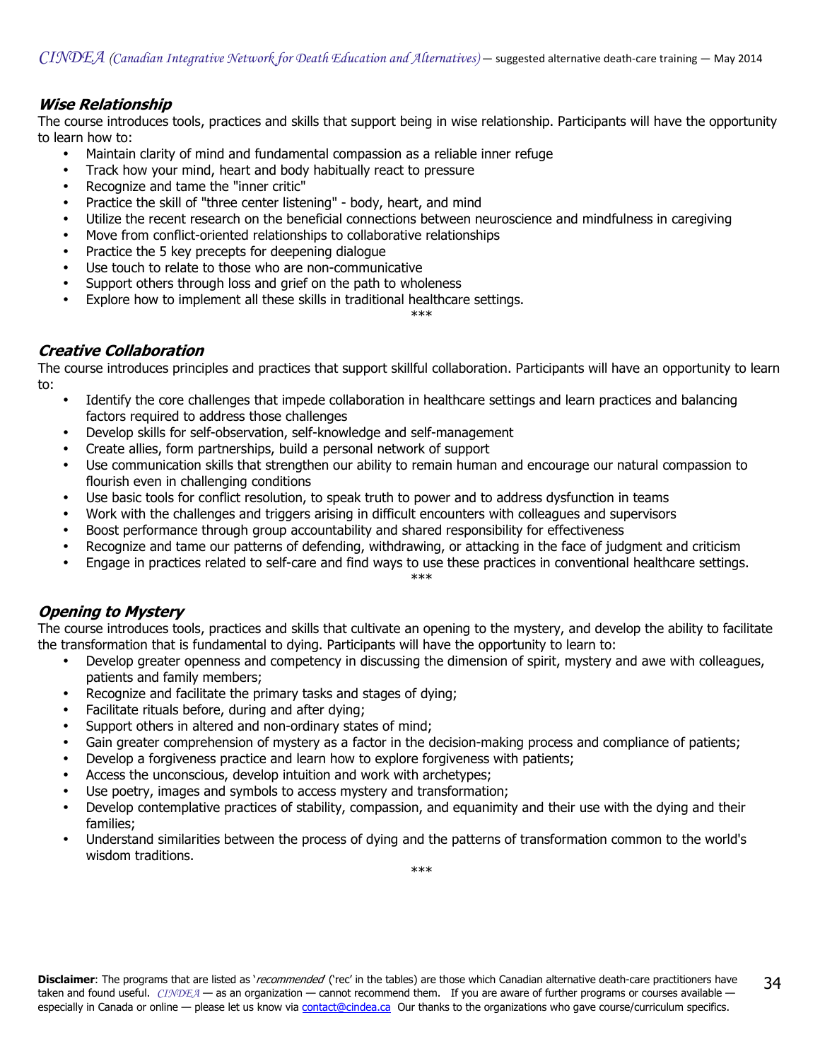### *Wise Relationship*

The course introduces tools, practices and skills that support being in wise relationship. Participants will have the opportunity to learn how to:

- Maintain clarity of mind and fundamental compassion as a reliable inner refuge
- Track how your mind, heart and body habitually react to pressure
- Recognize and tame the "inner critic"
- Practice the skill of "three center listening" - body, heart, and mind
- Utilize the recent research on the beneficial connections between neuroscience and mindfulness in caregiving
- Move from conflict-oriented relationships to collaborative relationships
- Practice the 5 key precepts for deepening dialogue
- Use touch to relate to those who are non-communicative
- Support others through loss and grief on the path to wholeness
- Explore how to implement all these skills in traditional healthcare settings.

\*\*\*

### *Creative Collaboration*

The course introduces principles and practices that support skillful collaboration. Participants will have an opportunity to learn to:

- Identify the core challenges that impede collaboration in healthcare settings and learn practices and balancing factors required to address those challenges
- Develop skills for self-observation, self-knowledge and self-management
- Create allies, form partnerships, build a personal network of support
- Use communication skills that strengthen our ability to remain human and encourage our natural compassion to flourish even in challenging conditions
- Use basic tools for conflict resolution, to speak truth to power and to address dysfunction in teams
- Work with the challenges and triggers arising in difficult encounters with colleagues and supervisors
- Boost performance through group accountability and shared responsibility for effectiveness
- Recognize and tame our patterns of defending, withdrawing, or attacking in the face of judgment and criticism
- Engage in practices related to self-care and find ways to use these practices in conventional healthcare settings.

\*\*\*

### *Opening to Mystery*

The course introduces tools, practices and skills that cultivate an opening to the mystery, and develop the ability to facilitate the transformation that is fundamental to dying. Participants will have the opportunity to learn to:

- Develop greater openness and competency in discussing the dimension of spirit, mystery and awe with colleagues, patients and family members;
- Recognize and facilitate the primary tasks and stages of dying;
- Facilitate rituals before, during and after dying;
- Support others in altered and non-ordinary states of mind;
- Gain greater comprehension of mystery as a factor in the decision-making process and compliance of patients;
- Develop a forgiveness practice and learn how to explore forgiveness with patients;
- Access the unconscious, develop intuition and work with archetypes;
- Use poetry, images and symbols to access mystery and transformation;
- Develop contemplative practices of stability, compassion, and equanimity and their use with the dying and their families;
- Understand similarities between the process of dying and the patterns of transformation common to the world's wisdom traditions.

\*\*\*

**Disclaimer**: The programs that are listed as '*recommended*' ('rec' in the tables) are those which Canadian alternative death-care practitioners have taken and found useful. *CINDEA* — as an organization — cannot recommend them. If you are aware of further programs or courses available — especially in Canada or online — please let us know via contact@cindea.ca Our thanks to the organizations who gave course/curriculum specifics.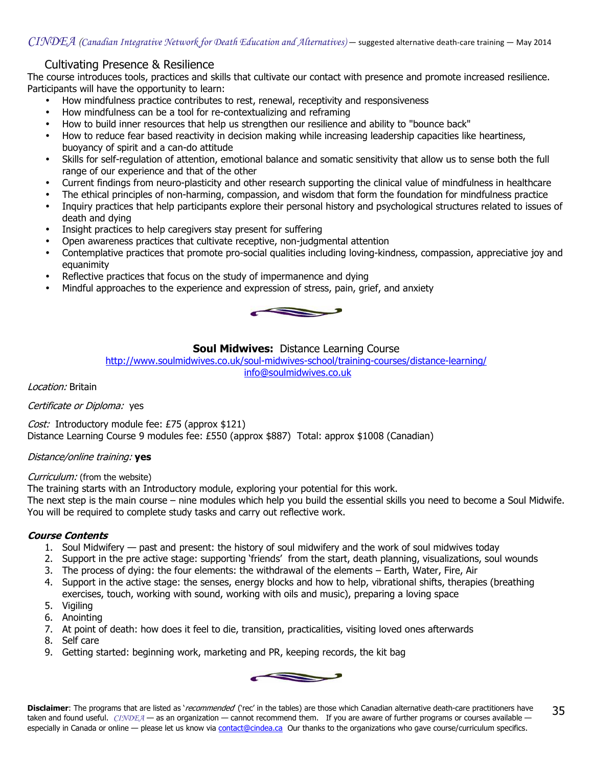## Cultivating Presence & Resilience

The course introduces tools, practices and skills that cultivate our contact with presence and promote increased resilience. Participants will have the opportunity to learn:

- How mindfulness practice contributes to rest, renewal, receptivity and responsiveness
- How mindfulness can be a tool for re-contextualizing and reframing
- How to build inner resources that help us strengthen our resilience and ability to "bounce back"
- How to reduce fear based reactivity in decision making while increasing leadership capacities like heartiness, buoyancy of spirit and a can-do attitude
- Skills for self-regulation of attention, emotional balance and somatic sensitivity that allow us to sense both the full range of our experience and that of the other
- Current findings from neuro-plasticity and other research supporting the clinical value of mindfulness in healthcare
- The ethical principles of non-harming, compassion, and wisdom that form the foundation for mindfulness practice
- Inquiry practices that help participants explore their personal history and psychological structures related to issues of death and dying
- Insight practices to help caregivers stay present for suffering
- Open awareness practices that cultivate receptive, non-judgmental attention
- Contemplative practices that promote pro-social qualities including loving-kindness, compassion, appreciative joy and equanimity
- Reflective practices that focus on the study of impermanence and dying
- Mindful approaches to the experience and expression of stress, pain, grief, and anxiety

## **Soul Midwives:** Distance Learning Course

http://www.soulmidwives.co.uk/soul-midwives-school/training-courses/distance-learning/
info@soulmidwives.co.uk

*Location:* Britain

*Certificate or Diploma:* yes

*Cost:* Introductory module fee: £75 (approx $121)
Distance Learning Course 9 modules fee: £550 (approx $887) Total: approx $1008 (Canadian)

*Distance/online training:* **yes**

*Curriculum:* (from the website)
The training starts with an Introductory module, exploring your potential for this work.
The next step is the main course – nine modules which help you build the essential skills you need to become a Soul Midwife. You will be required to complete study tasks and carry out reflective work.

***Course Contents***

1. Soul Midwifery — past and present: the history of soul midwifery and the work of soul midwives today
2. Support in the pre active stage: supporting 'friends' from the start, death planning, visualizations, soul wounds
3. The process of dying: the four elements: the withdrawal of the elements – Earth, Water, Fire, Air
4. Support in the active stage: the senses, energy blocks and how to help, vibrational shifts, therapies (breathing exercises, touch, working with sound, working with oils and music), preparing a loving space
5. Vigiling
6. Anointing
7. At point of death: how does it feel to die, transition, practicalities, visiting loved ones afterwards
8. Self care
9. Getting started: beginning work, marketing and PR, keeping records, the kit bag

**Disclaimer**: The programs that are listed as '*recommended*' ('rec' in the tables) are those which Canadian alternative death-care practitioners have taken and found useful. CINDEA — as an organization — cannot recommend them. If you are aware of further programs or courses available — especially in Canada or online — please let us know via contact@cindea.ca Our thanks to the organizations who gave course/curriculum specifics.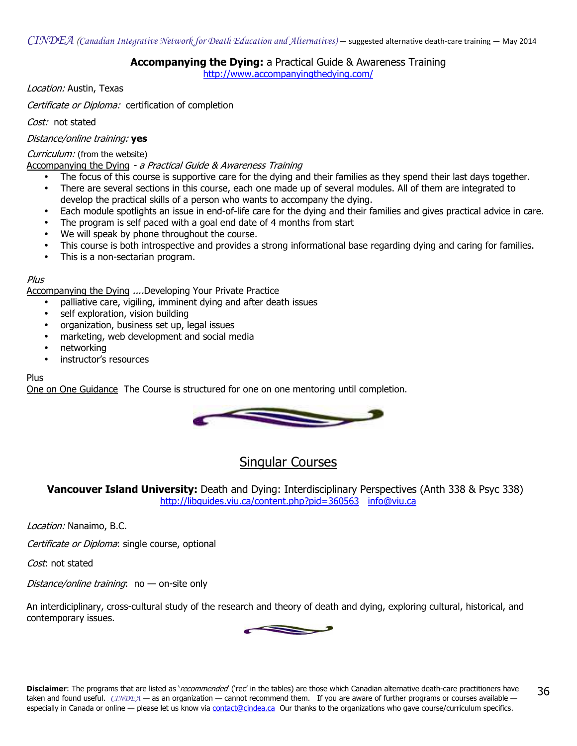**Accompanying the Dying:** a Practical Guide & Awareness Training
http://www.accompanyingthedying.com/

*Location:* Austin, Texas

*Certificate or Diploma:* certification of completion

*Cost:* not stated

*Distance/online training:* **yes**

*Curriculum:* (from the website)
Accompanying the Dying - *a Practical Guide & Awareness Training*

- The focus of this course is supportive care for the dying and their families as they spend their last days together.
- There are several sections in this course, each one made up of several modules. All of them are integrated to develop the practical skills of a person who wants to accompany the dying.
- Each module spotlights an issue in end-of-life care for the dying and their families and gives practical advice in care.
- The program is self paced with a goal end date of 4 months from start
- We will speak by phone throughout the course.
- This course is both introspective and provides a strong informational base regarding dying and caring for families.
- This is a non-sectarian program.

*Plus*
Accompanying the Dying ....Developing Your Private Practice

- palliative care, vigiling, imminent dying and after death issues
- self exploration, vision building
- organization, business set up, legal issues
- marketing, web development and social media
- networking
- instructor's resources

Plus
One on One Guidance The Course is structured for one on one mentoring until completion.

## Singular Courses

**Vancouver Island University:** Death and Dying: Interdisciplinary Perspectives (Anth 338 & Psyc 338)
http://libguides.viu.ca/content.php?pid=360563 info@viu.ca

*Location:* Nanaimo, B.C.

*Certificate or Diploma*: single course, optional

*Cost*: not stated

*Distance/online training*: no — on-site only

An interdiciplinary, cross-cultural study of the research and theory of death and dying, exploring cultural, historical, and contemporary issues.

**Disclaimer**: The programs that are listed as '*recommended*' ('rec' in the tables) are those which Canadian alternative death-care practitioners have taken and found useful. *CINDEA* — as an organization — cannot recommend them. If you are aware of further programs or courses available — especially in Canada or online — please let us know via contact@cindea.ca Our thanks to the organizations who gave course/curriculum specifics.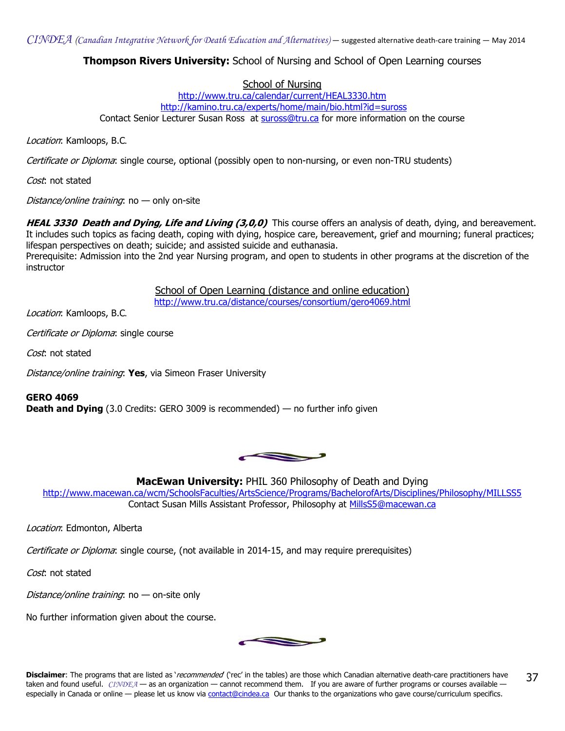## **Thompson Rivers University:** School of Nursing and School of Open Learning courses

School of Nursing
http://www.tru.ca/calendar/current/HEAL3330.htm
http://kamino.tru.ca/experts/home/main/bio.html?id=suross
Contact Senior Lecturer Susan Ross at suross@tru.ca for more information on the course

*Location*: Kamloops, B.C.

*Certificate or Diploma*: single course, optional (possibly open to non-nursing, or even non-TRU students)

*Cost*: not stated

*Distance/online training*: no — only on-site

***HEAL 3330 Death and Dying, Life and Living (3,0,0)*** This course offers an analysis of death, dying, and bereavement. It includes such topics as facing death, coping with dying, hospice care, bereavement, grief and mourning; funeral practices; lifespan perspectives on death; suicide; and assisted suicide and euthanasia.
Prerequisite: Admission into the 2nd year Nursing program, and open to students in other programs at the discretion of the instructor

School of Open Learning (distance and online education)
http://www.tru.ca/distance/courses/consortium/gero4069.html

*Location*: Kamloops, B.C.

*Certificate or Diploma*: single course

*Cost*: not stated

*Distance/online training*: **Yes**, via Simeon Fraser University

**GERO 4069**
**Death and Dying** (3.0 Credits: GERO 3009 is recommended) — no further info given

## **MacEwan University:** PHIL 360 Philosophy of Death and Dying

http://www.macewan.ca/wcm/SchoolsFaculties/ArtsScience/Programs/BachelorofArts/Disciplines/Philosophy/MILLSS5
Contact Susan Mills Assistant Professor, Philosophy at MillsS5@macewan.ca

*Location*: Edmonton, Alberta

*Certificate or Diploma*: single course, (not available in 2014-15, and may require prerequisites)

*Cost*: not stated

*Distance/online training*: no — on-site only

No further information given about the course.

**Disclaimer**: The programs that are listed as '*recommended*' ('rec' in the tables) are those which Canadian alternative death-care practitioners have taken and found useful. *CINDEA* — as an organization — cannot recommend them. If you are aware of further programs or courses available — especially in Canada or online — please let us know via contact@cindea.ca Our thanks to the organizations who gave course/curriculum specifics.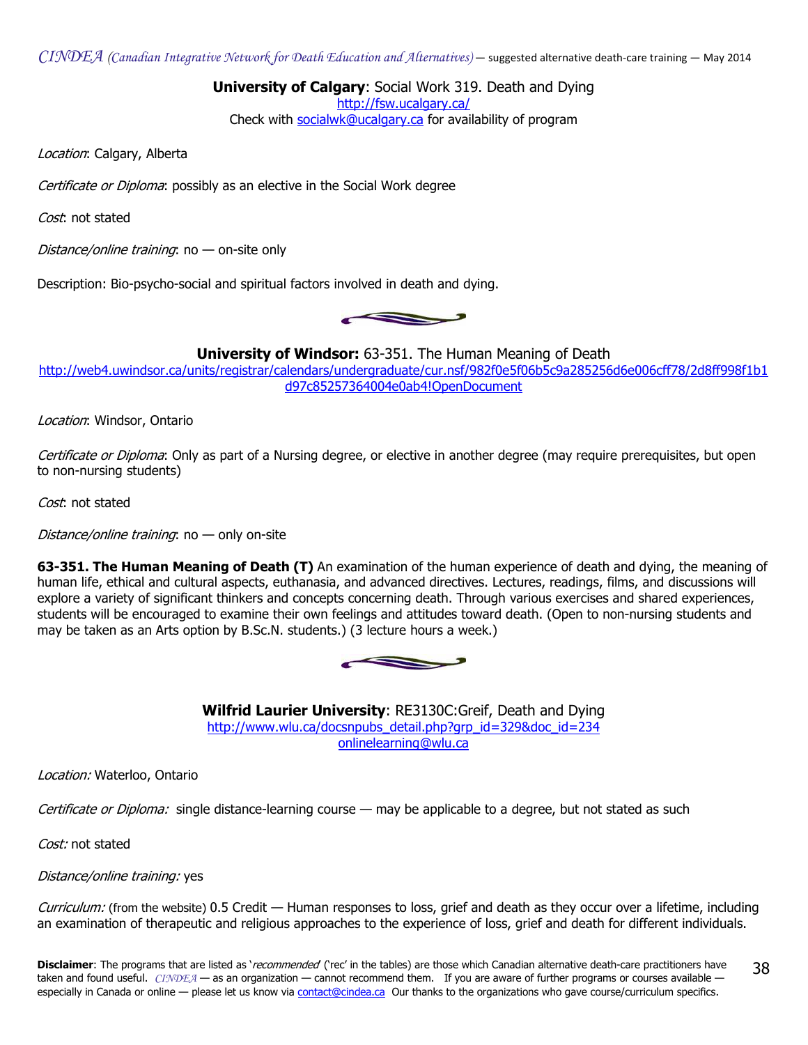**University of Calgary**: Social Work 319. Death and Dying

http://fsw.ucalgary.ca/

Check with socialwk@ucalgary.ca for availability of program

*Location*: Calgary, Alberta

*Certificate or Diploma*: possibly as an elective in the Social Work degree

*Cost*: not stated

*Distance/online training*: no — on-site only

Description: Bio-psycho-social and spiritual factors involved in death and dying.

**University of Windsor:** 63-351. The Human Meaning of Death

http://web4.uwindsor.ca/units/registrar/calendars/undergraduate/cur.nsf/982f0e5f06b5c9a285256d6e006cff78/2d8ff998f1b1d97c85257364004e0ab4!OpenDocument

*Location*: Windsor, Ontario

*Certificate or Diploma*: Only as part of a Nursing degree, or elective in another degree (may require prerequisites, but open to non-nursing students)

*Cost*: not stated

*Distance/online training*: no — only on-site

**63-351. The Human Meaning of Death (T)** An examination of the human experience of death and dying, the meaning of human life, ethical and cultural aspects, euthanasia, and advanced directives. Lectures, readings, films, and discussions will explore a variety of significant thinkers and concepts concerning death. Through various exercises and shared experiences, students will be encouraged to examine their own feelings and attitudes toward death. (Open to non-nursing students and may be taken as an Arts option by B.Sc.N. students.) (3 lecture hours a week.)

**Wilfrid Laurier University**: RE3130C:Greif, Death and Dying

http://www.wlu.ca/docsnpubs_detail.php?grp_id=329&doc_id=234

onlinelearning@wlu.ca

*Location:* Waterloo, Ontario

*Certificate or Diploma:* single distance-learning course — may be applicable to a degree, but not stated as such

*Cost:* not stated

*Distance/online training:* yes

*Curriculum:* (from the website) 0.5 Credit — Human responses to loss, grief and death as they occur over a lifetime, including an examination of therapeutic and religious approaches to the experience of loss, grief and death for different individuals.

**Disclaimer**: The programs that are listed as '*recommended*' ('rec' in the tables) are those which Canadian alternative death-care practitioners have taken and found useful. *CINDEA* — as an organization — cannot recommend them. If you are aware of further programs or courses available — especially in Canada or online — please let us know via contact@cindea.ca Our thanks to the organizations who gave course/curriculum specifics.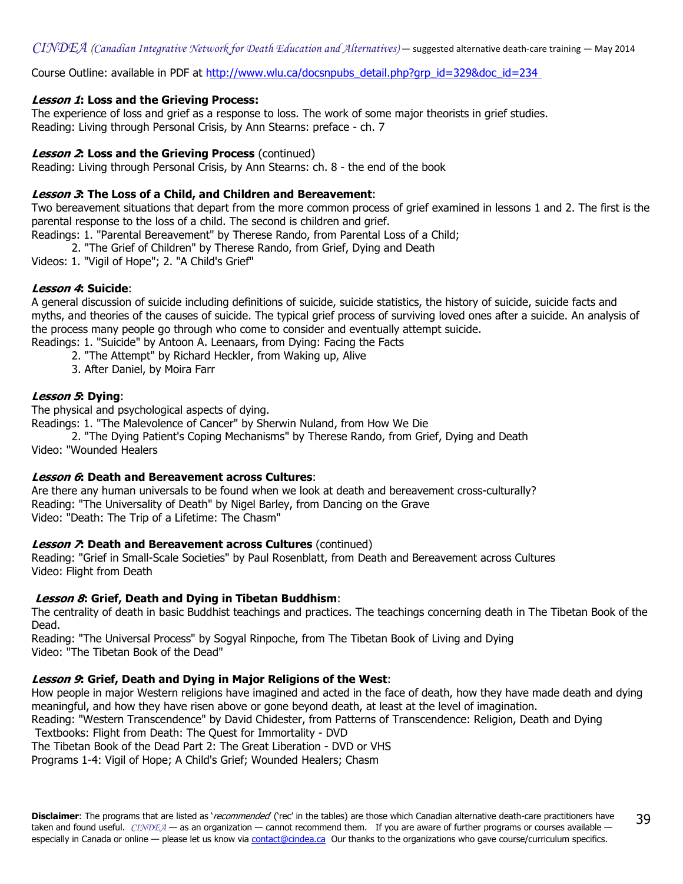Course Outline: available in PDF at [http://www.wlu.ca/docsnpubs_detail.php?grp_id=329&doc_id=234](http://www.wlu.ca/docsnpubs_detail.php?grp_id=329&doc_id=234)

***Lesson 1*: Loss and the Grieving Process:**
The experience of loss and grief as a response to loss. The work of some major theorists in grief studies.
Reading: Living through Personal Crisis, by Ann Stearns: preface - ch. 7

***Lesson 2*: Loss and the Grieving Process** (continued)
Reading: Living through Personal Crisis, by Ann Stearns: ch. 8 - the end of the book

***Lesson 3*: The Loss of a Child, and Children and Bereavement**:
Two bereavement situations that depart from the more common process of grief examined in lessons 1 and 2. The first is the parental response to the loss of a child. The second is children and grief.
Readings: 1. "Parental Bereavement" by Therese Rando, from Parental Loss of a Child;
2. "The Grief of Children" by Therese Rando, from Grief, Dying and Death
Videos: 1. "Vigil of Hope"; 2. "A Child's Grief"

***Lesson 4*: Suicide**:
A general discussion of suicide including definitions of suicide, suicide statistics, the history of suicide, suicide facts and myths, and theories of the causes of suicide. The typical grief process of surviving loved ones after a suicide. An analysis of the process many people go through who come to consider and eventually attempt suicide.
Readings: 1. "Suicide" by Antoon A. Leenaars, from Dying: Facing the Facts
2. "The Attempt" by Richard Heckler, from Waking up, Alive
3. After Daniel, by Moira Farr

***Lesson 5*: Dying**:
The physical and psychological aspects of dying.
Readings: 1. "The Malevolence of Cancer" by Sherwin Nuland, from How We Die
2. "The Dying Patient's Coping Mechanisms" by Therese Rando, from Grief, Dying and Death
Video: "Wounded Healers

***Lesson 6*: Death and Bereavement across Cultures**:
Are there any human universals to be found when we look at death and bereavement cross-culturally?
Reading: "The Universality of Death" by Nigel Barley, from Dancing on the Grave
Video: "Death: The Trip of a Lifetime: The Chasm"

***Lesson 7*: Death and Bereavement across Cultures** (continued)
Reading: "Grief in Small-Scale Societies" by Paul Rosenblatt, from Death and Bereavement across Cultures
Video: Flight from Death

***Lesson 8*: Grief, Death and Dying in Tibetan Buddhism**:
The centrality of death in basic Buddhist teachings and practices. The teachings concerning death in The Tibetan Book of the Dead.
Reading: "The Universal Process" by Sogyal Rinpoche, from The Tibetan Book of Living and Dying
Video: "The Tibetan Book of the Dead"

***Lesson 9*: Grief, Death and Dying in Major Religions of the West**:
How people in major Western religions have imagined and acted in the face of death, how they have made death and dying meaningful, and how they have risen above or gone beyond death, at least at the level of imagination.
Reading: "Western Transcendence" by David Chidester, from Patterns of Transcendence: Religion, Death and Dying
Textbooks: Flight from Death: The Quest for Immortality - DVD
The Tibetan Book of the Dead Part 2: The Great Liberation - DVD or VHS
Programs 1-4: Vigil of Hope; A Child's Grief; Wounded Healers; Chasm

**Disclaimer**: The programs that are listed as '*recommended*' ('rec' in the tables) are those which Canadian alternative death-care practitioners have taken and found useful. *CINDEA* — as an organization — cannot recommend them. If you are aware of further programs or courses available — especially in Canada or online — please let us know via [contact@cindea.ca](mailto:contact@cindea.ca) Our thanks to the organizations who gave course/curriculum specifics.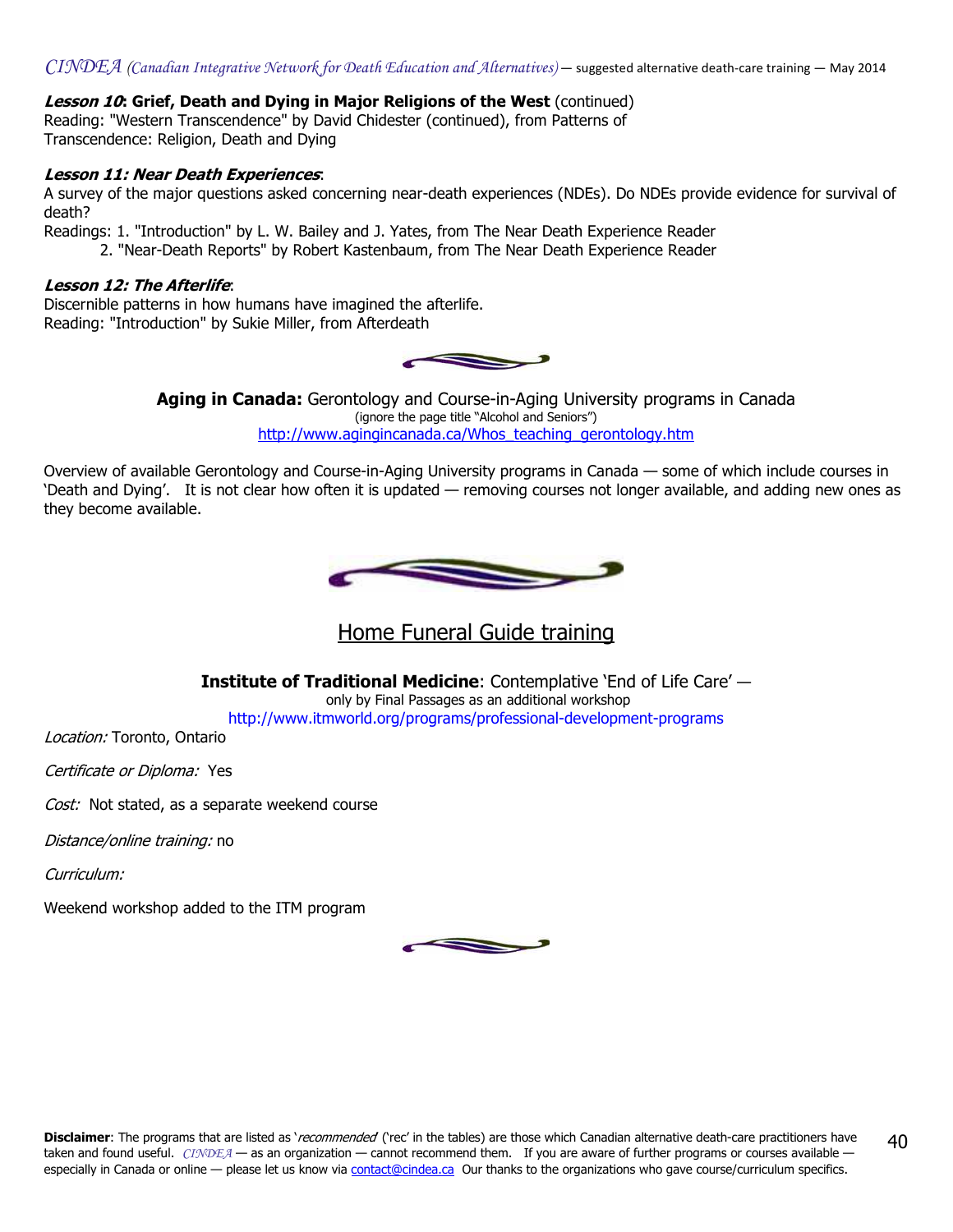***Lesson 10*: Grief, Death and Dying in Major Religions of the West** (continued)
Reading: "Western Transcendence" by David Chidester (continued), from Patterns of Transcendence: Religion, Death and Dying

***Lesson 11: Near Death Experiences***:
A survey of the major questions asked concerning near-death experiences (NDEs). Do NDEs provide evidence for survival of death?
Readings: 1. "Introduction" by L. W. Bailey and J. Yates, from The Near Death Experience Reader
2. "Near-Death Reports" by Robert Kastenbaum, from The Near Death Experience Reader

***Lesson 12: The Afterlife***:
Discernible patterns in how humans have imagined the afterlife.
Reading: "Introduction" by Sukie Miller, from Afterdeath

**Aging in Canada:** Gerontology and Course-in-Aging University programs in Canada
(ignore the page title "Alcohol and Seniors")
http://www.agingincanada.ca/Whos_teaching_gerontology.htm

Overview of available Gerontology and Course-in-Aging University programs in Canada — some of which include courses in 'Death and Dying'. It is not clear how often it is updated — removing courses not longer available, and adding new ones as they become available.

## Home Funeral Guide training

**Institute of Traditional Medicine**: Contemplative 'End of Life Care' —
only by Final Passages as an additional workshop
http://www.itmworld.org/programs/professional-development-programs

*Location:* Toronto, Ontario

*Certificate or Diploma:* Yes

*Cost:* Not stated, as a separate weekend course

*Distance/online training:* no

*Curriculum:*

Weekend workshop added to the ITM program

**Disclaimer**: The programs that are listed as '*recommended*' ('rec' in the tables) are those which Canadian alternative death-care practitioners have taken and found useful. *CINDEA* — as an organization — cannot recommend them. If you are aware of further programs or courses available — especially in Canada or online — please let us know via contact@cindea.ca Our thanks to the organizations who gave course/curriculum specifics.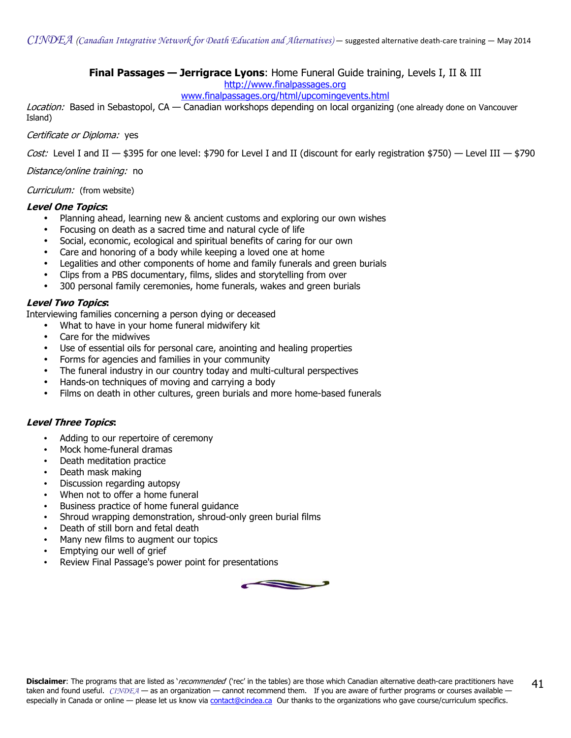**Final Passages — Jerrigrace Lyons**: Home Funeral Guide training, Levels I, II & III

http://www.finalpassages.org

www.finalpassages.org/html/upcomingevents.html

*Location:* Based in Sebastopol, CA — Canadian workshops depending on local organizing (one already done on Vancouver Island)

*Certificate or Diploma:* yes

*Cost:* Level I and II — $395 for one level: $790 for Level I and II (discount for early registration $750) — Level III — $790

*Distance/online training:* no

*Curriculum:* (from website)

***Level One Topics*:**

- Planning ahead, learning new & ancient customs and exploring our own wishes
- Focusing on death as a sacred time and natural cycle of life
- Social, economic, ecological and spiritual benefits of caring for our own
- Care and honoring of a body while keeping a loved one at home
- Legalities and other components of home and family funerals and green burials
- Clips from a PBS documentary, films, slides and storytelling from over
- 300 personal family ceremonies, home funerals, wakes and green burials

***Level Two Topics*:**

Interviewing families concerning a person dying or deceased

- What to have in your home funeral midwifery kit
- Care for the midwives
- Use of essential oils for personal care, anointing and healing properties
- Forms for agencies and families in your community
- The funeral industry in our country today and multi-cultural perspectives
- Hands-on techniques of moving and carrying a body
- Films on death in other cultures, green burials and more home-based funerals

***Level Three Topics*:**

- Adding to our repertoire of ceremony
- Mock home-funeral dramas
- Death meditation practice
- Death mask making
- Discussion regarding autopsy
- When not to offer a home funeral
- Business practice of home funeral guidance
- Shroud wrapping demonstration, shroud-only green burial films
- Death of still born and fetal death
- Many new films to augment our topics
- Emptying our well of grief
- Review Final Passage's power point for presentations

**Disclaimer**: The programs that are listed as '*recommended*' ('rec' in the tables) are those which Canadian alternative death-care practitioners have taken and found useful. *CINDEA* — as an organization — cannot recommend them. If you are aware of further programs or courses available — especially in Canada or online — please let us know via contact@cindea.ca Our thanks to the organizations who gave course/curriculum specifics.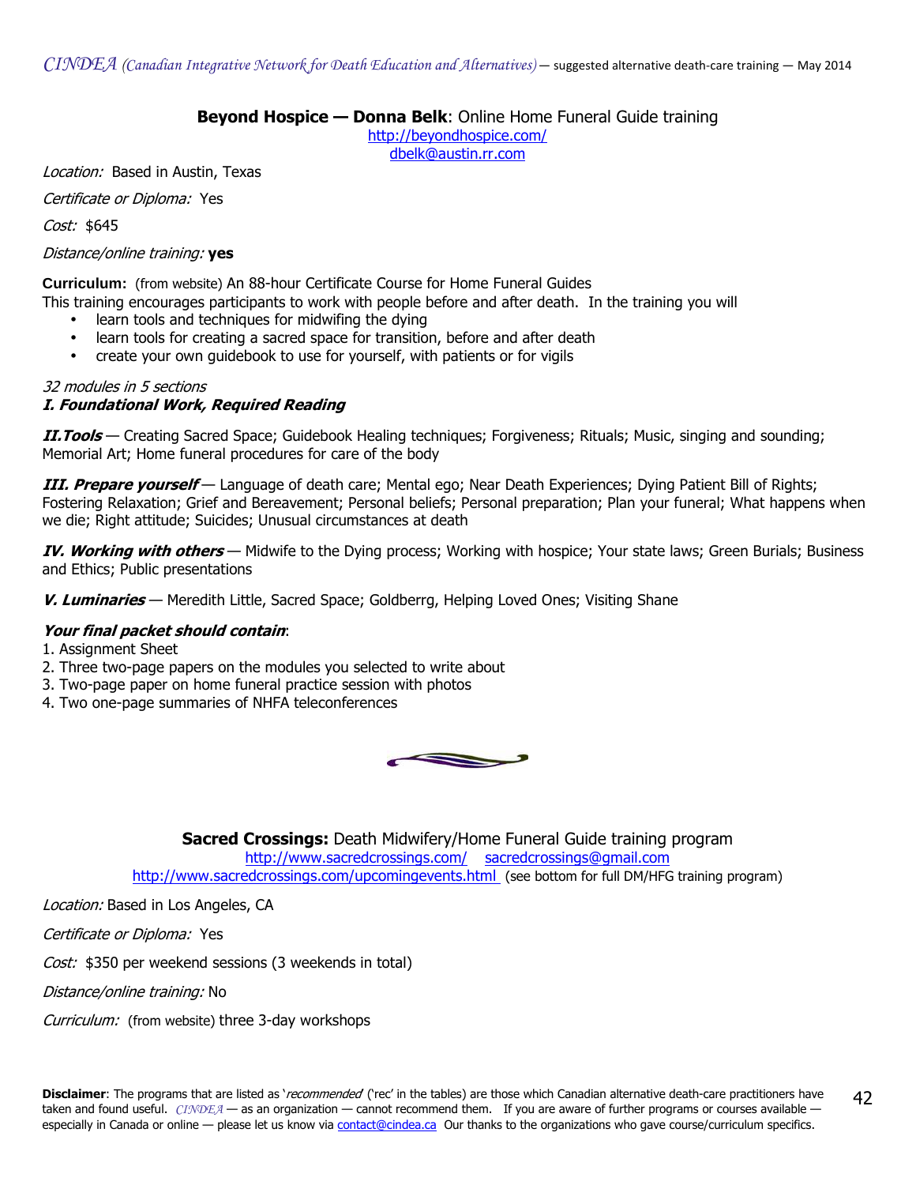**Beyond Hospice — Donna Belk**: Online Home Funeral Guide training

http://beyondhospice.com/
dbelk@austin.rr.com

*Location:* Based in Austin, Texas

*Certificate or Diploma:* Yes

*Cost:* $645

*Distance/online training:* **yes**

**Curriculum:** (from website) An 88-hour Certificate Course for Home Funeral Guides
This training encourages participants to work with people before and after death. In the training you will

- learn tools and techniques for midwifing the dying
- learn tools for creating a sacred space for transition, before and after death
- create your own guidebook to use for yourself, with patients or for vigils

*32 modules in 5 sections*
***I. Foundational Work, Required Reading***

***II.Tools*** — Creating Sacred Space; Guidebook Healing techniques; Forgiveness; Rituals; Music, singing and sounding; Memorial Art; Home funeral procedures for care of the body

***III. Prepare yourself*** — Language of death care; Mental ego; Near Death Experiences; Dying Patient Bill of Rights; Fostering Relaxation; Grief and Bereavement; Personal beliefs; Personal preparation; Plan your funeral; What happens when we die; Right attitude; Suicides; Unusual circumstances at death

***IV. Working with others*** — Midwife to the Dying process; Working with hospice; Your state laws; Green Burials; Business and Ethics; Public presentations

***V. Luminaries*** — Meredith Little, Sacred Space; Goldberrg, Helping Loved Ones; Visiting Shane

***Your final packet should contain***:

1. Assignment Sheet
2. Three two-page papers on the modules you selected to write about
3. Two-page paper on home funeral practice session with photos
4. Two one-page summaries of NHFA teleconferences

**Sacred Crossings:** Death Midwifery/Home Funeral Guide training program

http://www.sacredcrossings.com/ sacredcrossings@gmail.com
http://www.sacredcrossings.com/upcomingevents.html (see bottom for full DM/HFG training program)

*Location:* Based in Los Angeles, CA

*Certificate or Diploma:* Yes

*Cost:* $350 per weekend sessions (3 weekends in total)

*Distance/online training:* No

*Curriculum:* (from website) three 3-day workshops

**Disclaimer**: The programs that are listed as '*recommended*' ('rec' in the tables) are those which Canadian alternative death-care practitioners have taken and found useful. *CINDEA* — as an organization — cannot recommend them. If you are aware of further programs or courses available — especially in Canada or online — please let us know via contact@cindea.ca Our thanks to the organizations who gave course/curriculum specifics.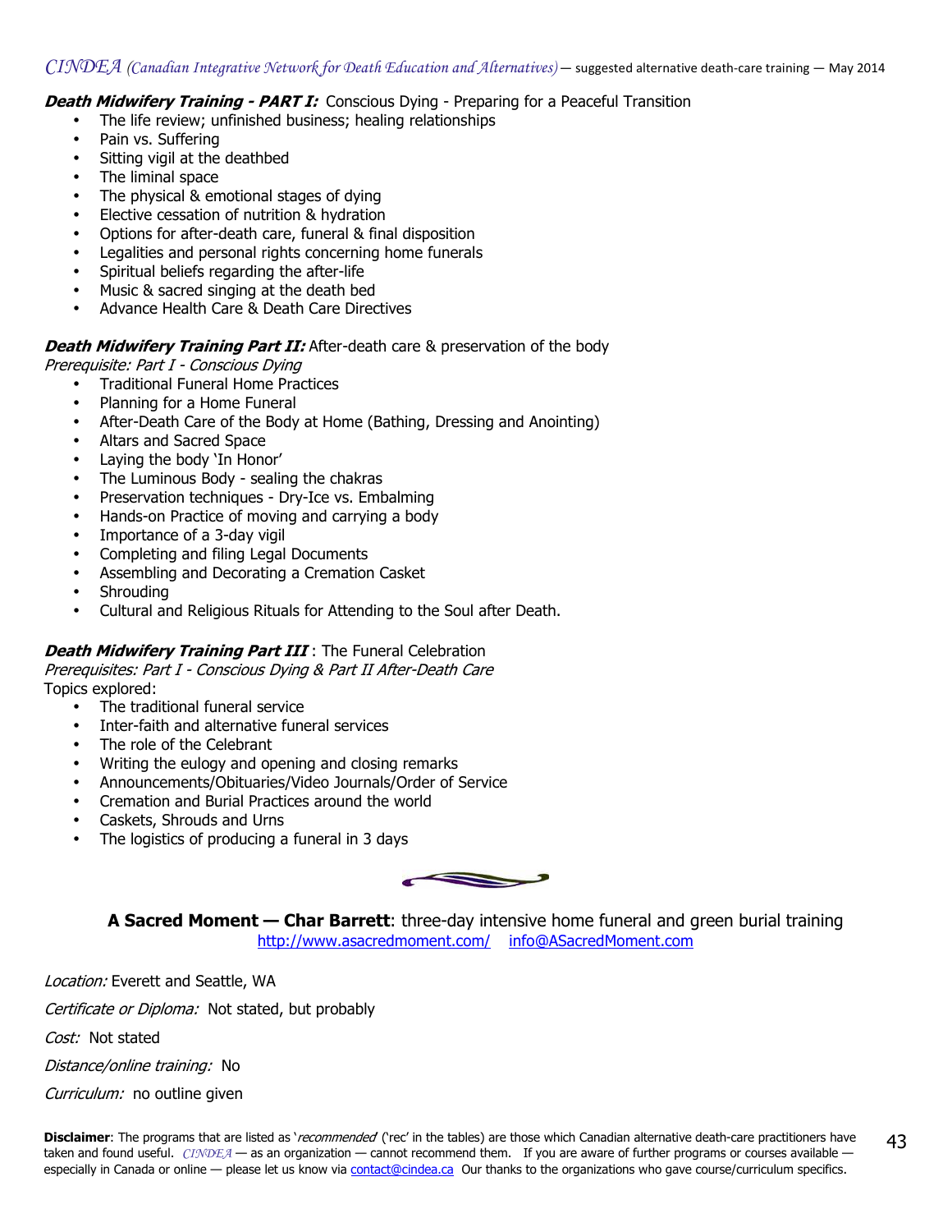**Death Midwifery Training - PART I:** Conscious Dying - Preparing for a Peaceful Transition

- The life review; unfinished business; healing relationships
- Pain vs. Suffering
- Sitting vigil at the deathbed
- The liminal space
- The physical & emotional stages of dying
- Elective cessation of nutrition & hydration
- Options for after-death care, funeral & final disposition
- Legalities and personal rights concerning home funerals
- Spiritual beliefs regarding the after-life
- Music & sacred singing at the death bed
- Advance Health Care & Death Care Directives

**Death Midwifery Training Part II:** After-death care & preservation of the body
*Prerequisite: Part I - Conscious Dying*

- Traditional Funeral Home Practices
- Planning for a Home Funeral
- After-Death Care of the Body at Home (Bathing, Dressing and Anointing)
- Altars and Sacred Space
- Laying the body 'In Honor'
- The Luminous Body - sealing the chakras
- Preservation techniques - Dry-Ice vs. Embalming
- Hands-on Practice of moving and carrying a body
- Importance of a 3-day vigil
- Completing and filing Legal Documents
- Assembling and Decorating a Cremation Casket
- Shrouding
- Cultural and Religious Rituals for Attending to the Soul after Death.

**Death Midwifery Training Part III** : The Funeral Celebration
*Prerequisites: Part I - Conscious Dying & Part II After-Death Care*
Topics explored:

- The traditional funeral service
- Inter-faith and alternative funeral services
- The role of the Celebrant
- Writing the eulogy and opening and closing remarks
- Announcements/Obituaries/Video Journals/Order of Service
- Cremation and Burial Practices around the world
- Caskets, Shrouds and Urns
- The logistics of producing a funeral in 3 days

**A Sacred Moment — Char Barrett**: three-day intensive home funeral and green burial training
http://www.asacredmoment.com/ info@ASacredMoment.com

*Location:* Everett and Seattle, WA

*Certificate or Diploma:* Not stated, but probably

*Cost:* Not stated

*Distance/online training:* No

*Curriculum:* no outline given

**Disclaimer**: The programs that are listed as '*recommended*' ('rec' in the tables) are those which Canadian alternative death-care practitioners have taken and found useful. *CINDEA* — as an organization — cannot recommend them. If you are aware of further programs or courses available — especially in Canada or online — please let us know via contact@cindea.ca Our thanks to the organizations who gave course/curriculum specifics.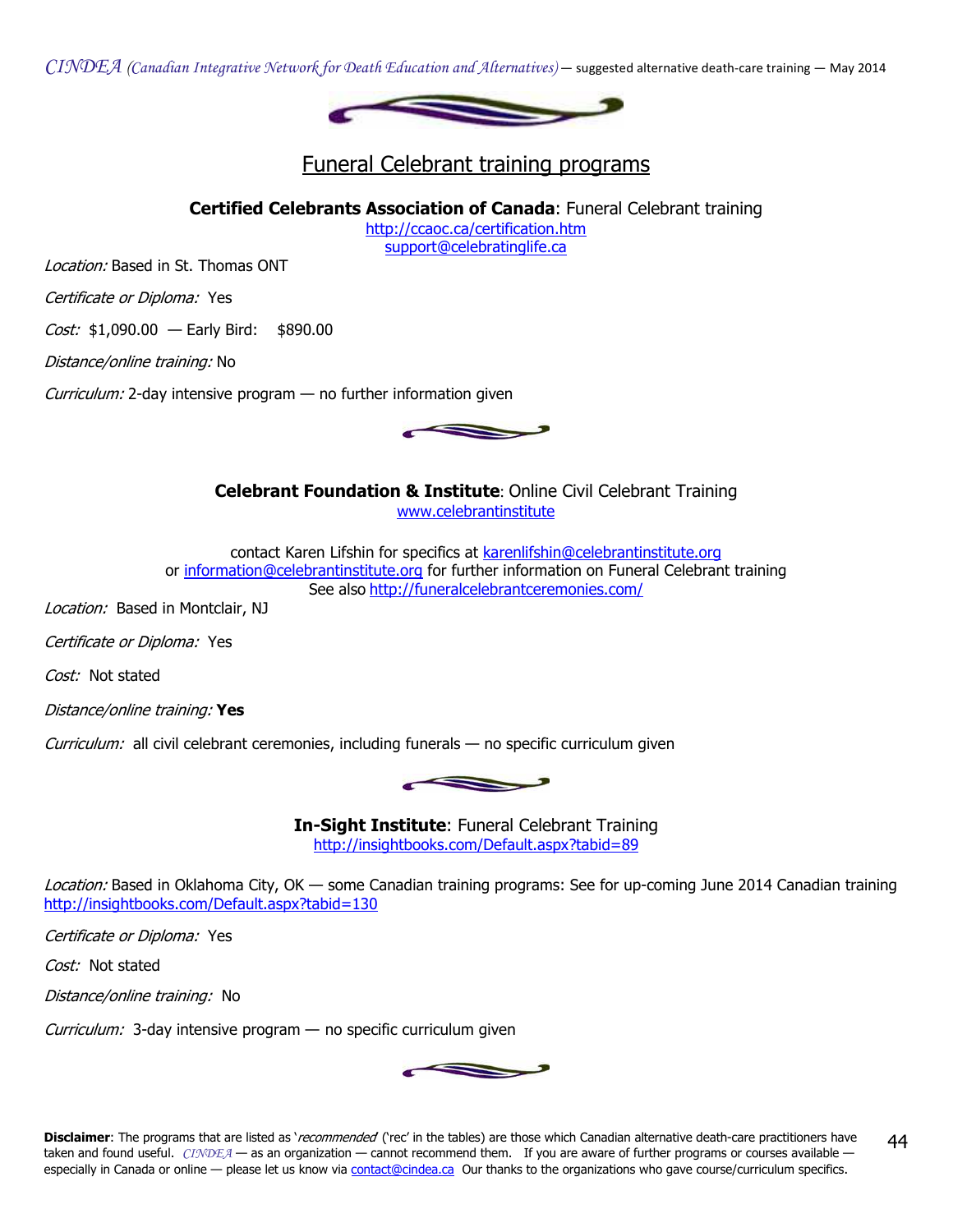## Funeral Celebrant training programs

**Certified Celebrants Association of Canada**: Funeral Celebrant training
http://ccaoc.ca/certification.htm
support@celebratinglife.ca

*Location:* Based in St. Thomas ONT

*Certificate or Diploma:* Yes

*Cost:* $1,090.00 — Early Bird: $890.00

*Distance/online training:* No

*Curriculum:* 2-day intensive program — no further information given

**Celebrant Foundation & Institute**: Online Civil Celebrant Training
www.celebrantinstitute

contact Karen Lifshin for specifics at karenlifshin@celebrantinstitute.org
or information@celebrantinstitute.org for further information on Funeral Celebrant training
See also http://funeralcelebrantceremonies.com/

*Location:* Based in Montclair, NJ

*Certificate or Diploma:* Yes

*Cost:* Not stated

*Distance/online training:* **Yes**

*Curriculum:* all civil celebrant ceremonies, including funerals — no specific curriculum given

**In-Sight Institute**: Funeral Celebrant Training
http://insightbooks.com/Default.aspx?tabid=89

*Location:* Based in Oklahoma City, OK — some Canadian training programs: See for up-coming June 2014 Canadian training http://insightbooks.com/Default.aspx?tabid=130

*Certificate or Diploma:* Yes

*Cost:* Not stated

*Distance/online training:* No

*Curriculum:* 3-day intensive program — no specific curriculum given

**Disclaimer**: The programs that are listed as '*recommended*' ('rec' in the tables) are those which Canadian alternative death-care practitioners have taken and found useful. *CINDEA* — as an organization — cannot recommend them. If you are aware of further programs or courses available — especially in Canada or online — please let us know via contact@cindea.ca Our thanks to the organizations who gave course/curriculum specifics.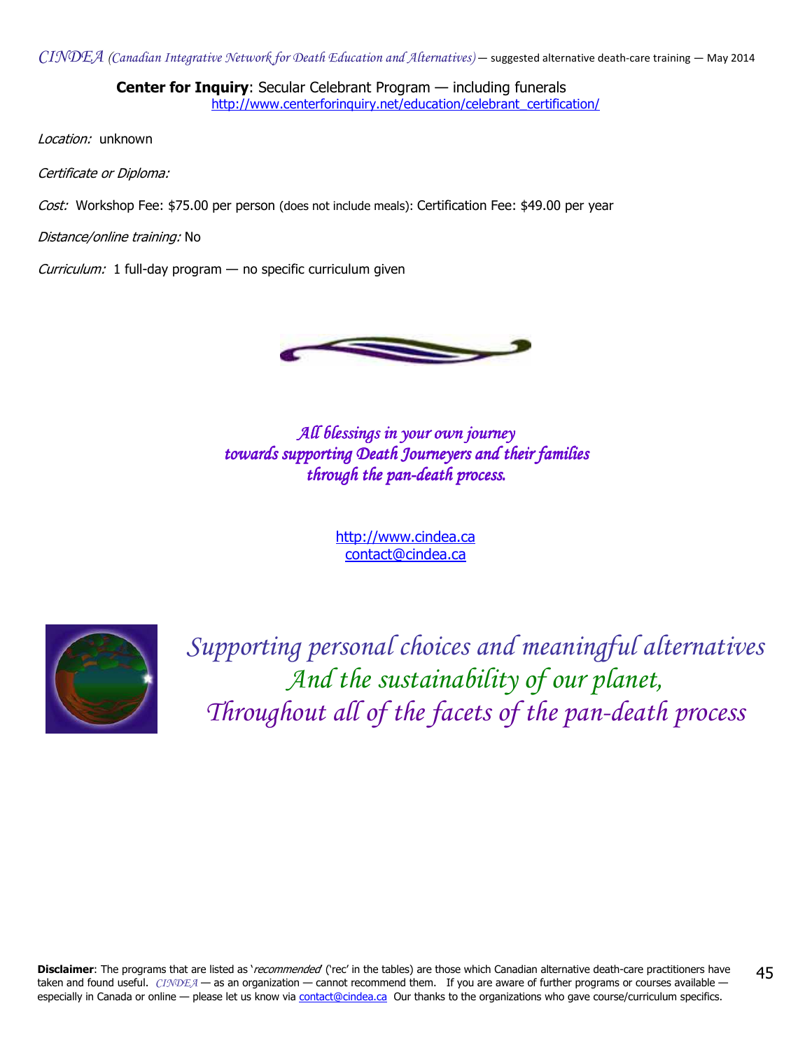**Center for Inquiry**: Secular Celebrant Program — including funerals
http://www.centerforinquiry.net/education/celebrant_certification/

*Location:* unknown

*Certificate or Diploma:*

*Cost:* Workshop Fee: $75.00 per person (does not include meals): Certification Fee: $49.00 per year

*Distance/online training:* No

*Curriculum:* 1 full-day program — no specific curriculum given

*All blessings in your own journey*
*towards supporting Death Journeyers and their families*
*through the pan-death process.*

http://www.cindea.ca
contact@cindea.ca

*Supporting personal choices and meaningful alternatives*
*And the sustainability of our planet,*
*Throughout all of the facets of the pan-death process*

**Disclaimer**: The programs that are listed as '*recommended*' ('rec' in the tables) are those which Canadian alternative death-care practitioners have taken and found useful. *CINDEA* — as an organization — cannot recommend them. If you are aware of further programs or courses available — especially in Canada or online — please let us know via contact@cindea.ca Our thanks to the organizations who gave course/curriculum specifics.